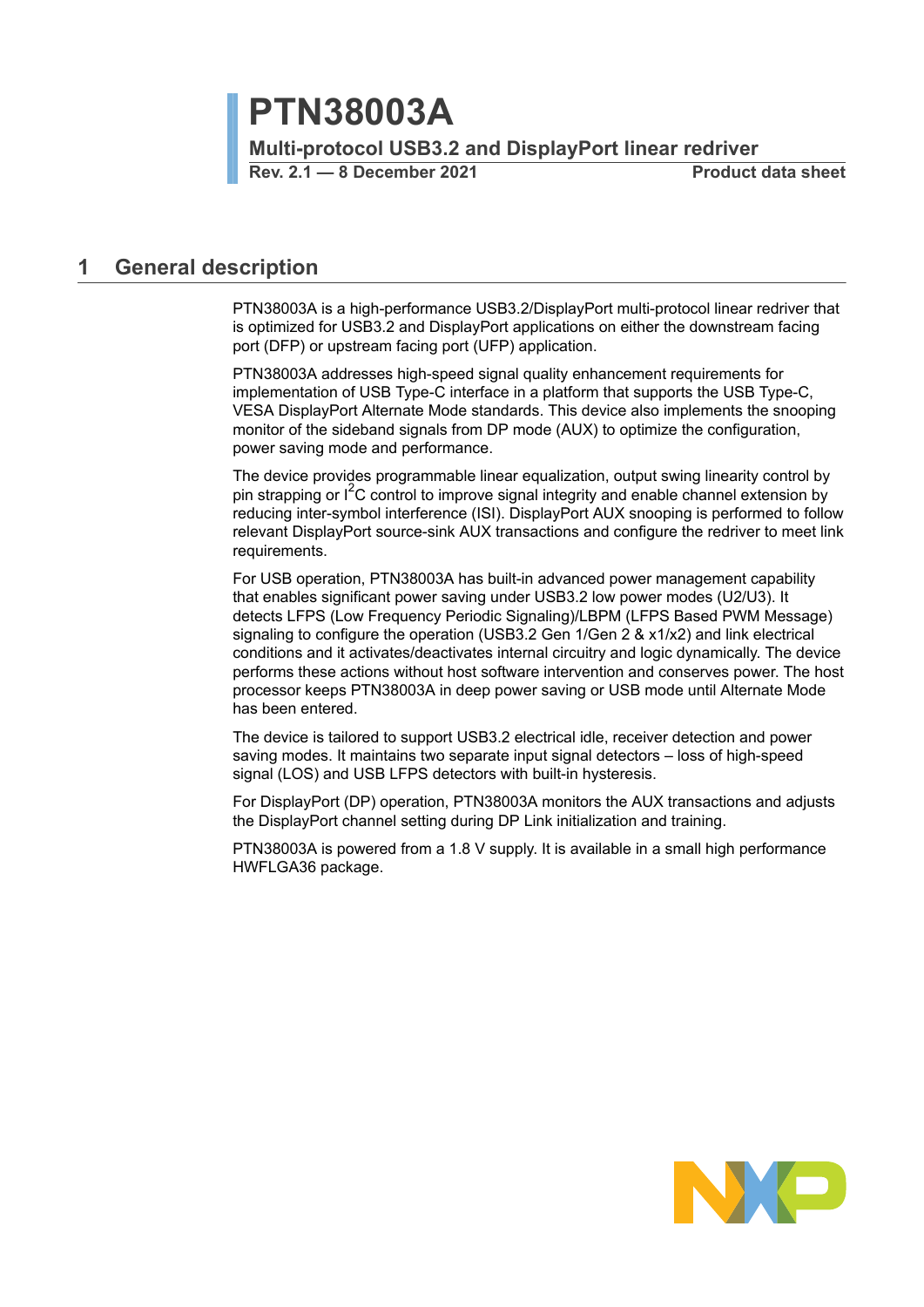# PTN38003A

**Multi-protocol USB3.2 and DisplayPort linear redriver**

**Rev. 2.1 — 8 December 2021** **Product data sheet**

## 1 General description

PTN38003A is a high-performance USB3.2/DisplayPort multi-protocol linear redriver that is optimized for USB3.2 and DisplayPort applications on either the downstream facing port (DFP) or upstream facing port (UFP) application.

PTN38003A addresses high-speed signal quality enhancement requirements for implementation of USB Type-C interface in a platform that supports the USB Type-C, VESA DisplayPort Alternate Mode standards. This device also implements the snooping monitor of the sideband signals from DP mode (AUX) to optimize the configuration, power saving mode and performance.

The device provides programmable linear equalization, output swing linearity control by pin strapping or $I^2C$ control to improve signal integrity and enable channel extension by reducing inter-symbol interference (ISI). DisplayPort AUX snooping is performed to follow relevant DisplayPort source-sink AUX transactions and configure the redriver to meet link requirements.

For USB operation, PTN38003A has built-in advanced power management capability that enables significant power saving under USB3.2 low power modes (U2/U3). It detects LFPS (Low Frequency Periodic Signaling)/LBPM (LFPS Based PWM Message) signaling to configure the operation (USB3.2 Gen 1/Gen 2 & x1/x2) and link electrical conditions and it activates/deactivates internal circuitry and logic dynamically. The device performs these actions without host software intervention and conserves power. The host processor keeps PTN38003A in deep power saving or USB mode until Alternate Mode has been entered.

The device is tailored to support USB3.2 electrical idle, receiver detection and power saving modes. It maintains two separate input signal detectors – loss of high-speed signal (LOS) and USB LFPS detectors with built-in hysteresis.

For DisplayPort (DP) operation, PTN38003A monitors the AUX transactions and adjusts the DisplayPort channel setting during DP Link initialization and training.

PTN38003A is powered from a 1.8 V supply. It is available in a small high performance HWFLGA36 package.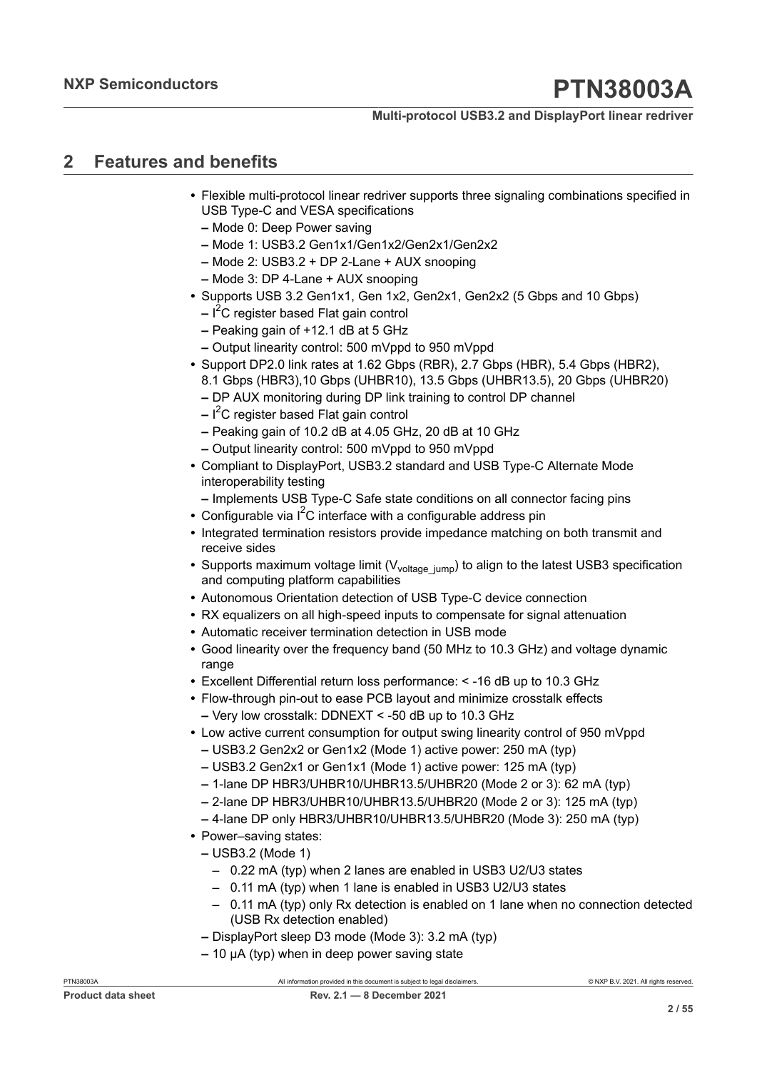## 2 Features and benefits

- Flexible multi-protocol linear redriver supports three signaling combinations specified in USB Type-C and VESA specifications
  - Mode 0: Deep Power saving
  - Mode 1: USB3.2 Gen1x1/Gen1x2/Gen2x1/Gen2x2
  - Mode 2: USB3.2 + DP 2-Lane + AUX snooping
  - Mode 3: DP 4-Lane + AUX snooping
- Supports USB 3.2 Gen1x1, Gen 1x2, Gen2x1, Gen2x2 (5 Gbps and 10 Gbps)
  - $I^2C$ register based Flat gain control
  - Peaking gain of +12.1 dB at 5 GHz
  - Output linearity control: 500 mVppd to 950 mVppd
- Support DP2.0 link rates at 1.62 Gbps (RBR), 2.7 Gbps (HBR), 5.4 Gbps (HBR2), 8.1 Gbps (HBR3),10 Gbps (UHBR10), 13.5 Gbps (UHBR13.5), 20 Gbps (UHBR20)
  - DP AUX monitoring during DP link training to control DP channel
  - $I^2C$ register based Flat gain control
  - Peaking gain of 10.2 dB at 4.05 GHz, 20 dB at 10 GHz
  - Output linearity control: 500 mVppd to 950 mVppd
- Compliant to DisplayPort, USB3.2 standard and USB Type-C Alternate Mode interoperability testing
  - Implements USB Type-C Safe state conditions on all connector facing pins
- Configurable via $I^2C$ interface with a configurable address pin
- Integrated termination resistors provide impedance matching on both transmit and receive sides
- Supports maximum voltage limit ($V_{voltage\_jump}$) to align to the latest USB3 specification and computing platform capabilities
- Autonomous Orientation detection of USB Type-C device connection
- RX equalizers on all high-speed inputs to compensate for signal attenuation
- Automatic receiver termination detection in USB mode
- Good linearity over the frequency band (50 MHz to 10.3 GHz) and voltage dynamic range
- Excellent Differential return loss performance: < -16 dB up to 10.3 GHz
- Flow-through pin-out to ease PCB layout and minimize crosstalk effects
  - Very low crosstalk: DDNEXT < -50 dB up to 10.3 GHz
- Low active current consumption for output swing linearity control of 950 mVppd
  - USB3.2 Gen2x2 or Gen1x2 (Mode 1) active power: 250 mA (typ)
  - USB3.2 Gen2x1 or Gen1x1 (Mode 1) active power: 125 mA (typ)
  - 1-lane DP HBR3/UHBR10/UHBR13.5/UHBR20 (Mode 2 or 3): 62 mA (typ)
  - 2-lane DP HBR3/UHBR10/UHBR13.5/UHBR20 (Mode 2 or 3): 125 mA (typ)
  - 4-lane DP only HBR3/UHBR10/UHBR13.5/UHBR20 (Mode 3): 250 mA (typ)
- Power–saving states:
  - USB3.2 (Mode 1)
    - 0.22 mA (typ) when 2 lanes are enabled in USB3 U2/U3 states
    - 0.11 mA (typ) when 1 lane is enabled in USB3 U2/U3 states
    - 0.11 mA (typ) only Rx detection is enabled on 1 lane when no connection detected (USB Rx detection enabled)
  - DisplayPort sleep D3 mode (Mode 3): 3.2 mA (typ)
  - 10 μA (typ) when in deep power saving state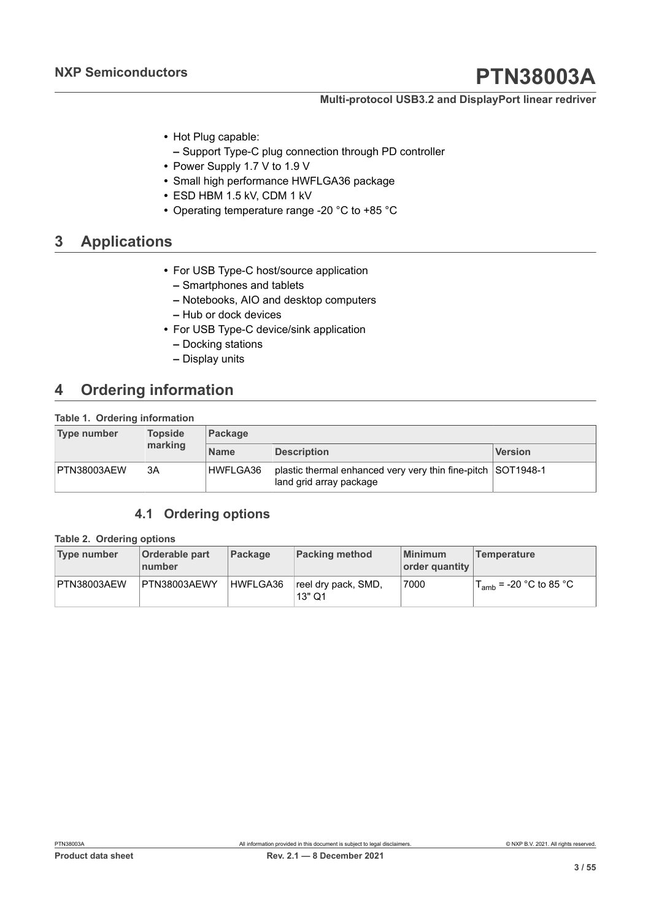- Hot Plug capable:
  - Support Type-C plug connection through PD controller
- Power Supply 1.7 V to 1.9 V
- Small high performance HWFLGA36 package
- ESD HBM 1.5 kV, CDM 1 kV
- Operating temperature range -20 °C to +85 °C

# 3 Applications

- For USB Type-C host/source application
  - Smartphones and tablets
  - Notebooks, AIO and desktop computers
  - Hub or dock devices
- For USB Type-C device/sink application
  - Docking stations
  - Display units

# 4 Ordering information

**Table 1. Ordering information**

| Type number | Topside marking | Package | | |
|---|---|---|---|---|
| | | Name | Description | Version |
| PTN38003AEW | 3A | HWFLGA36 | plastic thermal enhanced very very thin fine-pitch land grid array package | SOT1948-1 |

## 4.1 Ordering options

**Table 2. Ordering options**

| Type number | Orderable part number | Package | Packing method | Minimum order quantity | Temperature |
|---|---|---|---|---|---|
| PTN38003AEW | PTN38003AEWY | HWFLGA36 | reel dry pack, SMD, 13" Q1 | 7000 | $T_{amb}$ = -20 °C to 85 °C |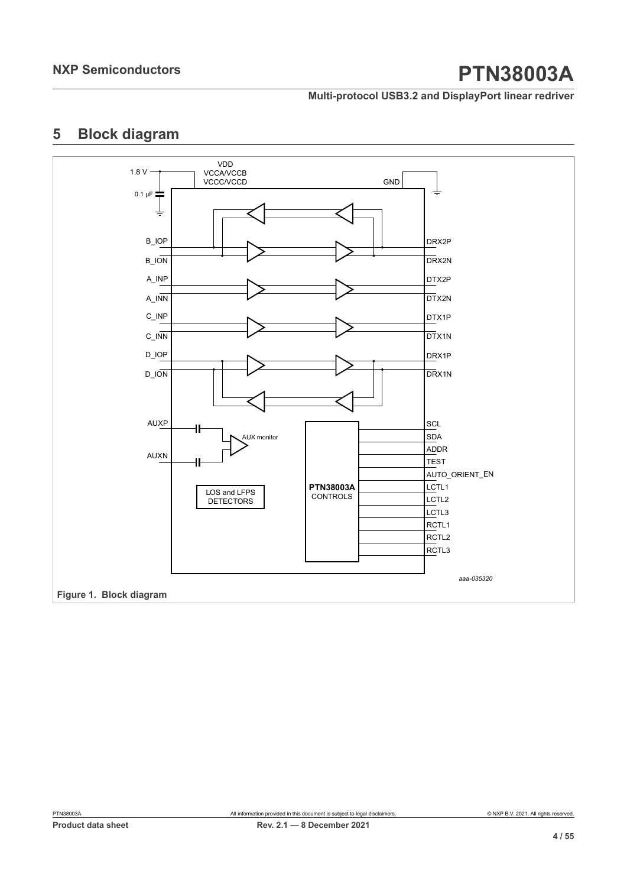## 5 Block diagram

aaa-035320

**Figure 1. Block diagram**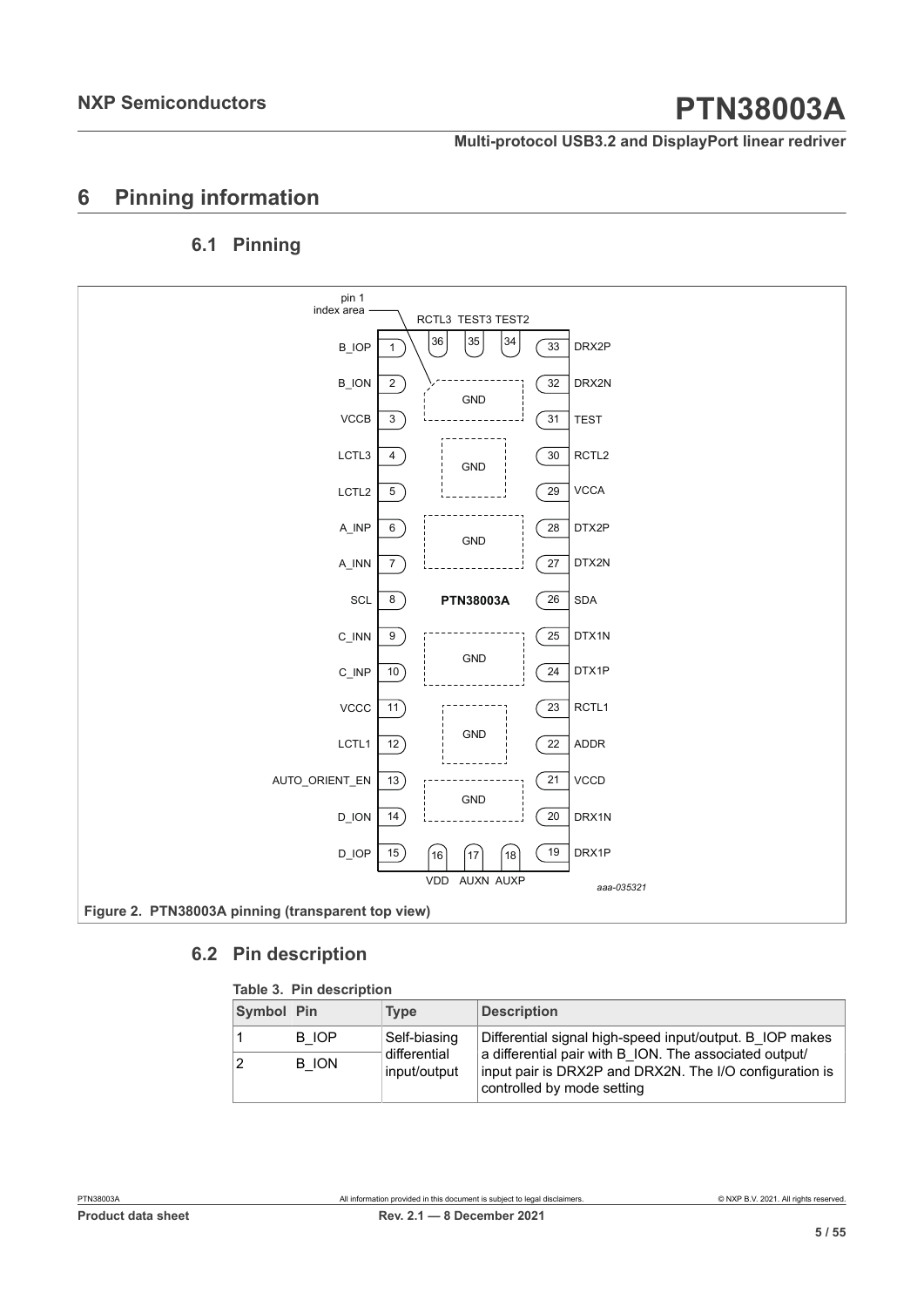# 6 Pinning information

## 6.1 Pinning

Figure 2. PTN38003A pinning (transparent top view)

## 6.2 Pin description

**Table 3. Pin description**

| Symbol | Pin | Type | Description |
|---|---|---|---|
| 1 | B_IOP | Self-biasing differential input/output | Differential signal high-speed input/output. B_IOP makes a differential pair with B_ION. The associated output/ input pair is DRX2P and DRX2N. The I/O configuration is controlled by mode setting |
| 2 | B_ION | | |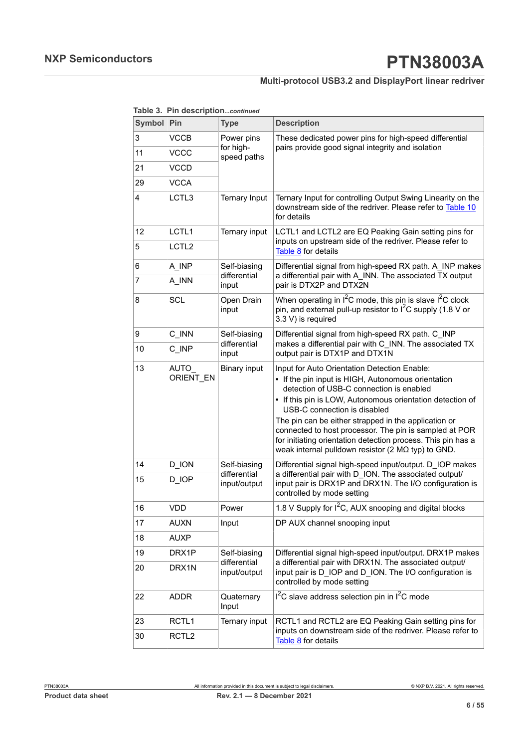**Table 3. Pin description** *...continued*

| Symbol | Pin | Type | Description |
|---|---|---|---|
| 3 | VCCB | Power pins for high-speed paths | These dedicated power pins for high-speed differential pairs provide good signal integrity and isolation |
| 11 | VCCC | | |
| 21 | VCCD | | |
| 29 | VCCA | | |
| 4 | LCTL3 | Ternary Input | Ternary Input for controlling Output Swing Linearity on the downstream side of the redriver. Please refer to Table 10 for details |
| 12 | LCTL1 | Ternary input | LCTL1 and LCTL2 are EQ Peaking Gain setting pins for inputs on upstream side of the redriver. Please refer to Table 8 for details |
| 5 | LCTL2 | | |
| 6 | A_INP | Self-biasing differential input | Differential signal from high-speed RX path. A_INP makes a differential pair with A_INN. The associated TX output pair is DTX2P and DTX2N |
| 7 | A_INN | | |
| 8 | SCL | Open Drain input | When operating in $I^2C$ mode, this pin is slave $I^2C$ clock pin, and external pull-up resistor to $I^2C$ supply (1.8 V or 3.3 V) is required |
| 9 | C_INN | Self-biasing differential input | Differential signal from high-speed RX path. C_INP makes a differential pair with C_INN. The associated TX output pair is DTX1P and DTX1N |
| 10 | C_INP | | |
| 13 | AUTO_ORIENT_EN | Binary input | Input for Auto Orientation Detection Enable:<br>• If the pin input is HIGH, Autonomous orientation detection of USB-C connection is enabled<br>• If this pin is LOW, Autonomous orientation detection of USB-C connection is disabled<br>The pin can be either strapped in the application or connected to host processor. The pin is sampled at POR for initiating orientation detection process. This pin has a weak internal pulldown resistor (2 MΩ typ) to GND. |
| 14 | D_ION | Self-biasing differential input/output | Differential signal high-speed input/output. D_IOP makes a differential pair with D_ION. The associated output/input pair is DRX1P and DRX1N. The I/O configuration is controlled by mode setting |
| 15 | D_IOP | | |
| 16 | VDD | Power | 1.8 V Supply for $I^2C$, AUX snooping and digital blocks |
| 17 | AUXN | Input | DP AUX channel snooping input |
| 18 | AUXP | | |
| 19 | DRX1P | Self-biasing differential input/output | Differential signal high-speed input/output. DRX1P makes a differential pair with DRX1N. The associated output/input pair is D_IOP and D_ION. The I/O configuration is controlled by mode setting |
| 20 | DRX1N | | |
| 22 | ADDR | Quaternary Input | $I^2C$ slave address selection pin in $I^2C$ mode |
| 23 | RCTL1 | Ternary input | RCTL1 and RCTL2 are EQ Peaking Gain setting pins for inputs on downstream side of the redriver. Please refer to Table 8 for details |
| 30 | RCTL2 | | |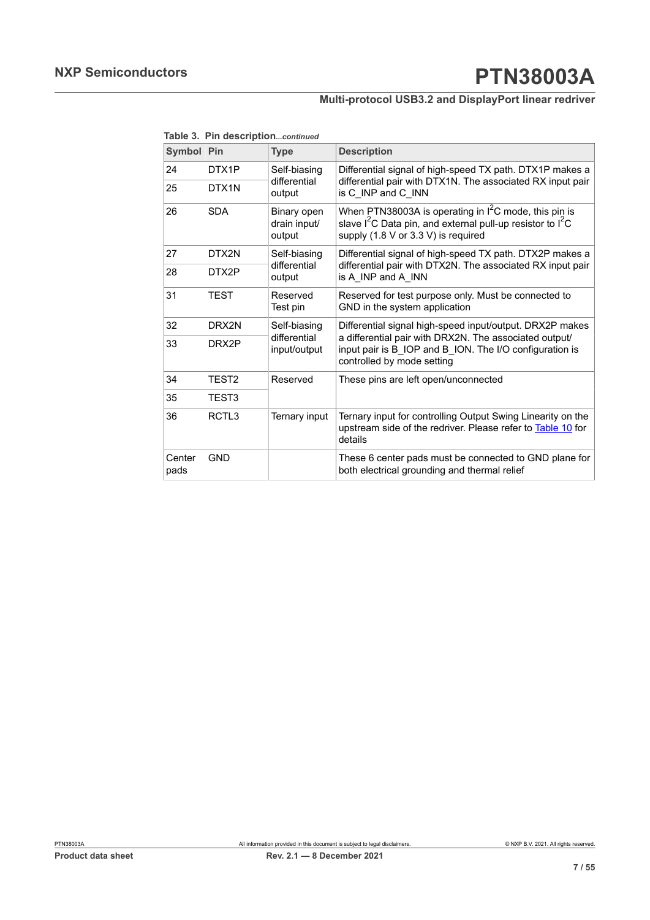**Table 3. Pin description** *...continued*

| Symbol | Pin | Type | Description |
|---|---|---|---|
| 24 | DTX1P | Self-biasing differential output | Differential signal of high-speed TX path. DTX1P makes a differential pair with DTX1N. The associated RX input pair is C_INP and C_INN |
| 25 | DTX1N | | |
| 26 | SDA | Binary open drain input/ output | When PTN38003A is operating in $I^2C$ mode, this pin is slave $I^2C$ Data pin, and external pull-up resistor to $I^2C$ supply (1.8 V or 3.3 V) is required |
| 27 | DTX2N | Self-biasing differential output | Differential signal of high-speed TX path. DTX2P makes a differential pair with DTX2N. The associated RX input pair is A_INP and A_INN |
| 28 | DTX2P | | |
| 31 | TEST | Reserved Test pin | Reserved for test purpose only. Must be connected to GND in the system application |
| 32 | DRX2N | Self-biasing differential input/output | Differential signal high-speed input/output. DRX2P makes a differential pair with DRX2N. The associated output/ input pair is B_IOP and B_ION. The I/O configuration is controlled by mode setting |
| 33 | DRX2P | | |
| 34 | TEST2 | Reserved | These pins are left open/unconnected |
| 35 | TEST3 | | |
| 36 | RCTL3 | Ternary input | Ternary input for controlling Output Swing Linearity on the upstream side of the redriver. Please refer to Table 10 for details |
| Center pads | GND | | These 6 center pads must be connected to GND plane for both electrical grounding and thermal relief |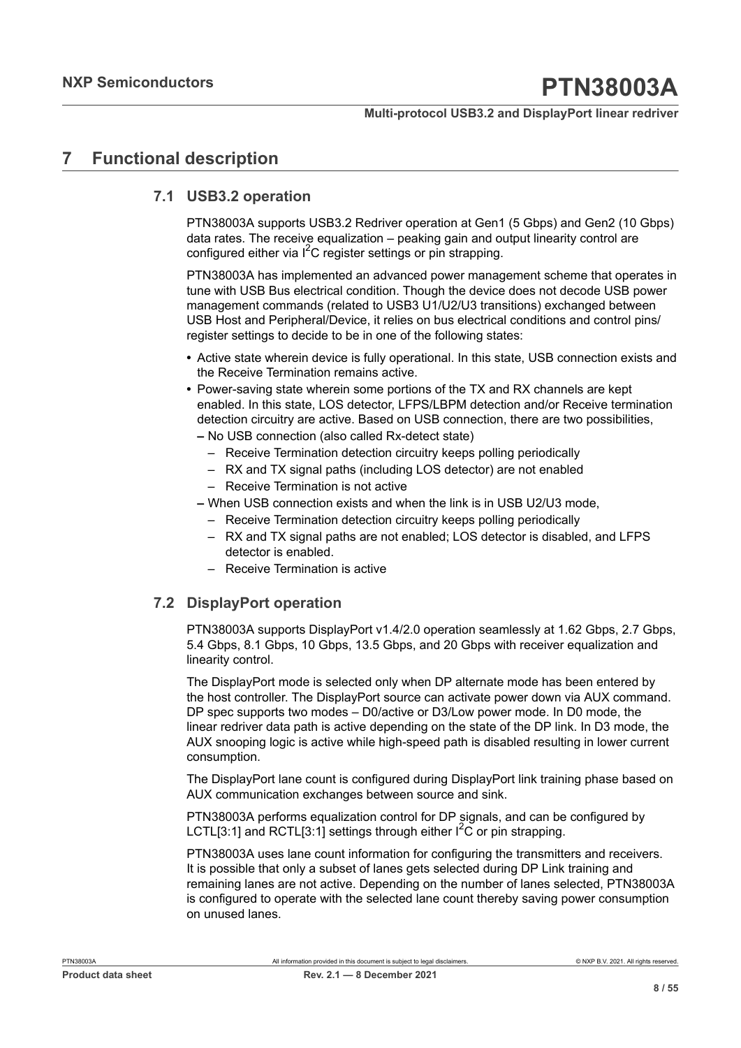# 7 Functional description

## 7.1 USB3.2 operation

PTN38003A supports USB3.2 Redriver operation at Gen1 (5 Gbps) and Gen2 (10 Gbps) data rates. The receive equalization – peaking gain and output linearity control are configured either via I$^2$C register settings or pin strapping.

PTN38003A has implemented an advanced power management scheme that operates in tune with USB Bus electrical condition. Though the device does not decode USB power management commands (related to USB3 U1/U2/U3 transitions) exchanged between USB Host and Peripheral/Device, it relies on bus electrical conditions and control pins/ register settings to decide to be in one of the following states:

- Active state wherein device is fully operational. In this state, USB connection exists and the Receive Termination remains active.
- Power-saving state wherein some portions of the TX and RX channels are kept enabled. In this state, LOS detector, LFPS/LBPM detection and/or Receive termination detection circuitry are active. Based on USB connection, there are two possibilities,
  - No USB connection (also called Rx-detect state)
    - Receive Termination detection circuitry keeps polling periodically
    - RX and TX signal paths (including LOS detector) are not enabled
    - Receive Termination is not active
  - When USB connection exists and when the link is in USB U2/U3 mode,
    - Receive Termination detection circuitry keeps polling periodically
    - RX and TX signal paths are not enabled; LOS detector is disabled, and LFPS detector is enabled.
    - Receive Termination is active

## 7.2 DisplayPort operation

PTN38003A supports DisplayPort v1.4/2.0 operation seamlessly at 1.62 Gbps, 2.7 Gbps, 5.4 Gbps, 8.1 Gbps, 10 Gbps, 13.5 Gbps, and 20 Gbps with receiver equalization and linearity control.

The DisplayPort mode is selected only when DP alternate mode has been entered by the host controller. The DisplayPort source can activate power down via AUX command. DP spec supports two modes – D0/active or D3/Low power mode. In D0 mode, the linear redriver data path is active depending on the state of the DP link. In D3 mode, the AUX snooping logic is active while high-speed path is disabled resulting in lower current consumption.

The DisplayPort lane count is configured during DisplayPort link training phase based on AUX communication exchanges between source and sink.

PTN38003A performs equalization control for DP signals, and can be configured by LCTL[3:1] and RCTL[3:1] settings through either I$^2$C or pin strapping.

PTN38003A uses lane count information for configuring the transmitters and receivers. It is possible that only a subset of lanes gets selected during DP Link training and remaining lanes are not active. Depending on the number of lanes selected, PTN38003A is configured to operate with the selected lane count thereby saving power consumption on unused lanes.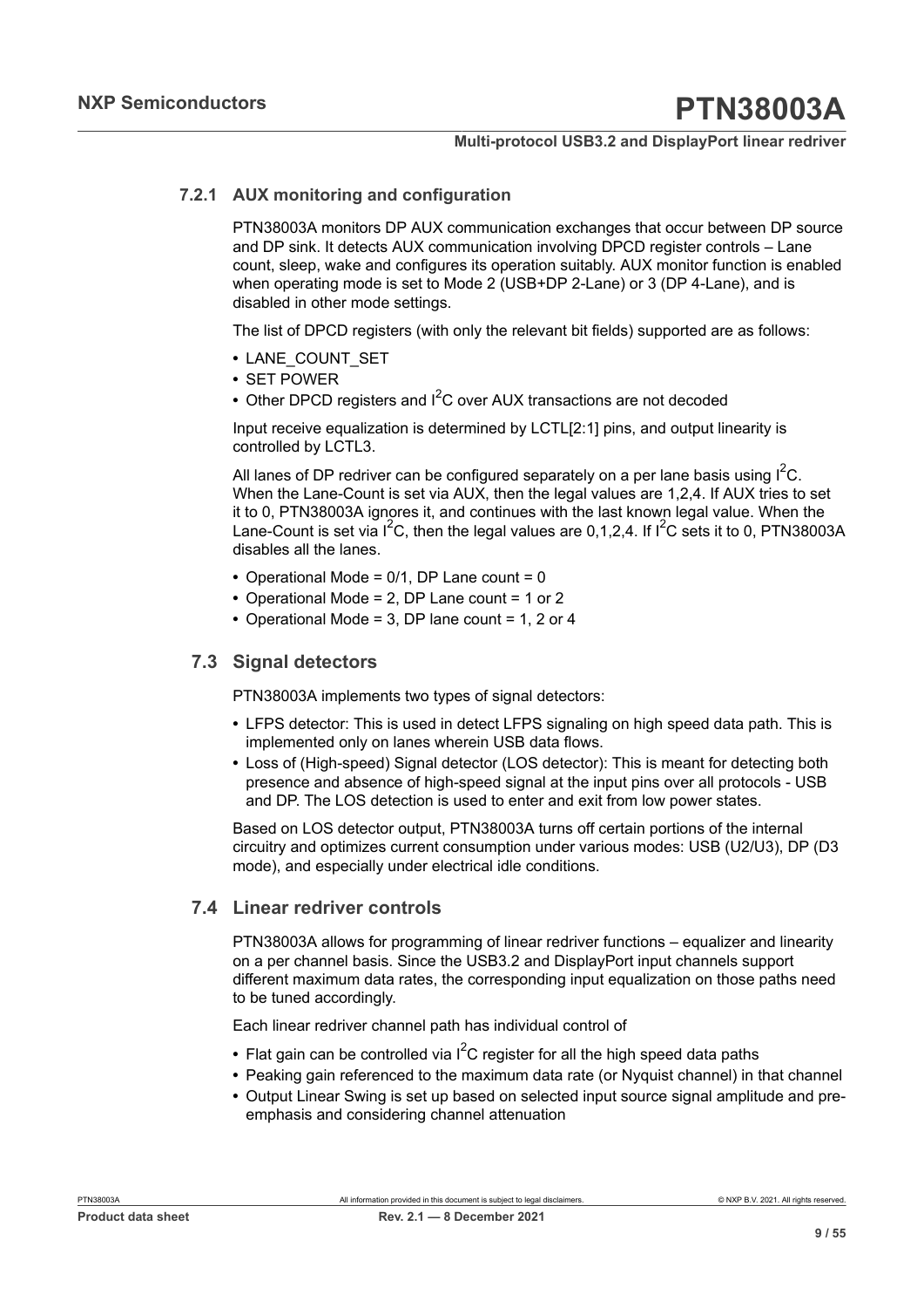### 7.2.1 AUX monitoring and configuration

PTN38003A monitors DP AUX communication exchanges that occur between DP source and DP sink. It detects AUX communication involving DPCD register controls – Lane count, sleep, wake and configures its operation suitably. AUX monitor function is enabled when operating mode is set to Mode 2 (USB+DP 2-Lane) or 3 (DP 4-Lane), and is disabled in other mode settings.

The list of DPCD registers (with only the relevant bit fields) supported are as follows:

- LANE_COUNT_SET
- SET POWER
- Other DPCD registers and $I^2C$ over AUX transactions are not decoded

Input receive equalization is determined by LCTL[2:1] pins, and output linearity is controlled by LCTL3.

All lanes of DP redriver can be configured separately on a per lane basis using $I^2C$. When the Lane-Count is set via AUX, then the legal values are 1,2,4. If AUX tries to set it to 0, PTN38003A ignores it, and continues with the last known legal value. When the Lane-Count is set via $I^2C$, then the legal values are 0,1,2,4. If $I^2C$ sets it to 0, PTN38003A disables all the lanes.

- Operational Mode = 0/1, DP Lane count = 0
- Operational Mode = 2, DP Lane count = 1 or 2
- Operational Mode = 3, DP lane count = 1, 2 or 4

## 7.3 Signal detectors

PTN38003A implements two types of signal detectors:

- LFPS detector: This is used in detect LFPS signaling on high speed data path. This is implemented only on lanes wherein USB data flows.
- Loss of (High-speed) Signal detector (LOS detector): This is meant for detecting both presence and absence of high-speed signal at the input pins over all protocols - USB and DP. The LOS detection is used to enter and exit from low power states.

Based on LOS detector output, PTN38003A turns off certain portions of the internal circuitry and optimizes current consumption under various modes: USB (U2/U3), DP (D3 mode), and especially under electrical idle conditions.

## 7.4 Linear redriver controls

PTN38003A allows for programming of linear redriver functions – equalizer and linearity on a per channel basis. Since the USB3.2 and DisplayPort input channels support different maximum data rates, the corresponding input equalization on those paths need to be tuned accordingly.

Each linear redriver channel path has individual control of

- Flat gain can be controlled via $I^2C$ register for all the high speed data paths
- Peaking gain referenced to the maximum data rate (or Nyquist channel) in that channel
- Output Linear Swing is set up based on selected input source signal amplitude and pre-emphasis and considering channel attenuation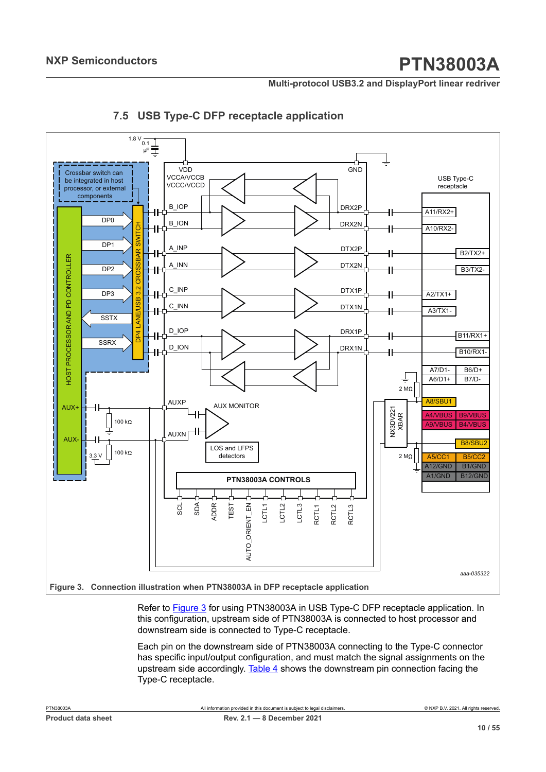### 7.5 USB Type-C DFP receptacle application

**Figure 3. Connection illustration when PTN38003A in DFP receptacle application**

Refer to Figure 3 for using PTN38003A in USB Type-C DFP receptacle application. In this configuration, upstream side of PTN38003A is connected to host processor and downstream side is connected to Type-C receptacle.

Each pin on the downstream side of PTN38003A connecting to the Type-C connector has specific input/output configuration, and must match the signal assignments on the upstream side accordingly. Table 4 shows the downstream pin connection facing the Type-C receptacle.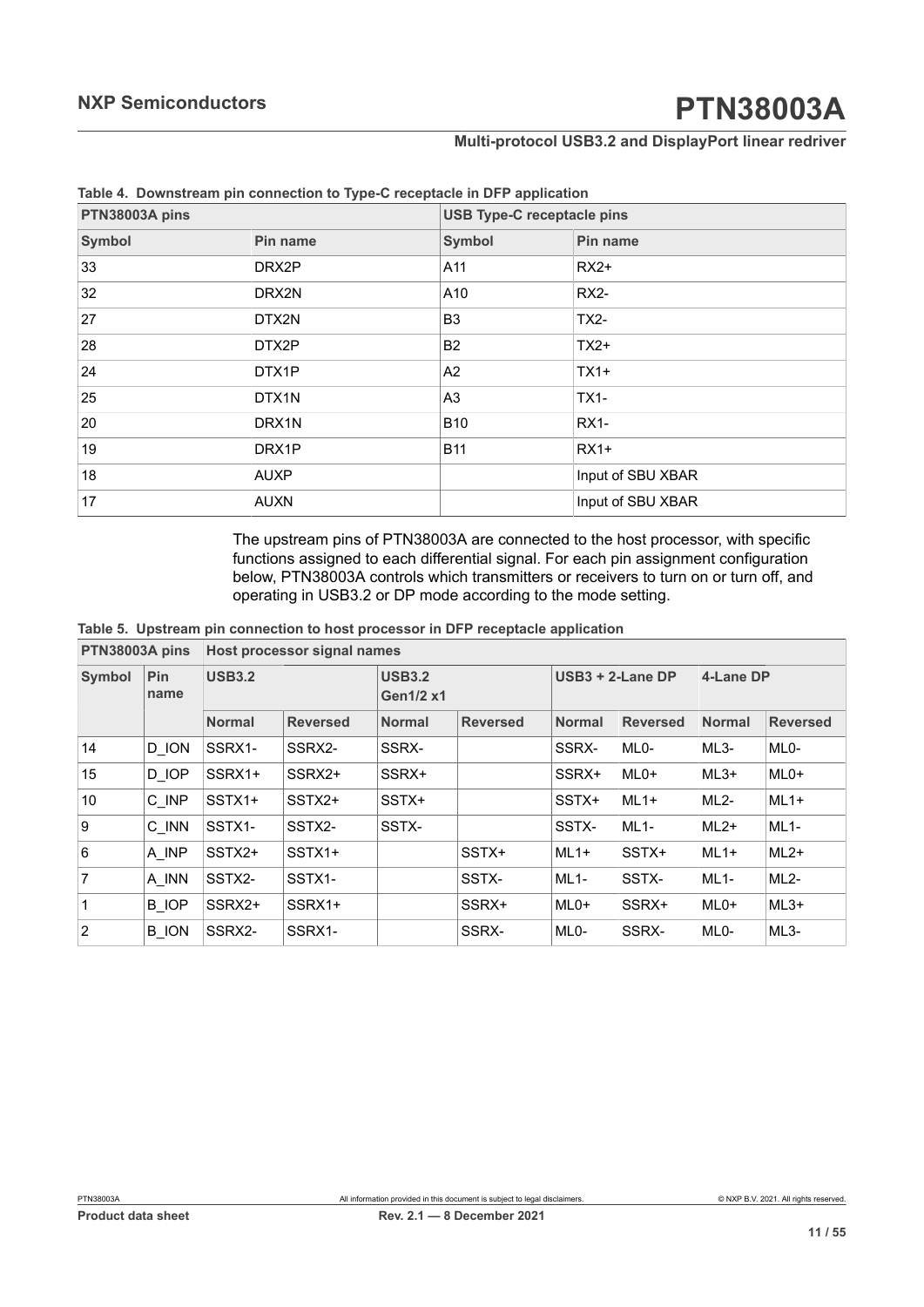**Table 4. Downstream pin connection to Type-C receptacle in DFP application**

| PTN38003A pins | | USB Type-C receptacle pins | |
|---|---|---|---|
| Symbol | Pin name | Symbol | Pin name |
| 33 | DRX2P | A11 | RX2+ |
| 32 | DRX2N | A10 | RX2- |
| 27 | DTX2N | B3 | TX2- |
| 28 | DTX2P | B2 | TX2+ |
| 24 | DTX1P | A2 | TX1+ |
| 25 | DTX1N | A3 | TX1- |
| 20 | DRX1N | B10 | RX1- |
| 19 | DRX1P | B11 | RX1+ |
| 18 | AUXP | | Input of SBU XBAR |
| 17 | AUXN | | Input of SBU XBAR |

The upstream pins of PTN38003A are connected to the host processor, with specific functions assigned to each differential signal. For each pin assignment configuration below, PTN38003A controls which transmitters or receivers to turn on or turn off, and operating in USB3.2 or DP mode according to the mode setting.

**Table 5. Upstream pin connection to host processor in DFP receptacle application**

| PTN38003A pins | | Host processor signal names | | | | | | | |
|---|---|---|---|---|---|---|---|---|---|
| Symbol | Pin name | USB3.2 | | USB3.2 Gen1/2 x1 | | USB3 + 2-Lane DP | | 4-Lane DP | |
| | | Normal | Reversed | Normal | Reversed | Normal | Reversed | Normal | Reversed |
| 14 | D_ION | SSRX1- | SSRX2- | SSRX- | | SSRX- | ML0- | ML3- | ML0- |
| 15 | D_IOP | SSRX1+ | SSRX2+ | SSRX+ | | SSRX+ | ML0+ | ML3+ | ML0+ |
| 10 | C_INP | SSTX1+ | SSTX2+ | SSTX+ | | SSTX+ | ML1+ | ML2- | ML1+ |
| 9 | C_INN | SSTX1- | SSTX2- | SSTX- | | SSTX- | ML1- | ML2+ | ML1- |
| 6 | A_INP | SSTX2+ | SSTX1+ | | SSTX+ | ML1+ | SSTX+ | ML1+ | ML2+ |
| 7 | A_INN | SSTX2- | SSTX1- | | SSTX- | ML1- | SSTX- | ML1- | ML2- |
| 1 | B_IOP | SSRX2+ | SSRX1+ | | SSRX+ | ML0+ | SSRX+ | ML0+ | ML3+ |
| 2 | B_ION | SSRX2- | SSRX1- | | SSRX- | ML0- | SSRX- | ML0- | ML3- |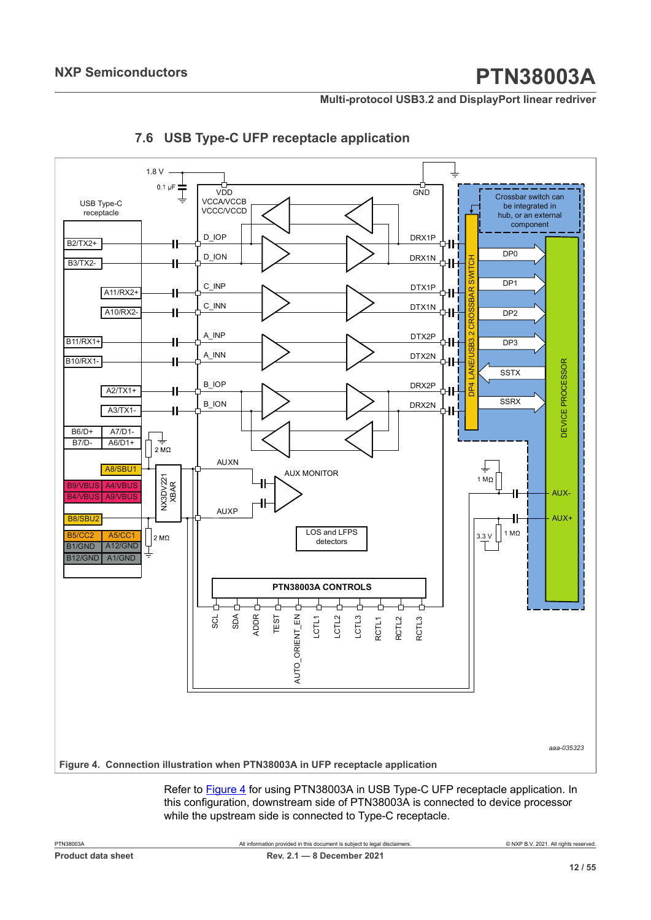### 7.6 USB Type-C UFP receptacle application

Figure 4. Connection illustration when PTN38003A in UFP receptacle application

Refer to Figure 4 for using PTN38003A in USB Type-C UFP receptacle application. In this configuration, downstream side of PTN38003A is connected to device processor while the upstream side is connected to Type-C receptacle.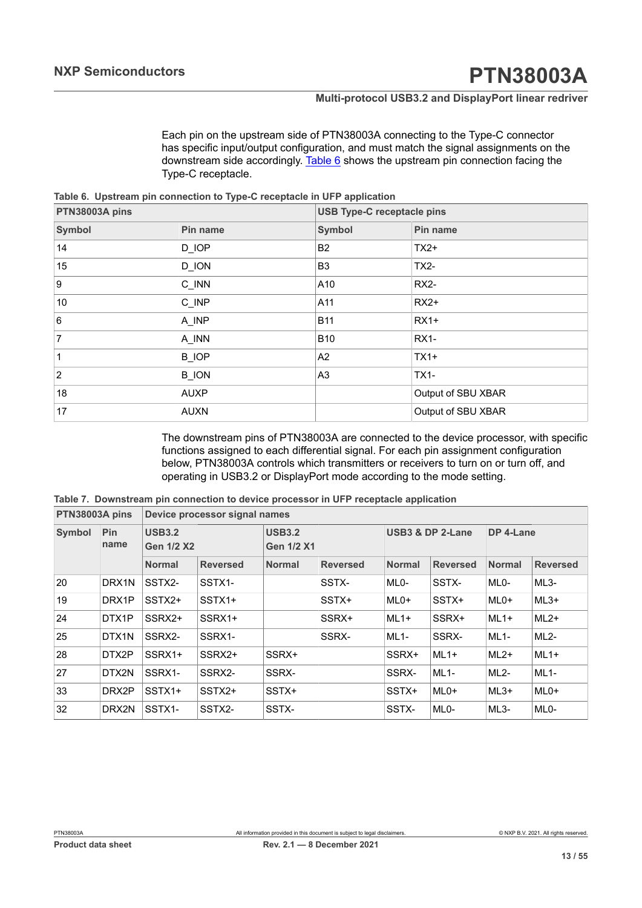Each pin on the upstream side of PTN38003A connecting to the Type-C connector has specific input/output configuration, and must match the signal assignments on the downstream side accordingly. Table 6 shows the upstream pin connection facing the Type-C receptacle.

**Table 6. Upstream pin connection to Type-C receptacle in UFP application**

| PTN38003A pins | | USB Type-C receptacle pins | |
|---|---|---|---|
| **Symbol** | **Pin name** | **Symbol** | **Pin name** |
| 14 | D_IOP | B2 | TX2+ |
| 15 | D_ION | B3 | TX2- |
| 9 | C_INN | A10 | RX2- |
| 10 | C_INP | A11 | RX2+ |
| 6 | A_INP | B11 | RX1+ |
| 7 | A_INN | B10 | RX1- |
| 1 | B_IOP | A2 | TX1+ |
| 2 | B_ION | A3 | TX1- |
| 18 | AUXP | | Output of SBU XBAR |
| 17 | AUXN | | Output of SBU XBAR |

The downstream pins of PTN38003A are connected to the device processor, with specific functions assigned to each differential signal. For each pin assignment configuration below, PTN38003A controls which transmitters or receivers to turn on or turn off, and operating in USB3.2 or DisplayPort mode according to the mode setting.

**Table 7. Downstream pin connection to device processor in UFP receptacle application**

| PTN38003A pins | | Device processor signal names | | | | | | | |
|---|---|---|---|---|---|---|---|---|---|
| **Symbol** | **Pin name** | **USB3.2 Gen 1/2 X2** | | **USB3.2 Gen 1/2 X1** | | **USB3 & DP 2-Lane** | | **DP 4-Lane** | |
| | | **Normal** | **Reversed** | **Normal** | **Reversed** | **Normal** | **Reversed** | **Normal** | **Reversed** |
| 20 | DRX1N | SSTX2- | SSTX1- | | SSTX- | ML0- | SSTX- | ML0- | ML3- |
| 19 | DRX1P | SSTX2+ | SSTX1+ | | SSTX+ | ML0+ | SSTX+ | ML0+ | ML3+ |
| 24 | DTX1P | SSRX2+ | SSRX1+ | | SSRX+ | ML1+ | SSRX+ | ML1+ | ML2+ |
| 25 | DTX1N | SSRX2- | SSRX1- | | SSRX- | ML1- | SSRX- | ML1- | ML2- |
| 28 | DTX2P | SSRX1+ | SSRX2+ | SSRX+ | | SSRX+ | ML1+ | ML2+ | ML1+ |
| 27 | DTX2N | SSRX1- | SSRX2- | SSRX- | | SSRX- | ML1- | ML2- | ML1- |
| 33 | DRX2P | SSTX1+ | SSTX2+ | SSTX+ | | SSTX+ | ML0+ | ML3+ | ML0+ |
| 32 | DRX2N | SSTX1- | SSTX2- | SSTX- | | SSTX- | ML0- | ML3- | ML0- |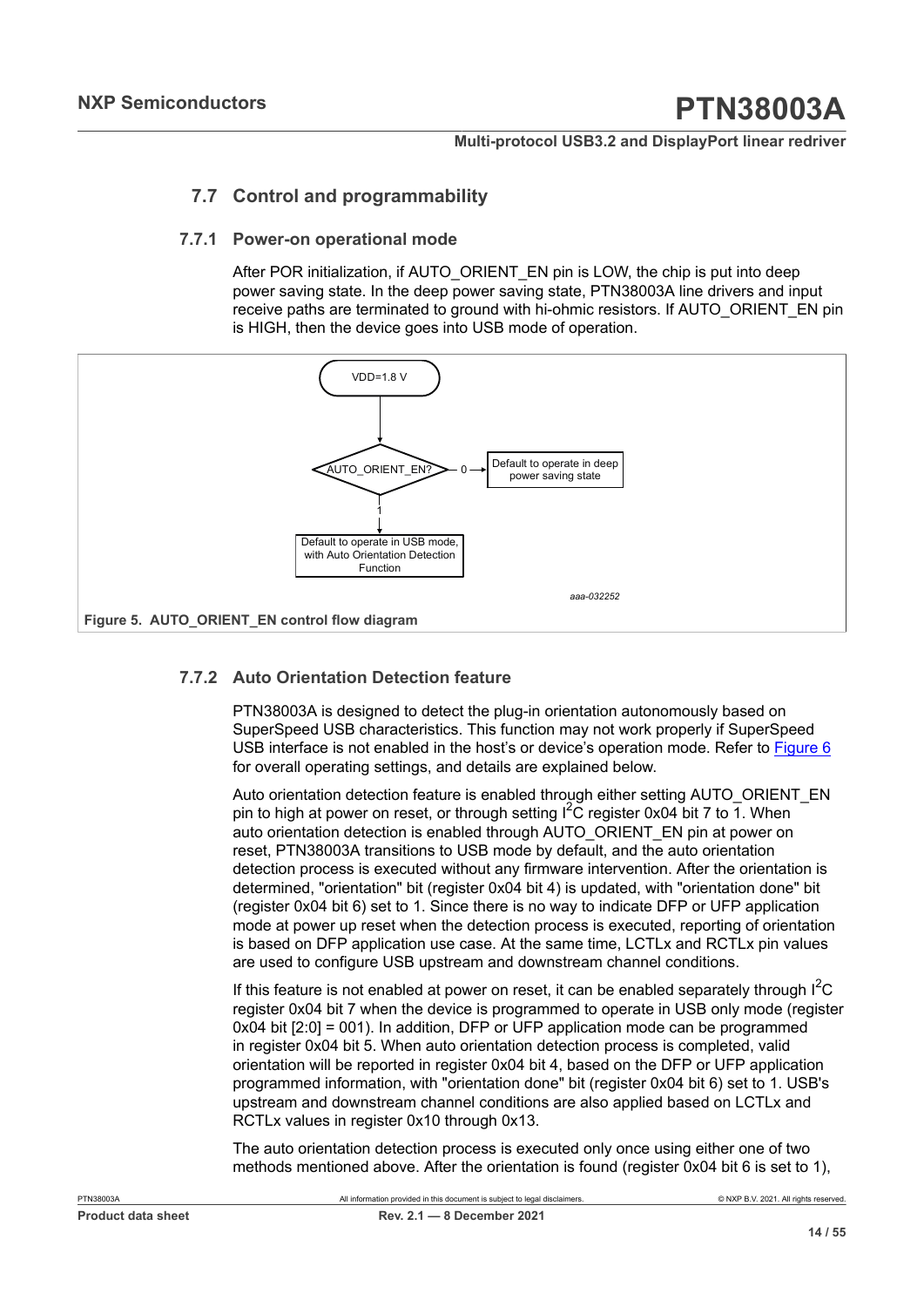## 7.7 Control and programmability

### 7.7.1 Power-on operational mode

After POR initialization, if AUTO_ORIENT_EN pin is LOW, the chip is put into deep power saving state. In the deep power saving state, PTN38003A line drivers and input receive paths are terminated to ground with hi-ohmic resistors. If AUTO_ORIENT_EN pin is HIGH, then the device goes into USB mode of operation.

VDD=1.8 V

AUTO_ORIENT_EN?

0 → Default to operate in deep power saving state

1 → Default to operate in USB mode, with Auto Orientation Detection Function

aaa-032252

Figure 5. AUTO_ORIENT_EN control flow diagram

### 7.7.2 Auto Orientation Detection feature

PTN38003A is designed to detect the plug-in orientation autonomously based on SuperSpeed USB characteristics. This function may not work properly if SuperSpeed USB interface is not enabled in the host's or device's operation mode. Refer to Figure 6 for overall operating settings, and details are explained below.

Auto orientation detection feature is enabled through either setting AUTO_ORIENT_EN pin to high at power on reset, or through setting $I^2C$ register 0x04 bit 7 to 1. When auto orientation detection is enabled through AUTO_ORIENT_EN pin at power on reset, PTN38003A transitions to USB mode by default, and the auto orientation detection process is executed without any firmware intervention. After the orientation is determined, "orientation" bit (register 0x04 bit 4) is updated, with "orientation done" bit (register 0x04 bit 6) set to 1. Since there is no way to indicate DFP or UFP application mode at power up reset when the detection process is executed, reporting of orientation is based on DFP application use case. At the same time, LCTLx and RCTLx pin values are used to configure USB upstream and downstream channel conditions.

If this feature is not enabled at power on reset, it can be enabled separately through $I^2C$ register 0x04 bit 7 when the device is programmed to operate in USB only mode (register 0x04 bit [2:0] = 001). In addition, DFP or UFP application mode can be programmed in register 0x04 bit 5. When auto orientation detection process is completed, valid orientation will be reported in register 0x04 bit 4, based on the DFP or UFP application programmed information, with "orientation done" bit (register 0x04 bit 6) set to 1. USB's upstream and downstream channel conditions are also applied based on LCTLx and RCTLx values in register 0x10 through 0x13.

The auto orientation detection process is executed only once using either one of two methods mentioned above. After the orientation is found (register 0x04 bit 6 is set to 1),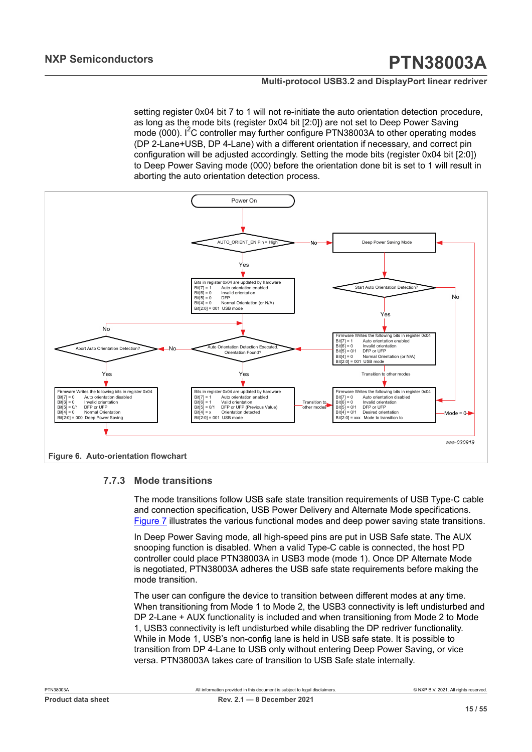setting register 0x04 bit 7 to 1 will not re-initiate the auto orientation detection procedure, as long as the mode bits (register 0x04 bit [2:0]) are not set to Deep Power Saving mode (000). I$^2$C controller may further configure PTN38003A to other operating modes (DP 2-Lane+USB, DP 4-Lane) with a different orientation if necessary, and correct pin configuration will be adjusted accordingly. Setting the mode bits (register 0x04 bit [2:0]) to Deep Power Saving mode (000) before the orientation done bit is set to 1 will result in aborting the auto orientation detection process.

Power On

AUTO_ORIENT_EN Pin = High

No

Deep Power Saving Mode

Yes

Start Auto Orientation Detection?

No

Bits in register 0x04 are updated by hardware
Bit[7] = 1 Auto orientation enabled
Bit[6] = 0 Invalid orientation
Bit[5] = 0 DFP
Bit[4] = 0 Normal Orientation (or N/A)
Bit[2:0] = 001 USB mode

Yes

Firmware Writes the following bits in register 0x04
Bit[7] = 1 Auto orientation enabled
Bit[6] = 0 Invalid orientation
Bit[5] = 0/1 DFP or UFP
Bit[4] = 0 Normal Orientation (or N/A)
Bit[2:0] = 001 USB mode

No

Abort Auto Orientation Detection?

No

Auto Orientation Detection Executed. Orientation Found?

Transition to other modes

Yes

Yes

Firmware Writes the following bits in register 0x04
Bit[7] = 0 Auto orientation disabled
Bit[6] = 0 Invalid orientation
Bit[5] = 0/1 DFP or UFP
Bit[4] = 0 Normal Orientation
Bit[2:0] = 000 Deep Power Saving

Bits in register 0x04 are updated by hardware
Bit[7] = 1 Auto orientation enabled
Bit[6] = 1 Valid orientation
Bit[5] = 0/1 DFP or UFP (Previous Value)
Bit[4] = x Orientation detected
Bit[2:0] = 001 USB mode

Transition to other modes

Firmware Writes the following bits in register 0x04
Bit[7] = 0 Auto orientation disabled
Bit[6] = 0 Invalid orientation
Bit[5] = 0/1 DFP or UFP
Bit[4] = 0/1 Desired orientation
Bit[2:0] = xxx Mode to transition to

Mode = 0

aaa-030919

**Figure 6. Auto-orientation flowchart**

### 7.7.3 Mode transitions

The mode transitions follow USB safe state transition requirements of USB Type-C cable and connection specification, USB Power Delivery and Alternate Mode specifications. Figure 7 illustrates the various functional modes and deep power saving state transitions.

In Deep Power Saving mode, all high-speed pins are put in USB Safe state. The AUX snooping function is disabled. When a valid Type-C cable is connected, the host PD controller could place PTN38003A in USB3 mode (mode 1). Once DP Alternate Mode is negotiated, PTN38003A adheres the USB safe state requirements before making the mode transition.

The user can configure the device to transition between different modes at any time. When transitioning from Mode 1 to Mode 2, the USB3 connectivity is left undisturbed and DP 2-Lane + AUX functionality is included and when transitioning from Mode 2 to Mode 1, USB3 connectivity is left undisturbed while disabling the DP redriver functionality. While in Mode 1, USB's non-config lane is held in USB safe state. It is possible to transition from DP 4-Lane to USB only without entering Deep Power Saving, or vice versa. PTN38003A takes care of transition to USB Safe state internally.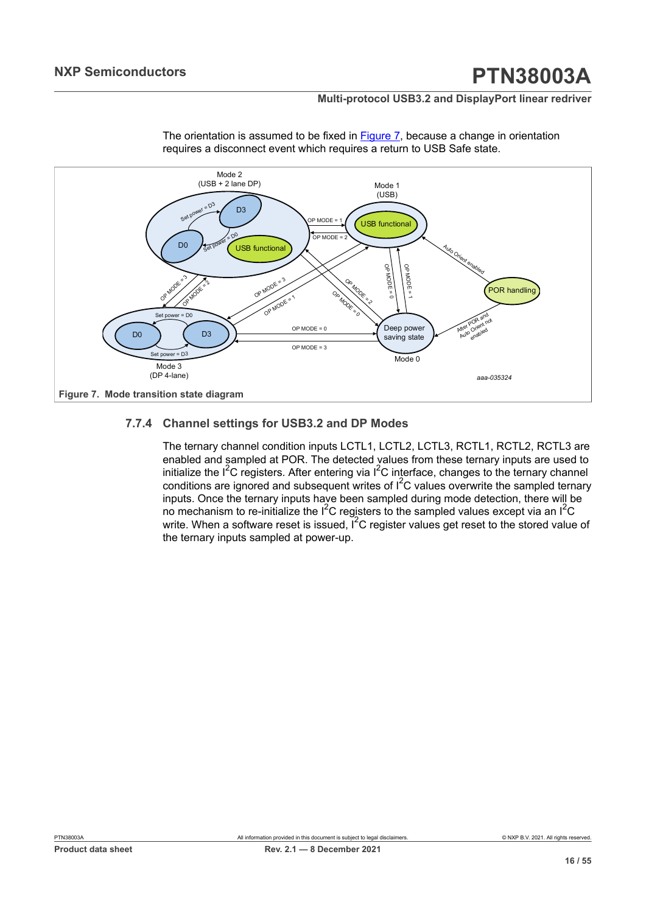The orientation is assumed to be fixed in Figure 7, because a change in orientation requires a disconnect event which requires a return to USB Safe state.

Figure 7. Mode transition state diagram

### 7.7.4 Channel settings for USB3.2 and DP Modes

The ternary channel condition inputs LCTL1, LCTL2, LCTL3, RCTL1, RCTL2, RCTL3 are enabled and sampled at POR. The detected values from these ternary inputs are used to initialize the $I^2C$ registers. After entering via $I^2C$ interface, changes to the ternary channel conditions are ignored and subsequent writes of $I^2C$ values overwrite the sampled ternary inputs. Once the ternary inputs have been sampled during mode detection, there will be no mechanism to re-initialize the $I^2C$ registers to the sampled values except via an $I^2C$ write. When a software reset is issued, $I^2C$ register values get reset to the stored value of the ternary inputs sampled at power-up.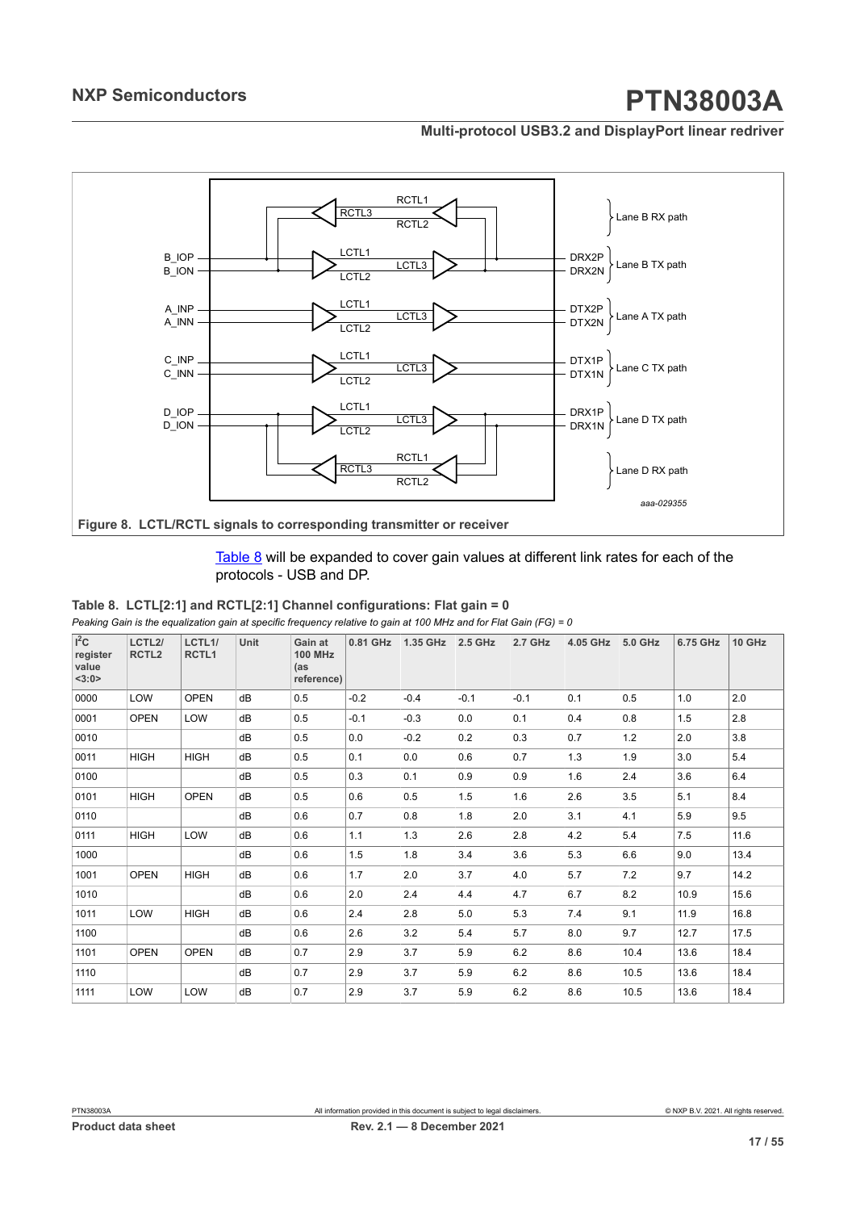**Figure 8. LCTL/RCTL signals to corresponding transmitter or receiver**

Table 8 will be expanded to cover gain values at different link rates for each of the protocols - USB and DP.

**Table 8. LCTL[2:1] and RCTL[2:1] Channel configurations: Flat gain = 0**

*Peaking Gain is the equalization gain at specific frequency relative to gain at 100 MHz and for Flat Gain (FG) = 0*

| $I^2C$ register value <3:0> | LCTL2/ RCTL2 | LCTL1/ RCTL1 | Unit | Gain at 100 MHz (as reference) | 0.81 GHz | 1.35 GHz | 2.5 GHz | 2.7 GHz | 4.05 GHz | 5.0 GHz | 6.75 GHz | 10 GHz |
|---|---|---|---|---|---|---|---|---|---|---|---|---|
| 0000 | LOW | OPEN | dB | 0.5 | -0.2 | -0.4 | -0.1 | -0.1 | 0.1 | 0.5 | 1.0 | 2.0 |
| 0001 | OPEN | LOW | dB | 0.5 | -0.1 | -0.3 | 0.0 | 0.1 | 0.4 | 0.8 | 1.5 | 2.8 |
| 0010 | | | dB | 0.5 | 0.0 | -0.2 | 0.2 | 0.3 | 0.7 | 1.2 | 2.0 | 3.8 |
| 0011 | HIGH | HIGH | dB | 0.5 | 0.1 | 0.0 | 0.6 | 0.7 | 1.3 | 1.9 | 3.0 | 5.4 |
| 0100 | | | dB | 0.5 | 0.3 | 0.1 | 0.9 | 0.9 | 1.6 | 2.4 | 3.6 | 6.4 |
| 0101 | HIGH | OPEN | dB | 0.5 | 0.6 | 0.5 | 1.5 | 1.6 | 2.6 | 3.5 | 5.1 | 8.4 |
| 0110 | | | dB | 0.6 | 0.7 | 0.8 | 1.8 | 2.0 | 3.1 | 4.1 | 5.9 | 9.5 |
| 0111 | HIGH | LOW | dB | 0.6 | 1.1 | 1.3 | 2.6 | 2.8 | 4.2 | 5.4 | 7.5 | 11.6 |
| 1000 | | | dB | 0.6 | 1.5 | 1.8 | 3.4 | 3.6 | 5.3 | 6.6 | 9.0 | 13.4 |
| 1001 | OPEN | HIGH | dB | 0.6 | 1.7 | 2.0 | 3.7 | 4.0 | 5.7 | 7.2 | 9.7 | 14.2 |
| 1010 | | | dB | 0.6 | 2.0 | 2.4 | 4.4 | 4.7 | 6.7 | 8.2 | 10.9 | 15.6 |
| 1011 | LOW | HIGH | dB | 0.6 | 2.4 | 2.8 | 5.0 | 5.3 | 7.4 | 9.1 | 11.9 | 16.8 |
| 1100 | | | dB | 0.6 | 2.6 | 3.2 | 5.4 | 5.7 | 8.0 | 9.7 | 12.7 | 17.5 |
| 1101 | OPEN | OPEN | dB | 0.7 | 2.9 | 3.7 | 5.9 | 6.2 | 8.6 | 10.4 | 13.6 | 18.4 |
| 1110 | | | dB | 0.7 | 2.9 | 3.7 | 5.9 | 6.2 | 8.6 | 10.5 | 13.6 | 18.4 |
| 1111 | LOW | LOW | dB | 0.7 | 2.9 | 3.7 | 5.9 | 6.2 | 8.6 | 10.5 | 13.6 | 18.4 |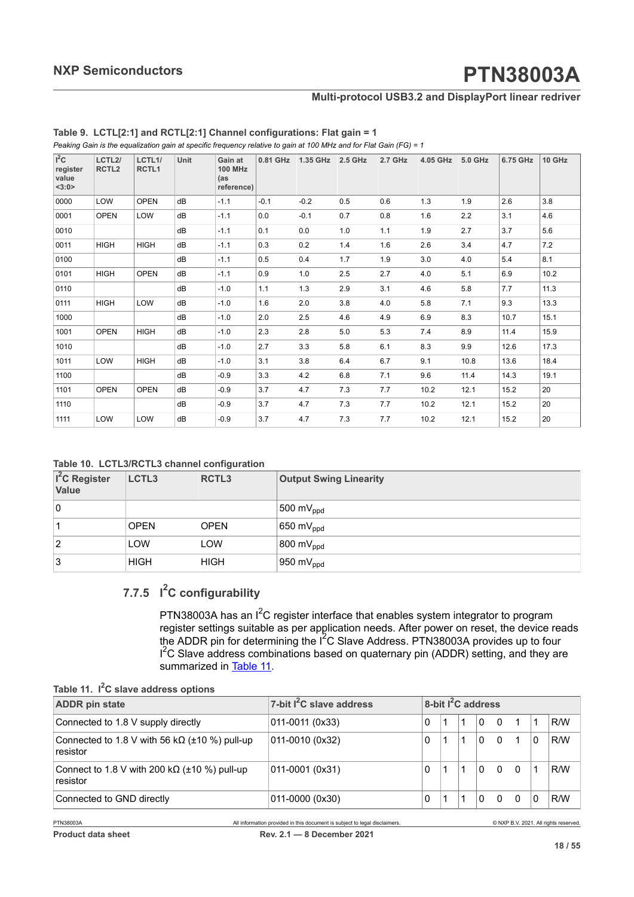**Table 9. LCTL[2:1] and RCTL[2:1] Channel configurations: Flat gain = 1**

*Peaking Gain is the equalization gain at specific frequency relative to gain at 100 MHz and for Flat Gain (FG) = 1*

| $I^2C$ register value <3:0> | LCTL2/ RCTL2 | LCTL1/ RCTL1 | Unit | Gain at 100 MHz (as reference) | 0.81 GHz | 1.35 GHz | 2.5 GHz | 2.7 GHz | 4.05 GHz | 5.0 GHz | 6.75 GHz | 10 GHz |
|---|---|---|---|---|---|---|---|---|---|---|---|---|
| 0000 | LOW | OPEN | dB | -1.1 | -0.1 | -0.2 | 0.5 | 0.6 | 1.3 | 1.9 | 2.6 | 3.8 |
| 0001 | OPEN | LOW | dB | -1.1 | 0.0 | -0.1 | 0.7 | 0.8 | 1.6 | 2.2 | 3.1 | 4.6 |
| 0010 | | | dB | -1.1 | 0.1 | 0.0 | 1.0 | 1.1 | 1.9 | 2.7 | 3.7 | 5.6 |
| 0011 | HIGH | HIGH | dB | -1.1 | 0.3 | 0.2 | 1.4 | 1.6 | 2.6 | 3.4 | 4.7 | 7.2 |
| 0100 | | | dB | -1.1 | 0.5 | 0.4 | 1.7 | 1.9 | 3.0 | 4.0 | 5.4 | 8.1 |
| 0101 | HIGH | OPEN | dB | -1.1 | 0.9 | 1.0 | 2.5 | 2.7 | 4.0 | 5.1 | 6.9 | 10.2 |
| 0110 | | | dB | -1.0 | 1.1 | 1.3 | 2.9 | 3.1 | 4.6 | 5.8 | 7.7 | 11.3 |
| 0111 | HIGH | LOW | dB | -1.0 | 1.6 | 2.0 | 3.8 | 4.0 | 5.8 | 7.1 | 9.3 | 13.3 |
| 1000 | | | dB | -1.0 | 2.0 | 2.5 | 4.6 | 4.9 | 6.9 | 8.3 | 10.7 | 15.1 |
| 1001 | OPEN | HIGH | dB | -1.0 | 2.3 | 2.8 | 5.0 | 5.3 | 7.4 | 8.9 | 11.4 | 15.9 |
| 1010 | | | dB | -1.0 | 2.7 | 3.3 | 5.8 | 6.1 | 8.3 | 9.9 | 12.6 | 17.3 |
| 1011 | LOW | HIGH | dB | -1.0 | 3.1 | 3.8 | 6.4 | 6.7 | 9.1 | 10.8 | 13.6 | 18.4 |
| 1100 | | | dB | -0.9 | 3.3 | 4.2 | 6.8 | 7.1 | 9.6 | 11.4 | 14.3 | 19.1 |
| 1101 | OPEN | OPEN | dB | -0.9 | 3.7 | 4.7 | 7.3 | 7.7 | 10.2 | 12.1 | 15.2 | 20 |
| 1110 | | | dB | -0.9 | 3.7 | 4.7 | 7.3 | 7.7 | 10.2 | 12.1 | 15.2 | 20 |
| 1111 | LOW | LOW | dB | -0.9 | 3.7 | 4.7 | 7.3 | 7.7 | 10.2 | 12.1 | 15.2 | 20 |

**Table 10. LCTL3/RCTL3 channel configuration**

| $I^2C$ Register Value | LCTL3 | RCTL3 | Output Swing Linearity |
|---|---|---|---|
| 0 | | | 500 $mV_{ppd}$ |
| 1 | OPEN | OPEN | 650 $mV_{ppd}$ |
| 2 | LOW | LOW | 800 $mV_{ppd}$ |
| 3 | HIGH | HIGH | 950 $mV_{ppd}$ |

### 7.7.5 $I^2C$ configurability

PTN38003A has an $I^2C$ register interface that enables system integrator to program register settings suitable as per application needs. After power on reset, the device reads the ADDR pin for determining the $I^2C$ Slave Address. PTN38003A provides up to four $I^2C$ Slave address combinations based on quaternary pin (ADDR) setting, and they are summarized in Table 11.

**Table 11. $I^2C$ slave address options**

| ADDR pin state | 7-bit $I^2C$ slave address | 8-bit $I^2C$ address | | | | | | | |
|---|---|---|---|---|---|---|---|---|---|
| Connected to 1.8 V supply directly | 011-0011 (0x33) | 0 | 1 | 1 | 0 | 0 | 1 | 1 | R/W |
| Connected to 1.8 V with 56 kΩ (±10 %) pull-up resistor | 011-0010 (0x32) | 0 | 1 | 1 | 0 | 0 | 1 | 0 | R/W |
| Connect to 1.8 V with 200 kΩ (±10 %) pull-up resistor | 011-0001 (0x31) | 0 | 1 | 1 | 0 | 0 | 0 | 1 | R/W |
| Connected to GND directly | 011-0000 (0x30) | 0 | 1 | 1 | 0 | 0 | 0 | 0 | R/W |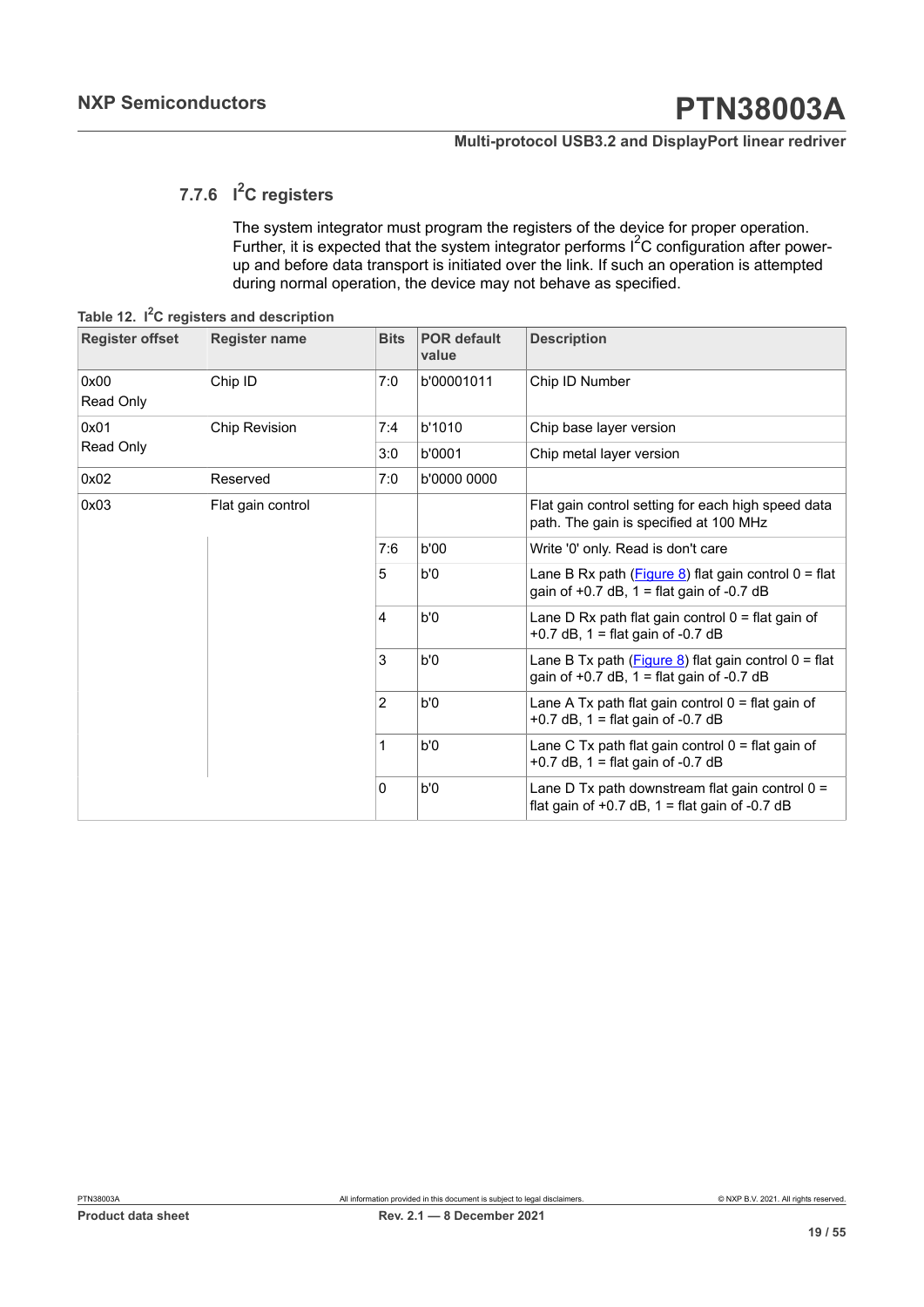### 7.7.6 I$^2$C registers

The system integrator must program the registers of the device for proper operation. Further, it is expected that the system integrator performs I$^2$C configuration after power-up and before data transport is initiated over the link. If such an operation is attempted during normal operation, the device may not behave as specified.

**Table 12. I$^2$C registers and description**

| Register offset | Register name | Bits | POR default value | Description |
|---|---|---|---|---|
| 0x00 Read Only | Chip ID | 7:0 | b'00001011 | Chip ID Number |
| 0x01 Read Only | Chip Revision | 7:4 | b'1010 | Chip base layer version |
| | | 3:0 | b'0001 | Chip metal layer version |
| 0x02 | Reserved | 7:0 | b'0000 0000 | |
| 0x03 | Flat gain control | | | Flat gain control setting for each high speed data path. The gain is specified at 100 MHz |
| | | 7:6 | b'00 | Write '0' only. Read is don't care |
| | | 5 | b'0 | Lane B Rx path (Figure 8) flat gain control 0 = flat gain of +0.7 dB, 1 = flat gain of -0.7 dB |
| | | 4 | b'0 | Lane D Rx path flat gain control 0 = flat gain of +0.7 dB, 1 = flat gain of -0.7 dB |
| | | 3 | b'0 | Lane B Tx path (Figure 8) flat gain control 0 = flat gain of +0.7 dB, 1 = flat gain of -0.7 dB |
| | | 2 | b'0 | Lane A Tx path flat gain control 0 = flat gain of +0.7 dB, 1 = flat gain of -0.7 dB |
| | | 1 | b'0 | Lane C Tx path flat gain control 0 = flat gain of +0.7 dB, 1 = flat gain of -0.7 dB |
| | | 0 | b'0 | Lane D Tx path downstream flat gain control 0 = flat gain of +0.7 dB, 1 = flat gain of -0.7 dB |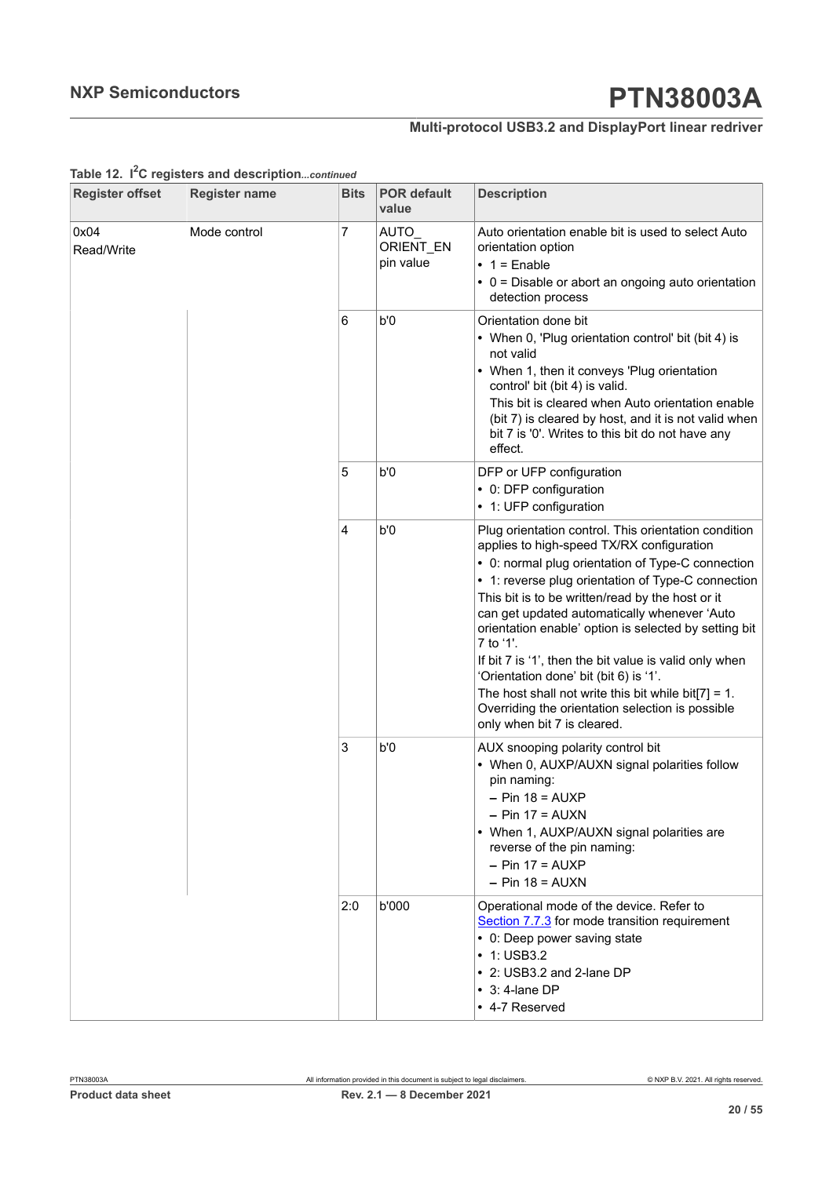**Table 12. I²C registers and description**...*continued*

| Register offset | Register name | Bits | POR default value | Description |
|---|---|---|---|---|
| 0x04 Read/Write | Mode control | 7 | AUTO_ ORIENT_EN pin value | Auto orientation enable bit is used to select Auto orientation option<br>• 1 = Enable<br>• 0 = Disable or abort an ongoing auto orientation detection process |
| | | 6 | b'0 | Orientation done bit<br>• When 0, 'Plug orientation control' bit (bit 4) is not valid<br>• When 1, then it conveys 'Plug orientation control' bit (bit 4) is valid. This bit is cleared when Auto orientation enable (bit 7) is cleared by host, and it is not valid when bit 7 is '0'. Writes to this bit do not have any effect. |
| | | 5 | b'0 | DFP or UFP configuration<br>• 0: DFP configuration<br>• 1: UFP configuration |
| | | 4 | b'0 | Plug orientation control. This orientation condition applies to high-speed TX/RX configuration<br>• 0: normal plug orientation of Type-C connection<br>• 1: reverse plug orientation of Type-C connection<br>This bit is to be written/read by the host or it can get updated automatically whenever 'Auto orientation enable' option is selected by setting bit 7 to '1'.<br>If bit 7 is '1', then the bit value is valid only when 'Orientation done' bit (bit 6) is '1'.<br>The host shall not write this bit while bit[7] = 1. Overriding the orientation selection is possible only when bit 7 is cleared. |
| | | 3 | b'0 | AUX snooping polarity control bit<br>• When 0, AUXP/AUXN signal polarities follow pin naming:<br>– Pin 18 = AUXP<br>– Pin 17 = AUXN<br>• When 1, AUXP/AUXN signal polarities are reverse of the pin naming:<br>– Pin 17 = AUXP<br>– Pin 18 = AUXN |
| | | 2:0 | b'000 | Operational mode of the device. Refer to Section 7.7.3 for mode transition requirement<br>• 0: Deep power saving state<br>• 1: USB3.2<br>• 2: USB3.2 and 2-lane DP<br>• 3: 4-lane DP<br>• 4-7 Reserved |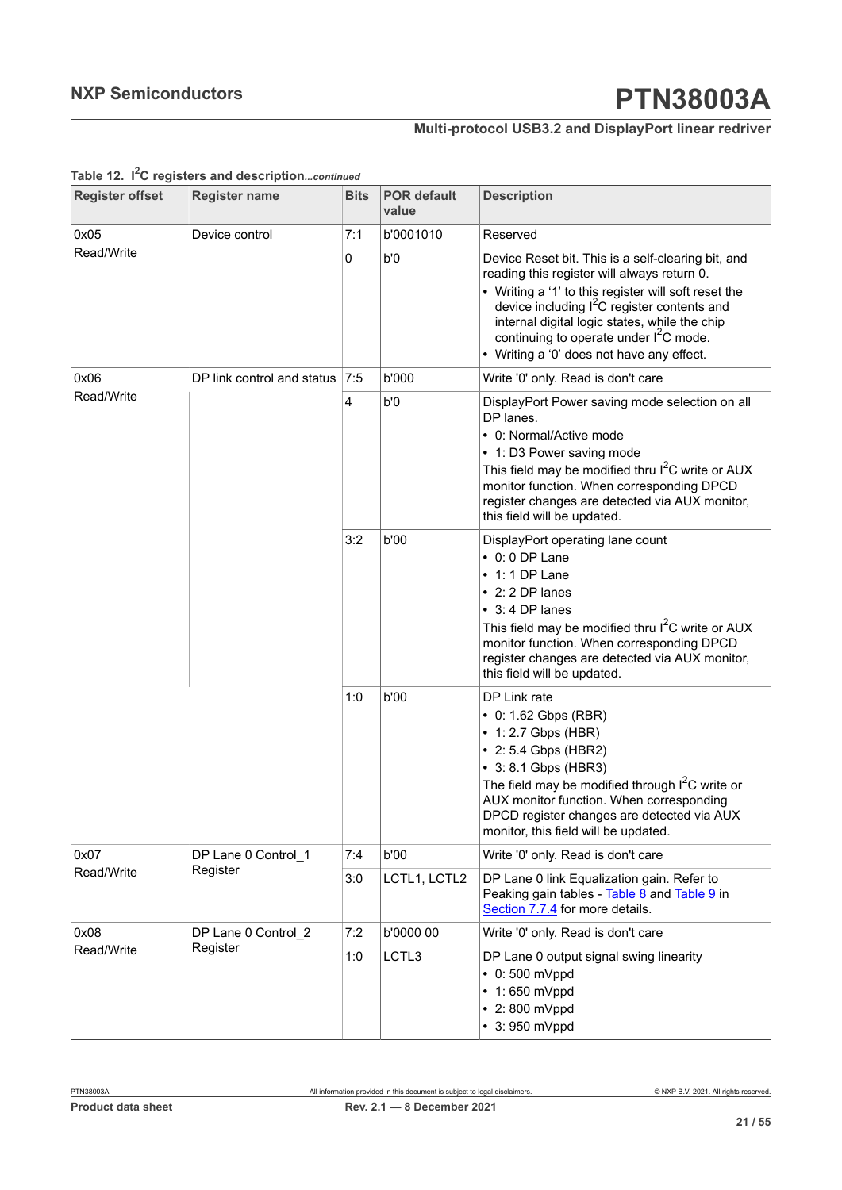Table 12. $I^2C$ registers and description*...continued*

| Register offset | Register name | Bits | POR default value | Description |
|---|---|---|---|---|
| 0x05 Read/Write | Device control | 7:1 | b'0001010 | Reserved |
| | | 0 | b'0 | Device Reset bit. This is a self-clearing bit, and reading this register will always return 0. • Writing a '1' to this register will soft reset the device including $I^2C$ register contents and internal digital logic states, while the chip continuing to operate under $I^2C$ mode. • Writing a '0' does not have any effect. |
| 0x06 Read/Write | DP link control and status | 7:5 | b'000 | Write '0' only. Read is don't care |
| | | 4 | b'0 | DisplayPort Power saving mode selection on all DP lanes. • 0: Normal/Active mode • 1: D3 Power saving mode This field may be modified thru $I^2C$ write or AUX monitor function. When corresponding DPCD register changes are detected via AUX monitor, this field will be updated. |
| | | 3:2 | b'00 | DisplayPort operating lane count • 0: 0 DP Lane • 1: 1 DP Lane • 2: 2 DP lanes • 3: 4 DP lanes This field may be modified thru $I^2C$ write or AUX monitor function. When corresponding DPCD register changes are detected via AUX monitor, this field will be updated. |
| | | 1:0 | b'00 | DP Link rate • 0: 1.62 Gbps (RBR) • 1: 2.7 Gbps (HBR) • 2: 5.4 Gbps (HBR2) • 3: 8.1 Gbps (HBR3) The field may be modified through $I^2C$ write or AUX monitor function. When corresponding DPCD register changes are detected via AUX monitor, this field will be updated. |
| 0x07 Read/Write | DP Lane 0 Control_1 Register | 7:4 | b'00 | Write '0' only. Read is don't care |
| | | 3:0 | LCTL1, LCTL2 | DP Lane 0 link Equalization gain. Refer to Peaking gain tables - Table 8 and Table 9 in Section 7.7.4 for more details. |
| 0x08 Read/Write | DP Lane 0 Control_2 Register | 7:2 | b'0000 00 | Write '0' only. Read is don't care |
| | | 1:0 | LCTL3 | DP Lane 0 output signal swing linearity • 0: 500 mVppd • 1: 650 mVppd • 2: 800 mVppd • 3: 950 mVppd |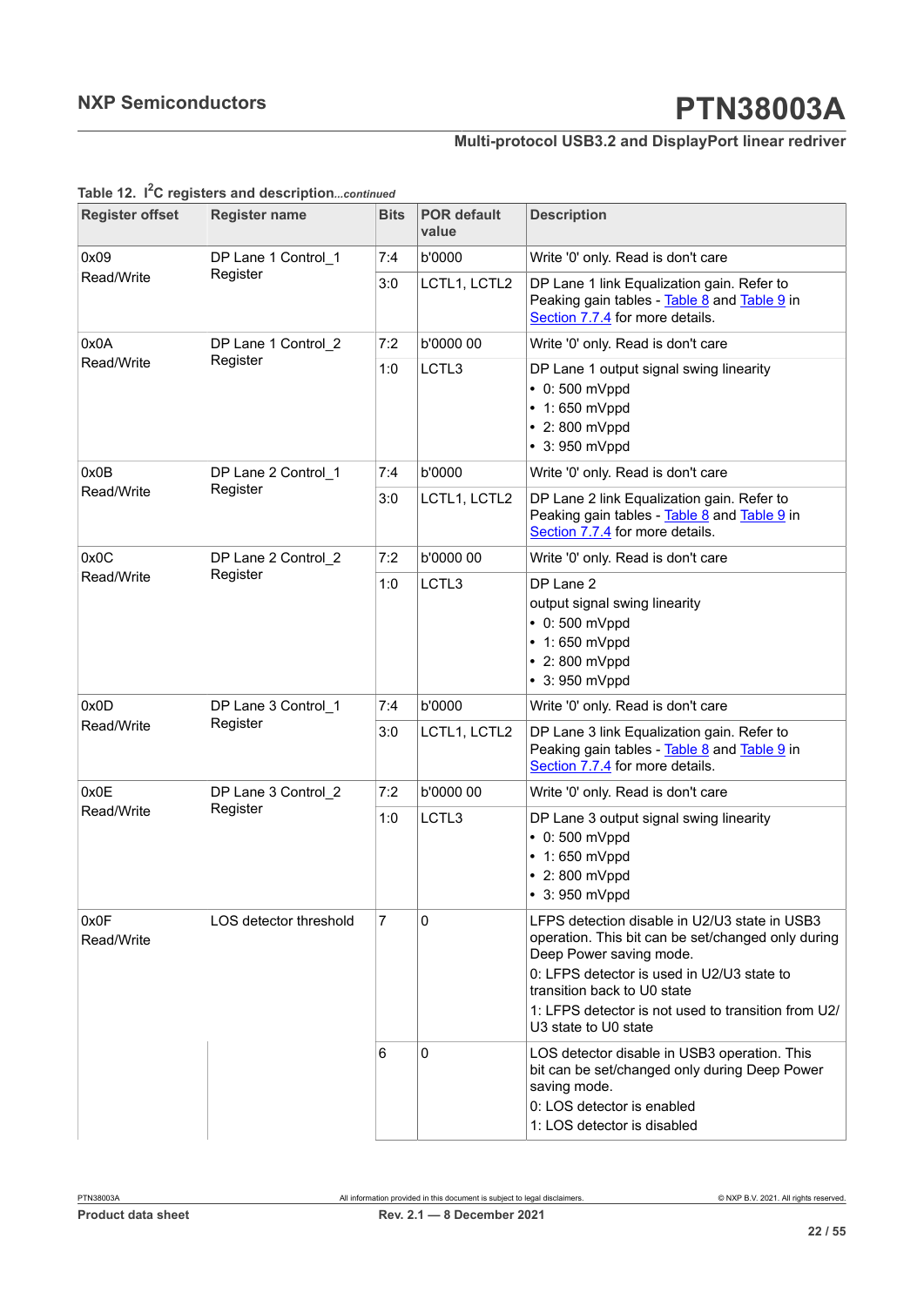Table 12. I$^{2}$C registers and description...*continued*

| Register offset | Register name | Bits | POR default value | Description |
|---|---|---|---|---|
| 0x09 Read/Write | DP Lane 1 Control_1 Register | 7:4 | b'0000 | Write '0' only. Read is don't care |
| | | 3:0 | LCTL1, LCTL2 | DP Lane 1 link Equalization gain. Refer to Peaking gain tables - Table 8 and Table 9 in Section 7.7.4 for more details. |
| 0x0A Read/Write | DP Lane 1 Control_2 Register | 7:2 | b'0000 00 | Write '0' only. Read is don't care |
| | | 1:0 | LCTL3 | DP Lane 1 output signal swing linearity • 0: 500 mVppd • 1: 650 mVppd • 2: 800 mVppd • 3: 950 mVppd |
| 0x0B Read/Write | DP Lane 2 Control_1 Register | 7:4 | b'0000 | Write '0' only. Read is don't care |
| | | 3:0 | LCTL1, LCTL2 | DP Lane 2 link Equalization gain. Refer to Peaking gain tables - Table 8 and Table 9 in Section 7.7.4 for more details. |
| 0x0C Read/Write | DP Lane 2 Control_2 Register | 7:2 | b'0000 00 | Write '0' only. Read is don't care |
| | | 1:0 | LCTL3 | DP Lane 2 output signal swing linearity • 0: 500 mVppd • 1: 650 mVppd • 2: 800 mVppd • 3: 950 mVppd |
| 0x0D Read/Write | DP Lane 3 Control_1 Register | 7:4 | b'0000 | Write '0' only. Read is don't care |
| | | 3:0 | LCTL1, LCTL2 | DP Lane 3 link Equalization gain. Refer to Peaking gain tables - Table 8 and Table 9 in Section 7.7.4 for more details. |
| 0x0E Read/Write | DP Lane 3 Control_2 Register | 7:2 | b'0000 00 | Write '0' only. Read is don't care |
| | | 1:0 | LCTL3 | DP Lane 3 output signal swing linearity • 0: 500 mVppd • 1: 650 mVppd • 2: 800 mVppd • 3: 950 mVppd |
| 0x0F Read/Write | LOS detector threshold | 7 | 0 | LFPS detection disable in U2/U3 state in USB3 operation. This bit can be set/changed only during Deep Power saving mode. 0: LFPS detector is used in U2/U3 state to transition back to U0 state 1: LFPS detector is not used to transition from U2/U3 state to U0 state |
| | | 6 | 0 | LOS detector disable in USB3 operation. This bit can be set/changed only during Deep Power saving mode. 0: LOS detector is enabled 1: LOS detector is disabled |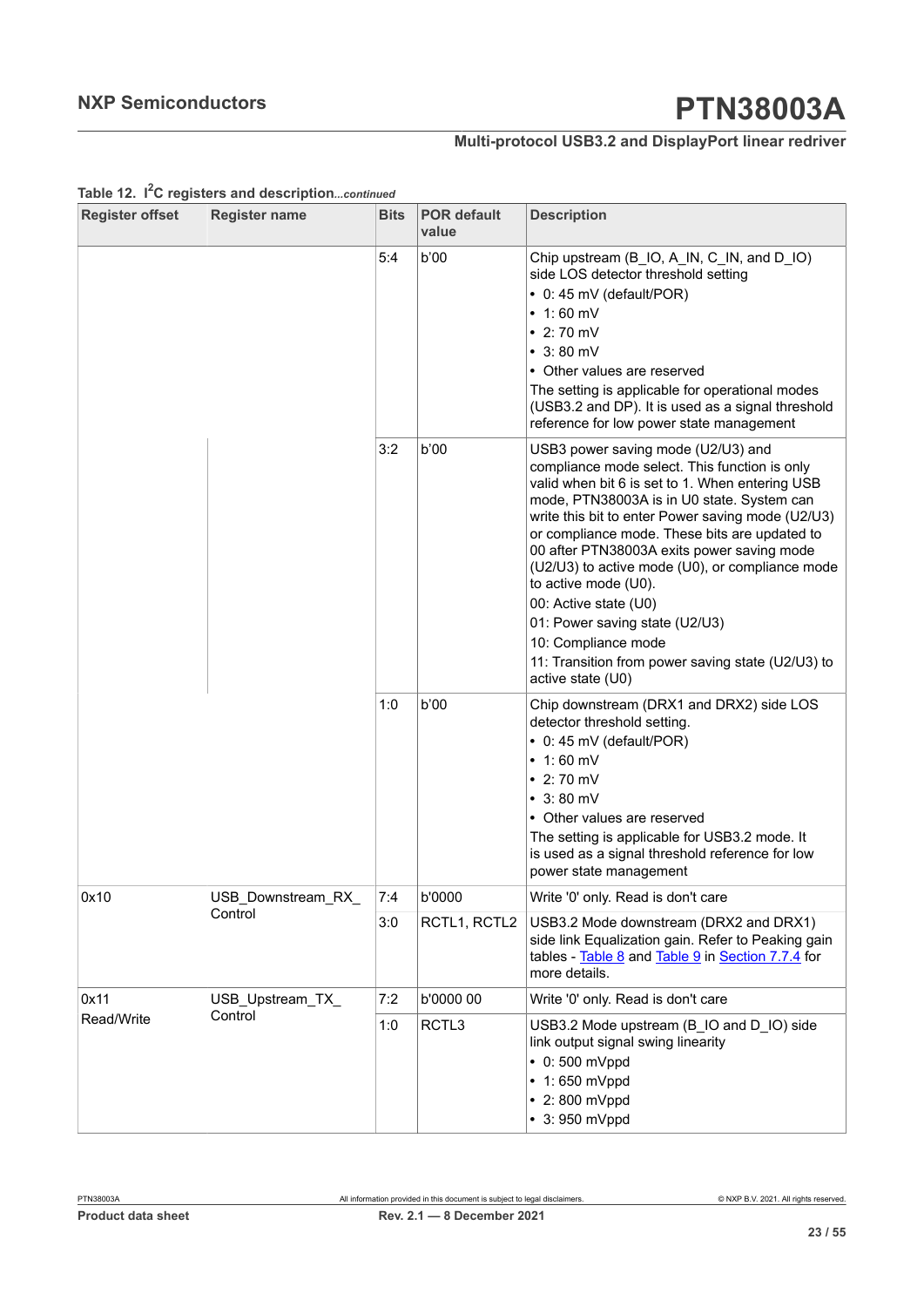Table 12. I²C registers and description*...continued*

| Register offset | Register name | Bits | POR default value | Description |
|---|---|---|---|---|
| | | 5:4 | b'00 | Chip upstream (B_IO, A_IN, C_IN, and D_IO) side LOS detector threshold setting<br>• 0: 45 mV (default/POR)<br>• 1: 60 mV<br>• 2: 70 mV<br>• 3: 80 mV<br>• Other values are reserved<br>The setting is applicable for operational modes (USB3.2 and DP). It is used as a signal threshold reference for low power state management |
| | | 3:2 | b'00 | USB3 power saving mode (U2/U3) and compliance mode select. This function is only valid when bit 6 is set to 1. When entering USB mode, PTN38003A is in U0 state. System can write this bit to enter Power saving mode (U2/U3) or compliance mode. These bits are updated to 00 after PTN38003A exits power saving mode (U2/U3) to active mode (U0), or compliance mode to active mode (U0).<br>00: Active state (U0)<br>01: Power saving state (U2/U3)<br>10: Compliance mode<br>11: Transition from power saving state (U2/U3) to active state (U0) |
| | | 1:0 | b'00 | Chip downstream (DRX1 and DRX2) side LOS detector threshold setting.<br>• 0: 45 mV (default/POR)<br>• 1: 60 mV<br>• 2: 70 mV<br>• 3: 80 mV<br>• Other values are reserved<br>The setting is applicable for USB3.2 mode. It is used as a signal threshold reference for low power state management |
| 0x10 | USB_Downstream_RX_ Control | 7:4 | b'0000 | Write '0' only. Read is don't care |
| | | 3:0 | RCTL1, RCTL2 | USB3.2 Mode downstream (DRX2 and DRX1) side link Equalization gain. Refer to Peaking gain tables - Table 8 and Table 9 in Section 7.7.4 for more details. |
| 0x11 Read/Write | USB_Upstream_TX_ Control | 7:2 | b'0000 00 | Write '0' only. Read is don't care |
| | | 1:0 | RCTL3 | USB3.2 Mode upstream (B_IO and D_IO) side link output signal swing linearity<br>• 0: 500 mVppd<br>• 1: 650 mVppd<br>• 2: 800 mVppd<br>• 3: 950 mVppd |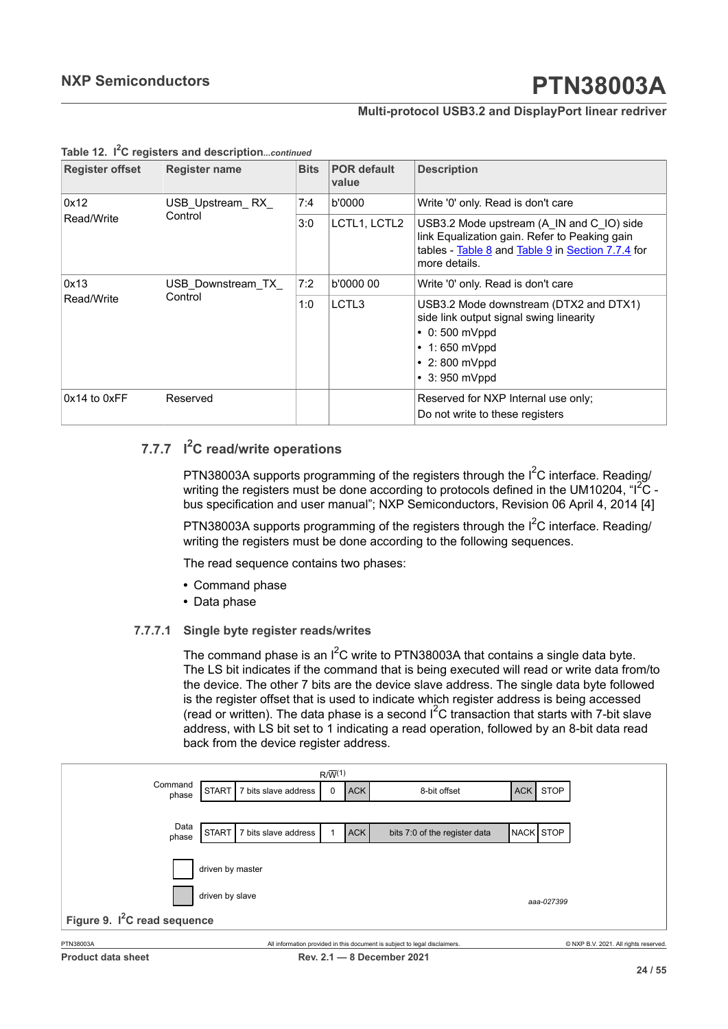**Table 12. I²C registers and description**...*continued*

| Register offset | Register name | Bits | POR default value | Description |
|---|---|---|---|---|
| 0x12 Read/Write | USB_Upstream_ RX_ Control | 7:4 | b'0000 | Write '0' only. Read is don't care |
| | | 3:0 | LCTL1, LCTL2 | USB3.2 Mode upstream (A_IN and C_IO) side link Equalization gain. Refer to Peaking gain tables - Table 8 and Table 9 in Section 7.7.4 for more details. |
| 0x13 Read/Write | USB_Downstream_TX_ Control | 7:2 | b'0000 00 | Write '0' only. Read is don't care |
| | | 1:0 | LCTL3 | USB3.2 Mode downstream (DTX2 and DTX1) side link output signal swing linearity • 0: 500 mVppd • 1: 650 mVppd • 2: 800 mVppd • 3: 950 mVppd |
| 0x14 to 0xFF | Reserved | | | Reserved for NXP Internal use only; Do not write to these registers |

### 7.7.7 I²C read/write operations

PTN38003A supports programming of the registers through the I²C interface. Reading/ writing the registers must be done according to protocols defined in the UM10204, "I²C - bus specification and user manual"; NXP Semiconductors, Revision 06 April 4, 2014 [4]

PTN38003A supports programming of the registers through the I²C interface. Reading/ writing the registers must be done according to the following sequences.

The read sequence contains two phases:

- Command phase
- Data phase

#### 7.7.7.1 Single byte register reads/writes

The command phase is an I²C write to PTN38003A that contains a single data byte. The LS bit indicates if the command that is being executed will read or write data from/to the device. The other 7 bits are the device slave address. The single data byte followed is the register offset that is used to indicate which register address is being accessed (read or written). The data phase is a second I²C transaction that starts with 7-bit slave address, with LS bit set to 1 indicating a read operation, followed by an 8-bit data read back from the device register address.

| | | | R/W̄(1) | | | | |
|---|---|---|---|---|---|---|---|
| Command phase | START | 7 bits slave address | 0 | ACK | 8-bit offset | ACK | STOP |
| Data phase | START | 7 bits slave address | 1 | ACK | bits 7:0 of the register data | NACK | STOP |

driven by master

driven by slave

aaa-027399

Figure 9. I²C read sequence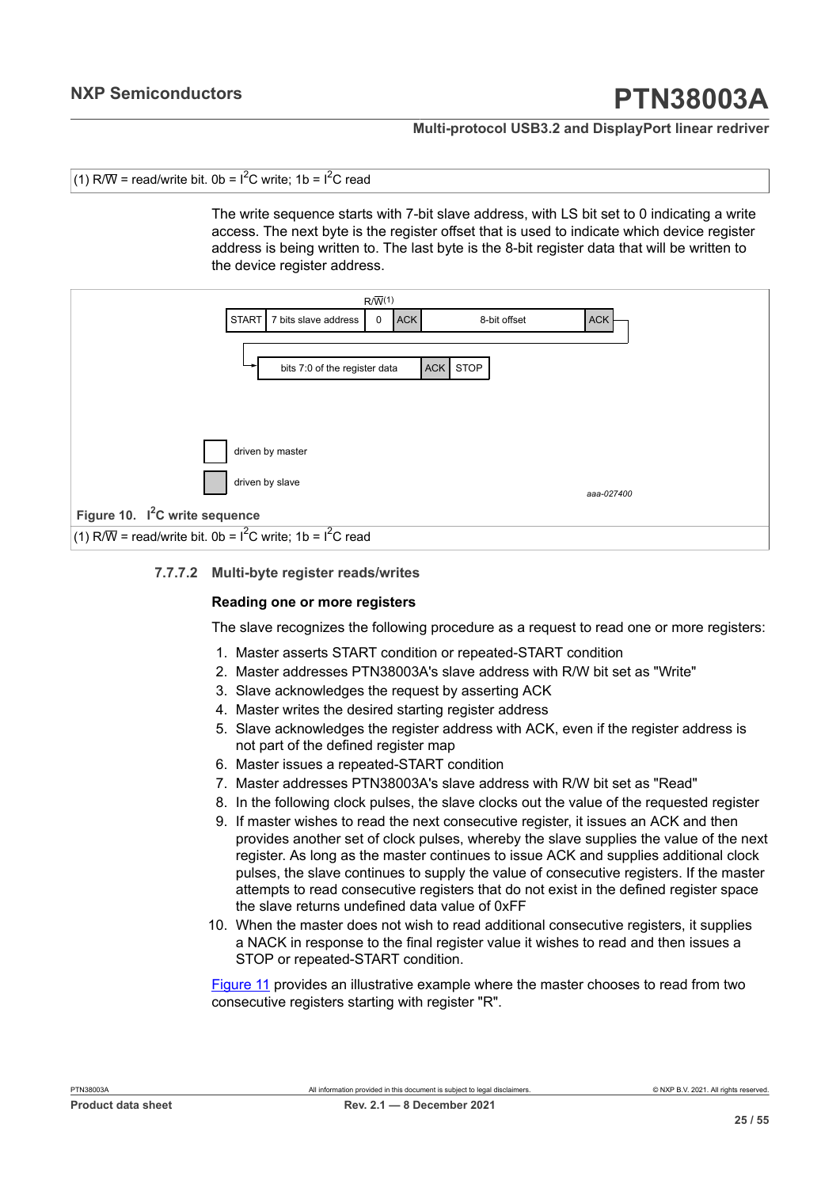(1) R/W̅ = read/write bit. 0b = I²C write; 1b = I²C read

The write sequence starts with 7-bit slave address, with LS bit set to 0 indicating a write access. The next byte is the register offset that is used to indicate which device register address is being written to. The last byte is the 8-bit register data that will be written to the device register address.

| START | 7 bits slave address | 0 (R/W̅ (1)) | ACK | 8-bit offset | ACK |
|---|---|---|---|---|---|

| bits 7:0 of the register data | ACK | STOP |
|---|---|---|

- driven by master
- driven by slave (ACK fields)

aaa-027400

**Figure 10. I²C write sequence**

(1) R/W̅ = read/write bit. 0b = I²C write; 1b = I²C read

#### 7.7.7.2 Multi-byte register reads/writes

**Reading one or more registers**

The slave recognizes the following procedure as a request to read one or more registers:

1. Master asserts START condition or repeated-START condition
2. Master addresses PTN38003A's slave address with R/W bit set as "Write"
3. Slave acknowledges the request by asserting ACK
4. Master writes the desired starting register address
5. Slave acknowledges the register address with ACK, even if the register address is not part of the defined register map
6. Master issues a repeated-START condition
7. Master addresses PTN38003A's slave address with R/W bit set as "Read"
8. In the following clock pulses, the slave clocks out the value of the requested register
9. If master wishes to read the next consecutive register, it issues an ACK and then provides another set of clock pulses, whereby the slave supplies the value of the next register. As long as the master continues to issue ACK and supplies additional clock pulses, the slave continues to supply the value of consecutive registers. If the master attempts to read consecutive registers that do not exist in the defined register space the slave returns undefined data value of 0xFF
10. When the master does not wish to read additional consecutive registers, it supplies a NACK in response to the final register value it wishes to read and then issues a STOP or repeated-START condition.

Figure 11 provides an illustrative example where the master chooses to read from two consecutive registers starting with register "R".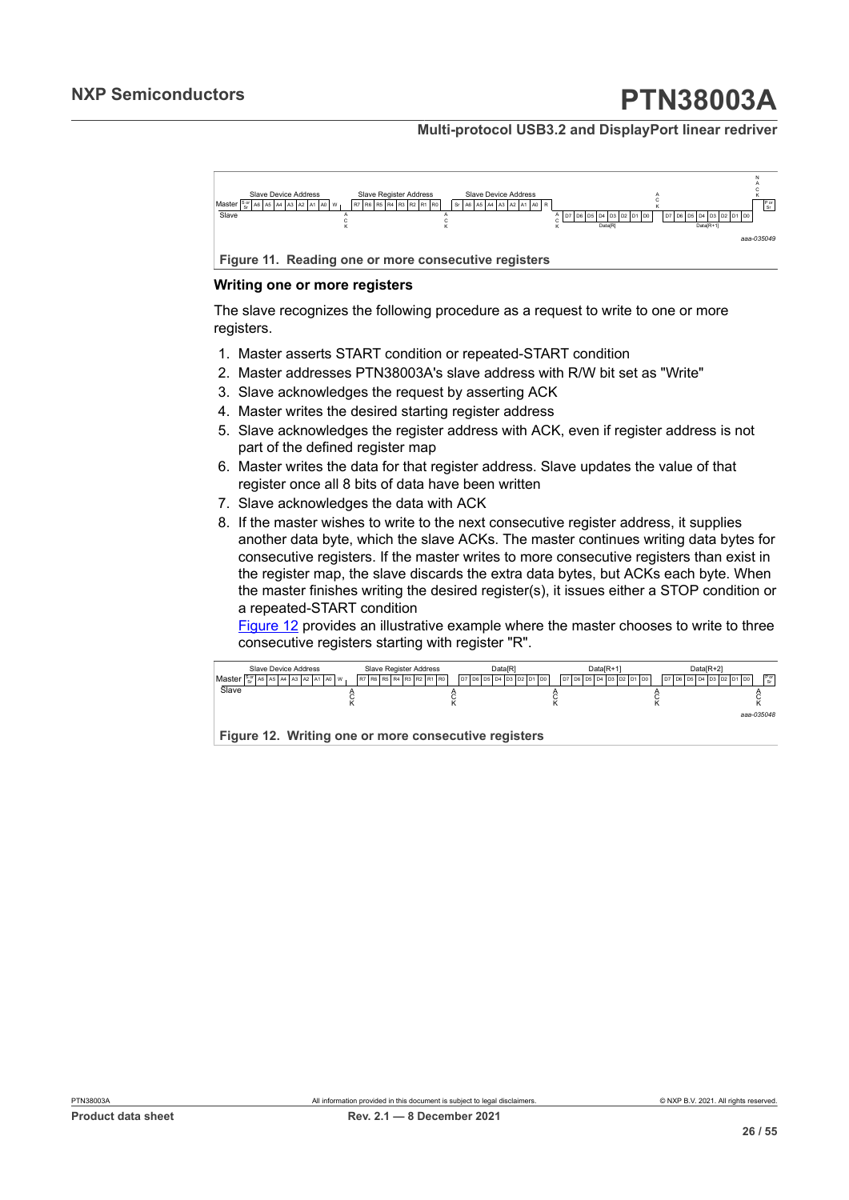Figure 11. Reading one or more consecutive registers

**Writing one or more registers**

The slave recognizes the following procedure as a request to write to one or more registers.

1. Master asserts START condition or repeated-START condition
2. Master addresses PTN38003A's slave address with R/W bit set as "Write"
3. Slave acknowledges the request by asserting ACK
4. Master writes the desired starting register address
5. Slave acknowledges the register address with ACK, even if register address is not part of the defined register map
6. Master writes the data for that register address. Slave updates the value of that register once all 8 bits of data have been written
7. Slave acknowledges the data with ACK
8. If the master wishes to write to the next consecutive register address, it supplies another data byte, which the slave ACKs. The master continues writing data bytes for consecutive registers. If the master writes to more consecutive registers than exist in the register map, the slave discards the extra data bytes, but ACKs each byte. When the master finishes writing the desired register(s), it issues either a STOP condition or a repeated-START condition
   Figure 12 provides an illustrative example where the master chooses to write to three consecutive registers starting with register "R".

Figure 12. Writing one or more consecutive registers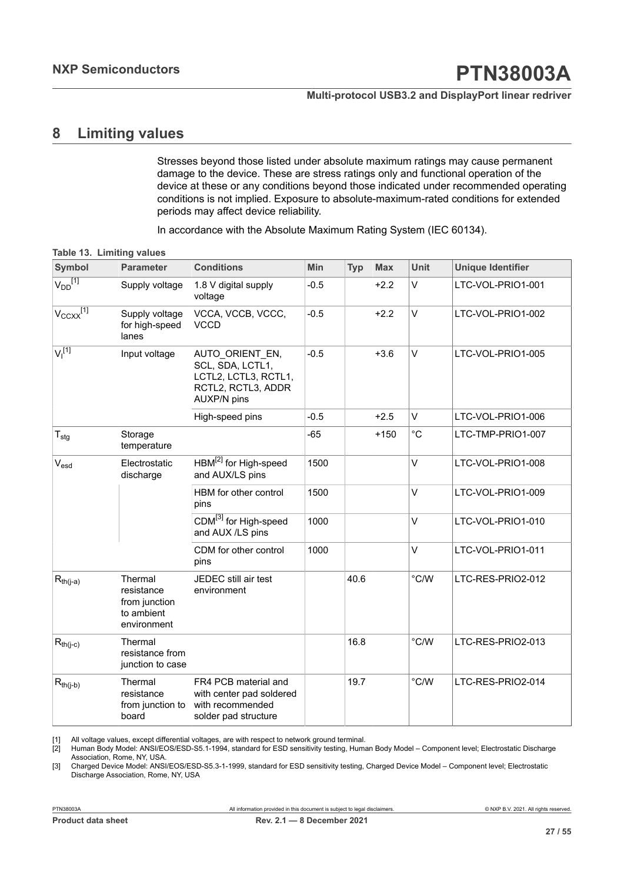## 8 Limiting values

Stresses beyond those listed under absolute maximum ratings may cause permanent damage to the device. These are stress ratings only and functional operation of the device at these or any conditions beyond those indicated under recommended operating conditions is not implied. Exposure to absolute-maximum-rated conditions for extended periods may affect device reliability.

In accordance with the Absolute Maximum Rating System (IEC 60134).

**Table 13. Limiting values**

| Symbol | Parameter | Conditions | Min | Typ | Max | Unit | Unique Identifier |
|---|---|---|---|---|---|---|---|
| $V_{DD}$ [1] | Supply voltage | 1.8 V digital supply voltage | -0.5 | | +2.2 | V | LTC-VOL-PRIO1-001 |
| $V_{CCXX}$ [1] | Supply voltage for high-speed lanes | VCCA, VCCB, VCCC, VCCD | -0.5 | | +2.2 | V | LTC-VOL-PRIO1-002 |
| $V_I$ [1] | Input voltage | AUTO_ORIENT_EN, SCL, SDA, LCTL1, LCTL2, LCTL3, RCTL1, RCTL2, RCTL3, ADDR AUXP/N pins | -0.5 | | +3.6 | V | LTC-VOL-PRIO1-005 |
| | | High-speed pins | -0.5 | | +2.5 | V | LTC-VOL-PRIO1-006 |
| $T_{stg}$ | Storage temperature | | -65 | | +150 | °C | LTC-TMP-PRIO1-007 |
| $V_{esd}$ | Electrostatic discharge | HBM[2] for High-speed and AUX/LS pins | 1500 | | | V | LTC-VOL-PRIO1-008 |
| | | HBM for other control pins | 1500 | | | V | LTC-VOL-PRIO1-009 |
| | | CDM[3] for High-speed and AUX /LS pins | 1000 | | | V | LTC-VOL-PRIO1-010 |
| | | CDM for other control pins | 1000 | | | V | LTC-VOL-PRIO1-011 |
| $R_{th(j-a)}$ | Thermal resistance from junction to ambient environment | JEDEC still air test environment | | 40.6 | | °C/W | LTC-RES-PRIO2-012 |
| $R_{th(j-c)}$ | Thermal resistance from junction to case | | | 16.8 | | °C/W | LTC-RES-PRIO2-013 |
| $R_{th(j-b)}$ | Thermal resistance from junction to board | FR4 PCB material and with center pad soldered with recommended solder pad structure | | 19.7 | | °C/W | LTC-RES-PRIO2-014 |

[1] All voltage values, except differential voltages, are with respect to network ground terminal.

[2] Human Body Model: ANSI/EOS/ESD-S5.1-1994, standard for ESD sensitivity testing, Human Body Model – Component level; Electrostatic Discharge Association, Rome, NY, USA.

[3] Charged Device Model: ANSI/EOS/ESD-S5.3-1-1999, standard for ESD sensitivity testing, Charged Device Model – Component level; Electrostatic Discharge Association, Rome, NY, USA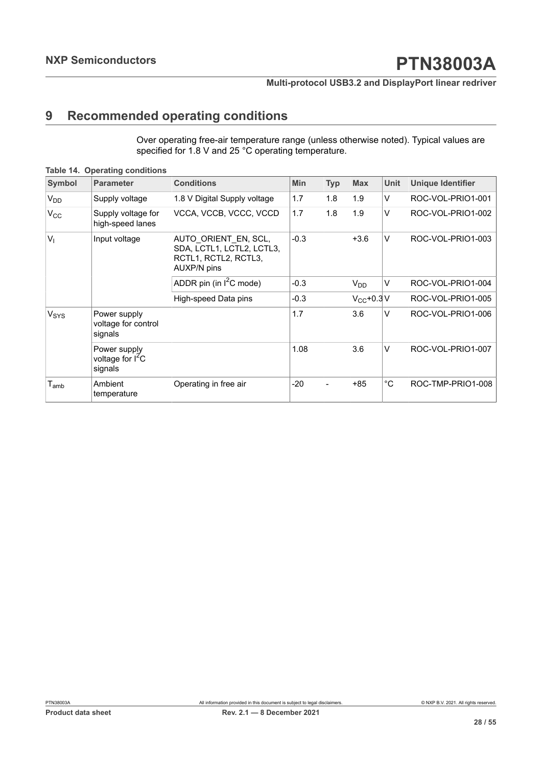# 9 Recommended operating conditions

Over operating free-air temperature range (unless otherwise noted). Typical values are specified for 1.8 V and 25 °C operating temperature.

**Table 14. Operating conditions**

| Symbol | Parameter | Conditions | Min | Typ | Max | Unit | Unique Identifier |
|---|---|---|---|---|---|---|---|
| $V_{DD}$ | Supply voltage | 1.8 V Digital Supply voltage | 1.7 | 1.8 | 1.9 | V | ROC-VOL-PRIO1-001 |
| $V_{CC}$ | Supply voltage for high-speed lanes | VCCA, VCCB, VCCC, VCCD | 1.7 | 1.8 | 1.9 | V | ROC-VOL-PRIO1-002 |
| $V_I$ | Input voltage | AUTO_ORIENT_EN, SCL, SDA, LCTL1, LCTL2, LCTL3, RCTL1, RCTL2, RCTL3, AUXP/N pins | -0.3 | | +3.6 | V | ROC-VOL-PRIO1-003 |
| | | ADDR pin (in $I^2C$ mode) | -0.3 | | $V_{DD}$ | V | ROC-VOL-PRIO1-004 |
| | | High-speed Data pins | -0.3 | | $V_{CC}$+0.3 | V | ROC-VOL-PRIO1-005 |
| $V_{SYS}$ | Power supply voltage for control signals | | 1.7 | | 3.6 | V | ROC-VOL-PRIO1-006 |
| | Power supply voltage for $I^2C$ signals | | 1.08 | | 3.6 | V | ROC-VOL-PRIO1-007 |
| $T_{amb}$ | Ambient temperature | Operating in free air | -20 | - | +85 | °C | ROC-TMP-PRIO1-008 |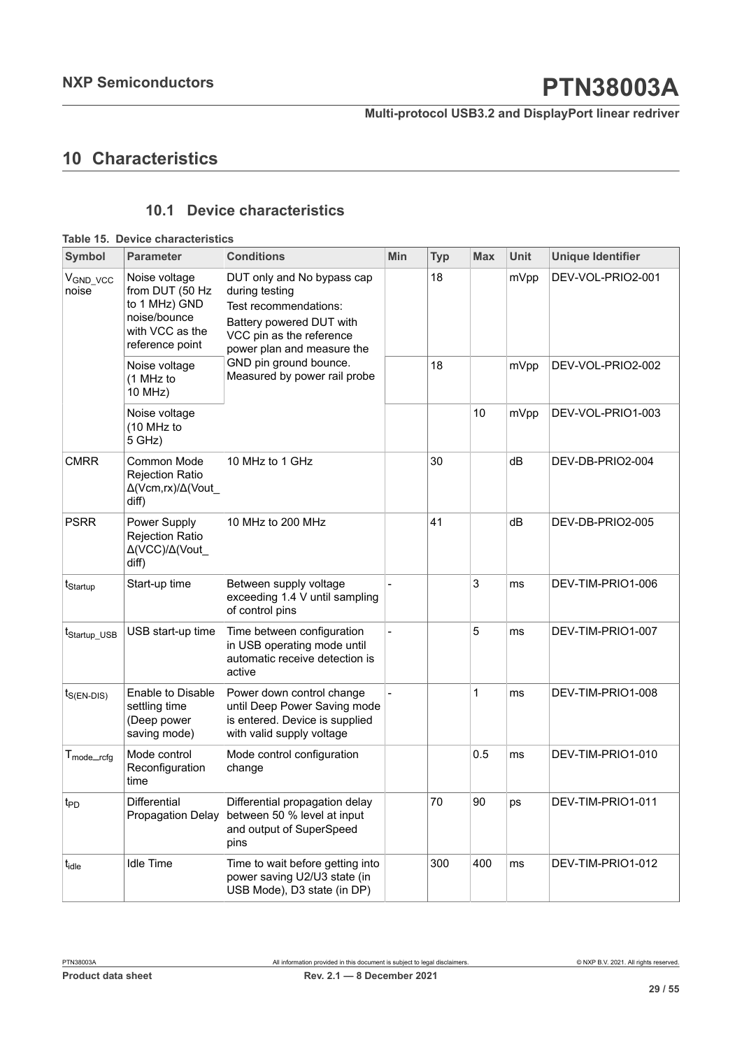# 10 Characteristics

## 10.1 Device characteristics

**Table 15. Device characteristics**

| Symbol | Parameter | Conditions | Min | Typ | Max | Unit | Unique Identifier |
|---|---|---|---|---|---|---|---|
| $V_{GND\_VCC}$ noise | Noise voltage from DUT (50 Hz to 1 MHz) GND noise/bounce with VCC as the reference point | DUT only and No bypass cap during testing Test recommendations: Battery powered DUT with VCC pin as the reference power plan and measure the GND pin ground bounce. Measured by power rail probe | | 18 | | mVpp | DEV-VOL-PRIO2-001 |
| | Noise voltage (1 MHz to 10 MHz) | | | 18 | | mVpp | DEV-VOL-PRIO2-002 |
| | Noise voltage (10 MHz to 5 GHz) | | | | 10 | mVpp | DEV-VOL-PRIO1-003 |
| CMRR | Common Mode Rejection Ratio Δ(Vcm,rx)/Δ(Vout_diff) | 10 MHz to 1 GHz | | 30 | | dB | DEV-DB-PRIO2-004 |
| PSRR | Power Supply Rejection Ratio Δ(VCC)/Δ(Vout_diff) | 10 MHz to 200 MHz | | 41 | | dB | DEV-DB-PRIO2-005 |
| $t_{Startup}$ | Start-up time | Between supply voltage exceeding 1.4 V until sampling of control pins | - | | 3 | ms | DEV-TIM-PRIO1-006 |
| $t_{Startup\_USB}$ | USB start-up time | Time between configuration in USB operating mode until automatic receive detection is active | - | | 5 | ms | DEV-TIM-PRIO1-007 |
| $t_{S(EN-DIS)}$ | Enable to Disable settling time (Deep power saving mode) | Power down control change until Deep Power Saving mode is entered. Device is supplied with valid supply voltage | - | | 1 | ms | DEV-TIM-PRIO1-008 |
| $T_{mode\_rcfg}$ | Mode control Reconfiguration time | Mode control configuration change | | | 0.5 | ms | DEV-TIM-PRIO1-010 |
| $t_{PD}$ | Differential Propagation Delay | Differential propagation delay between 50 % level at input and output of SuperSpeed pins | | 70 | 90 | ps | DEV-TIM-PRIO1-011 |
| $t_{idle}$ | Idle Time | Time to wait before getting into power saving U2/U3 state (in USB Mode), D3 state (in DP) | | 300 | 400 | ms | DEV-TIM-PRIO1-012 |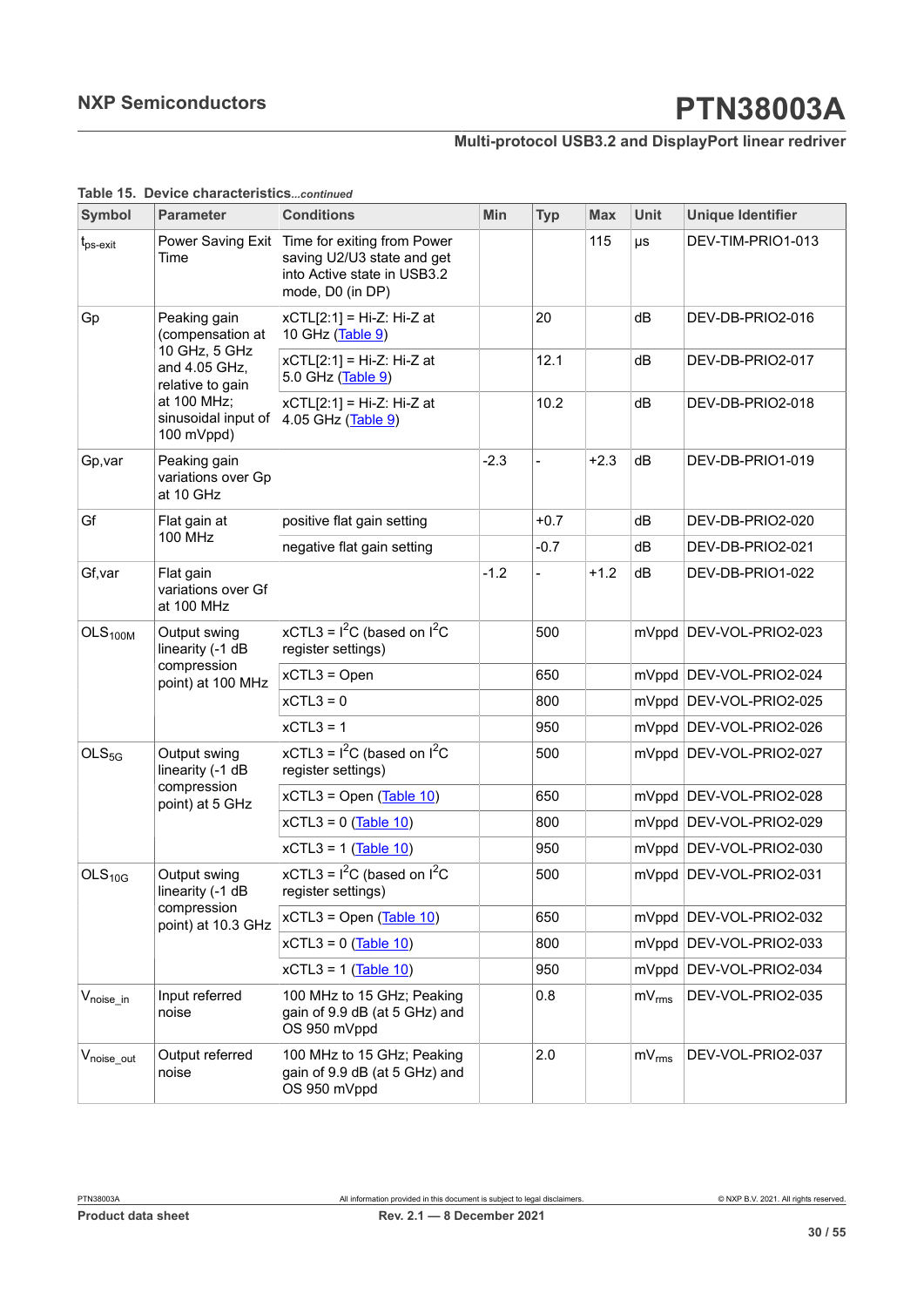**Table 15. Device characteristics***...continued*

| Symbol | Parameter | Conditions | Min | Typ | Max | Unit | Unique Identifier |
|---|---|---|---|---|---|---|---|
| $t_{ps\text{-}exit}$ | Power Saving Exit Time | Time for exiting from Power saving U2/U3 state and get into Active state in USB3.2 mode, D0 (in DP) | | | 115 | µs | DEV-TIM-PRIO1-013 |
| Gp | Peaking gain (compensation at 10 GHz, 5 GHz and 4.05 GHz, relative to gain at 100 MHz; sinusoidal input of 100 mVppd) | xCTL[2:1] = Hi-Z: Hi-Z at 10 GHz (Table 9) | | 20 | | dB | DEV-DB-PRIO2-016 |
| | | xCTL[2:1] = Hi-Z: Hi-Z at 5.0 GHz (Table 9) | | 12.1 | | dB | DEV-DB-PRIO2-017 |
| | | xCTL[2:1] = Hi-Z: Hi-Z at 4.05 GHz (Table 9) | | 10.2 | | dB | DEV-DB-PRIO2-018 |
| Gp,var | Peaking gain variations over Gp at 10 GHz | | -2.3 | - | +2.3 | dB | DEV-DB-PRIO1-019 |
| Gf | Flat gain at 100 MHz | positive flat gain setting | | +0.7 | | dB | DEV-DB-PRIO2-020 |
| | | negative flat gain setting | | -0.7 | | dB | DEV-DB-PRIO2-021 |
| Gf,var | Flat gain variations over Gf at 100 MHz | | -1.2 | - | +1.2 | dB | DEV-DB-PRIO1-022 |
| $OLS_{100M}$ | Output swing linearity (-1 dB compression point) at 100 MHz | xCTL3 = $I^2C$ (based on $I^2C$ register settings) | | 500 | | mVppd | DEV-VOL-PRIO2-023 |
| | | xCTL3 = Open | | 650 | | mVppd | DEV-VOL-PRIO2-024 |
| | | xCTL3 = 0 | | 800 | | mVppd | DEV-VOL-PRIO2-025 |
| | | xCTL3 = 1 | | 950 | | mVppd | DEV-VOL-PRIO2-026 |
| $OLS_{5G}$ | Output swing linearity (-1 dB compression point) at 5 GHz | xCTL3 = $I^2C$ (based on $I^2C$ register settings) | | 500 | | mVppd | DEV-VOL-PRIO2-027 |
| | | xCTL3 = Open (Table 10) | | 650 | | mVppd | DEV-VOL-PRIO2-028 |
| | | xCTL3 = 0 (Table 10) | | 800 | | mVppd | DEV-VOL-PRIO2-029 |
| | | xCTL3 = 1 (Table 10) | | 950 | | mVppd | DEV-VOL-PRIO2-030 |
| $OLS_{10G}$ | Output swing linearity (-1 dB compression point) at 10.3 GHz | xCTL3 = $I^2C$ (based on $I^2C$ register settings) | | 500 | | mVppd | DEV-VOL-PRIO2-031 |
| | | xCTL3 = Open (Table 10) | | 650 | | mVppd | DEV-VOL-PRIO2-032 |
| | | xCTL3 = 0 (Table 10) | | 800 | | mVppd | DEV-VOL-PRIO2-033 |
| | | xCTL3 = 1 (Table 10) | | 950 | | mVppd | DEV-VOL-PRIO2-034 |
| $V_{noise\_in}$ | Input referred noise | 100 MHz to 15 GHz; Peaking gain of 9.9 dB (at 5 GHz) and OS 950 mVppd | | 0.8 | | $mV_{rms}$ | DEV-VOL-PRIO2-035 |
| $V_{noise\_out}$ | Output referred noise | 100 MHz to 15 GHz; Peaking gain of 9.9 dB (at 5 GHz) and OS 950 mVppd | | 2.0 | | $mV_{rms}$ | DEV-VOL-PRIO2-037 |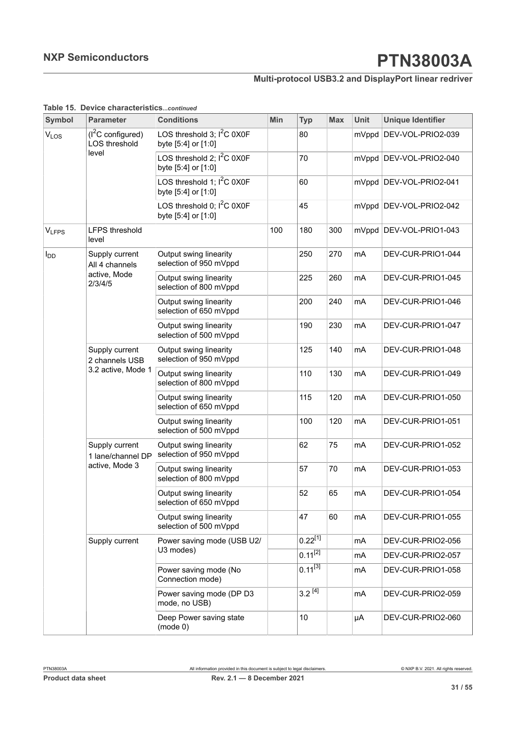**Table 15. Device characteristics**...*continued*

| Symbol | Parameter | Conditions | Min | Typ | Max | Unit | Unique Identifier |
|---|---|---|---|---|---|---|---|
| $V_{LOS}$ | ($I^2C$ configured) LOS threshold level | LOS threshold 3; $I^2C$ 0X0F byte [5:4] or [1:0] | | 80 | | mVppd | DEV-VOL-PRIO2-039 |
| | | LOS threshold 2; $I^2C$ 0X0F byte [5:4] or [1:0] | | 70 | | mVppd | DEV-VOL-PRIO2-040 |
| | | LOS threshold 1; $I^2C$ 0X0F byte [5:4] or [1:0] | | 60 | | mVppd | DEV-VOL-PRIO2-041 |
| | | LOS threshold 0; $I^2C$ 0X0F byte [5:4] or [1:0] | | 45 | | mVppd | DEV-VOL-PRIO2-042 |
| $V_{LFPS}$ | LFPS threshold level | | 100 | 180 | 300 | mVppd | DEV-VOL-PRIO1-043 |
| $I_{DD}$ | Supply current All 4 channels active, Mode 2/3/4/5 | Output swing linearity selection of 950 mVppd | | 250 | 270 | mA | DEV-CUR-PRIO1-044 |
| | | Output swing linearity selection of 800 mVppd | | 225 | 260 | mA | DEV-CUR-PRIO1-045 |
| | | Output swing linearity selection of 650 mVppd | | 200 | 240 | mA | DEV-CUR-PRIO1-046 |
| | | Output swing linearity selection of 500 mVppd | | 190 | 230 | mA | DEV-CUR-PRIO1-047 |
| | Supply current 2 channels USB 3.2 active, Mode 1 | Output swing linearity selection of 950 mVppd | | 125 | 140 | mA | DEV-CUR-PRIO1-048 |
| | | Output swing linearity selection of 800 mVppd | | 110 | 130 | mA | DEV-CUR-PRIO1-049 |
| | | Output swing linearity selection of 650 mVppd | | 115 | 120 | mA | DEV-CUR-PRIO1-050 |
| | | Output swing linearity selection of 500 mVppd | | 100 | 120 | mA | DEV-CUR-PRIO1-051 |
| | Supply current 1 lane/channel DP active, Mode 3 | Output swing linearity selection of 950 mVppd | | 62 | 75 | mA | DEV-CUR-PRIO1-052 |
| | | Output swing linearity selection of 800 mVppd | | 57 | 70 | mA | DEV-CUR-PRIO1-053 |
| | | Output swing linearity selection of 650 mVppd | | 52 | 65 | mA | DEV-CUR-PRIO1-054 |
| | | Output swing linearity selection of 500 mVppd | | 47 | 60 | mA | DEV-CUR-PRIO1-055 |
| | Supply current | Power saving mode (USB U2/ U3 modes) | | 0.22[1] | | mA | DEV-CUR-PRIO2-056 |
| | | | | 0.11[2] | | mA | DEV-CUR-PRIO2-057 |
| | | Power saving mode (No Connection mode) | | 0.11[3] | | mA | DEV-CUR-PRIO1-058 |
| | | Power saving mode (DP D3 mode, no USB) | | 3.2 [4] | | mA | DEV-CUR-PRIO2-059 |
| | | Deep Power saving state (mode 0) | | 10 | | µA | DEV-CUR-PRIO2-060 |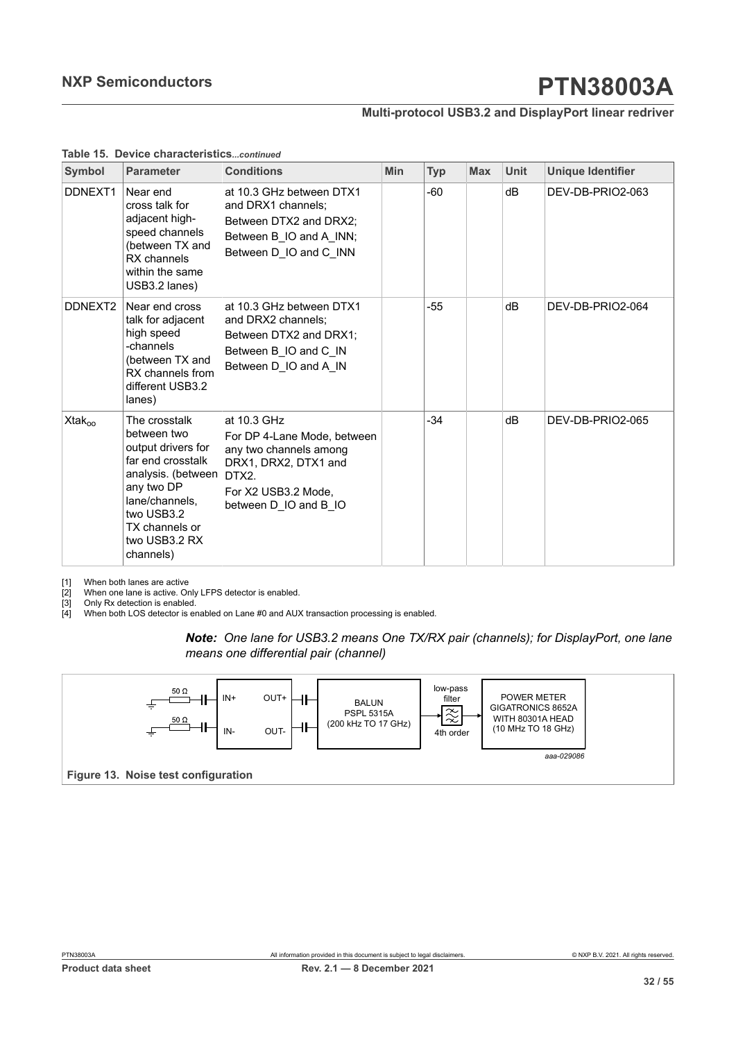**Table 15. Device characteristics***...continued*

| Symbol | Parameter | Conditions | Min | Typ | Max | Unit | Unique Identifier |
|---|---|---|---|---|---|---|---|
| DDNEXT1 | Near end cross talk for adjacent high-speed channels (between TX and RX channels within the same USB3.2 lanes) | at 10.3 GHz between DTX1 and DRX1 channels; Between DTX2 and DRX2; Between B_IO and A_INN; Between D_IO and C_INN | | -60 | | dB | DEV-DB-PRIO2-063 |
| DDNEXT2 | Near end cross talk for adjacent high speed -channels (between TX and RX channels from different USB3.2 lanes) | at 10.3 GHz between DTX1 and DRX2 channels; Between DTX2 and DRX1; Between B_IO and C_IN Between D_IO and A_IN | | -55 | | dB | DEV-DB-PRIO2-064 |
| $Xtak_{oo}$ | The crosstalk between two output drivers for far end crosstalk analysis. (between any two DP lane/channels, two USB3.2 TX channels or two USB3.2 RX channels) | at 10.3 GHz For DP 4-Lane Mode, between any two channels among DRX1, DRX2, DTX1 and DTX2. For X2 USB3.2 Mode, between D_IO and B_IO | | -34 | | dB | DEV-DB-PRIO2-065 |

[1] When both lanes are active
[2] When one lane is active. Only LFPS detector is enabled.
[3] Only Rx detection is enabled.
[4] When both LOS detector is enabled on Lane #0 and AUX transaction processing is enabled.

***Note:*** *One lane for USB3.2 means One TX/RX pair (channels); for DisplayPort, one lane means one differential pair (channel)*

50 Ω, 50 Ω, IN+, IN-, OUT+, OUT-, BALUN PSPL 5315A (200 kHz TO 17 GHz), low-pass filter 4th order, POWER METER GIGATRONICS 8652A WITH 80301A HEAD (10 MHz TO 18 GHz)

aaa-029086

**Figure 13. Noise test configuration**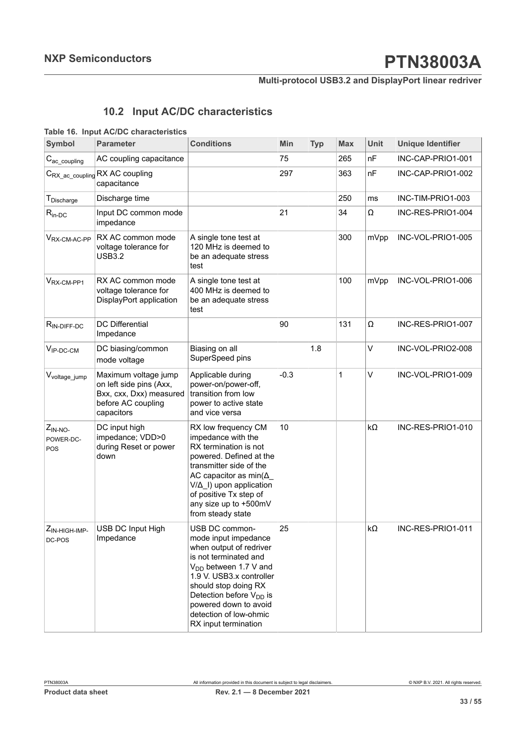## 10.2 Input AC/DC characteristics

**Table 16. Input AC/DC characteristics**

| Symbol | Parameter | Conditions | Min | Typ | Max | Unit | Unique Identifier |
|---|---|---|---|---|---|---|---|
| $C_{ac\_coupling}$ | AC coupling capacitance | | 75 | | 265 | nF | INC-CAP-PRIO1-001 |
| $C_{RX\_ac\_coupling}$ | RX AC coupling capacitance | | 297 | | 363 | nF | INC-CAP-PRIO1-002 |
| $T_{Discharge}$ | Discharge time | | | | 250 | ms | INC-TIM-PRIO1-003 |
| $R_{in\text{-}DC}$ | Input DC common mode impedance | | 21 | | 34 | Ω | INC-RES-PRIO1-004 |
| $V_{RX\text{-}CM\text{-}AC\text{-}PP}$ | RX AC common mode voltage tolerance for USB3.2 | A single tone test at 120 MHz is deemed to be an adequate stress test | | | 300 | mVpp | INC-VOL-PRIO1-005 |
| $V_{RX\text{-}CM\text{-}PP1}$ | RX AC common mode voltage tolerance for DisplayPort application | A single tone test at 400 MHz is deemed to be an adequate stress test | | | 100 | mVpp | INC-VOL-PRIO1-006 |
| $R_{IN\text{-}DIFF\text{-}DC}$ | DC Differential Impedance | | 90 | | 131 | Ω | INC-RES-PRIO1-007 |
| $V_{IP\text{-}DC\text{-}CM}$ | DC biasing/common mode voltage | Biasing on all SuperSpeed pins | | 1.8 | | V | INC-VOL-PRIO2-008 |
| $V_{voltage\_jump}$ | Maximum voltage jump on left side pins (Axx, Bxx, cxx, Dxx) measured before AC coupling capacitors | Applicable during power-on/power-off, transition from low power to active state and vice versa | -0.3 | | 1 | V | INC-VOL-PRIO1-009 |
| $Z_{IN\text{-}NO\text{-}POWER\text{-}DC\text{-}POS}$ | DC input high impedance; VDD>0 during Reset or power down | RX low frequency CM impedance with the RX termination is not powered. Defined at the transmitter side of the AC capacitor as min(Δ_V/Δ_I) upon application of positive Tx step of any size up to +500mV from steady state | 10 | | | kΩ | INC-RES-PRIO1-010 |
| $Z_{IN\text{-}HIGH\text{-}IMP\text{-}DC\text{-}POS}$ | USB DC Input High Impedance | USB DC common-mode input impedance when output of redriver is not terminated and $V_{DD}$ between 1.7 V and 1.9 V. USB3.x controller should stop doing RX Detection before $V_{DD}$ is powered down to avoid detection of low-ohmic RX input termination | 25 | | | kΩ | INC-RES-PRIO1-011 |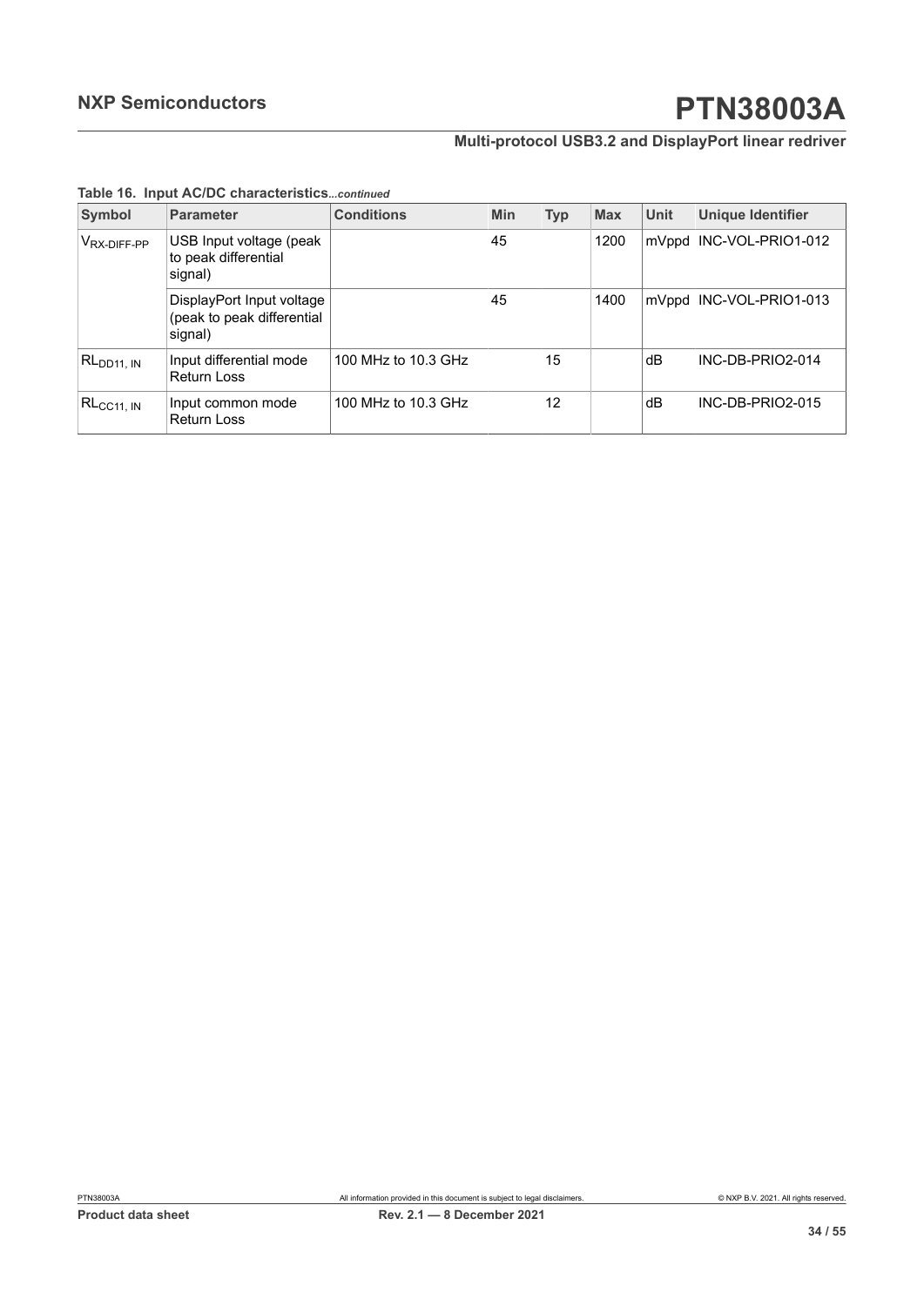**Table 16. Input AC/DC characteristics**...*continued*

| Symbol | Parameter | Conditions | Min | Typ | Max | Unit | Unique Identifier |
|---|---|---|---|---|---|---|---|
| $V_{RX\text{-}DIFF\text{-}PP}$ | USB Input voltage (peak to peak differential signal) | | 45 | | 1200 | mVppd | INC-VOL-PRIO1-012 |
| | DisplayPort Input voltage (peak to peak differential signal) | | 45 | | 1400 | mVppd | INC-VOL-PRIO1-013 |
| $RL_{DD11,\ IN}$ | Input differential mode Return Loss | 100 MHz to 10.3 GHz | | 15 | | dB | INC-DB-PRIO2-014 |
| $RL_{CC11,\ IN}$ | Input common mode Return Loss | 100 MHz to 10.3 GHz | | 12 | | dB | INC-DB-PRIO2-015 |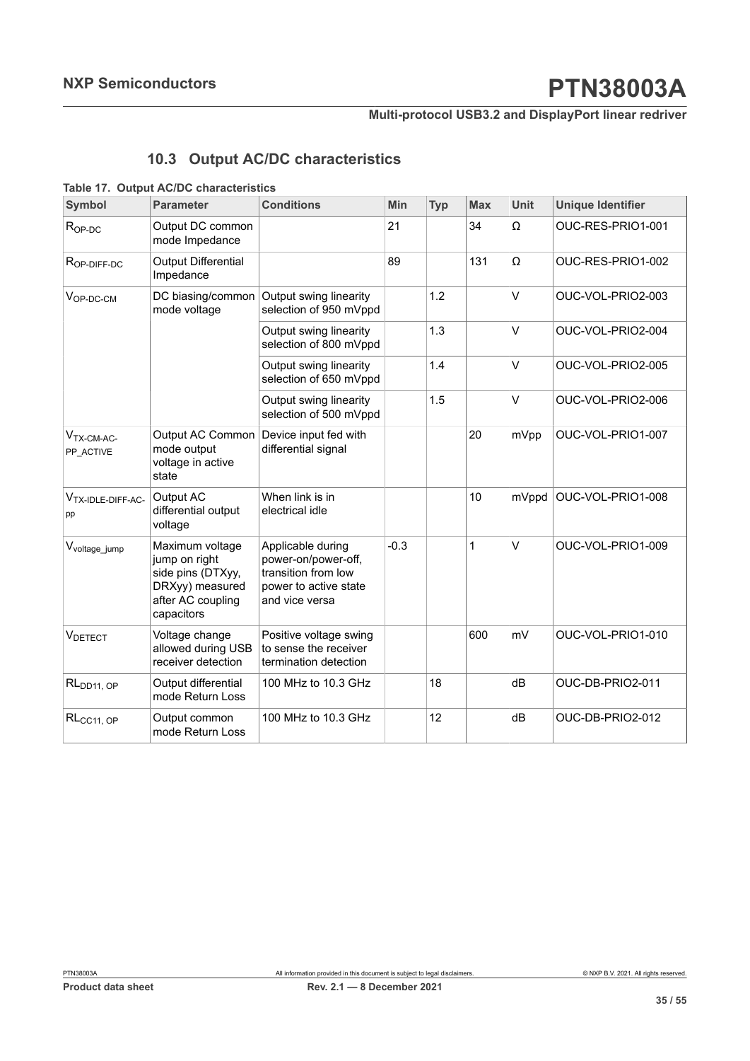## 10.3 Output AC/DC characteristics

**Table 17. Output AC/DC characteristics**

| Symbol | Parameter | Conditions | Min | Typ | Max | Unit | Unique Identifier |
|---|---|---|---|---|---|---|---|
| $R_{OP-DC}$ | Output DC common mode Impedance | | 21 | | 34 | Ω | OUC-RES-PRIO1-001 |
| $R_{OP-DIFF-DC}$ | Output Differential Impedance | | 89 | | 131 | Ω | OUC-RES-PRIO1-002 |
| $V_{OP-DC-CM}$ | DC biasing/common mode voltage | Output swing linearity selection of 950 mVppd | | 1.2 | | V | OUC-VOL-PRIO2-003 |
| | | Output swing linearity selection of 800 mVppd | | 1.3 | | V | OUC-VOL-PRIO2-004 |
| | | Output swing linearity selection of 650 mVppd | | 1.4 | | V | OUC-VOL-PRIO2-005 |
| | | Output swing linearity selection of 500 mVppd | | 1.5 | | V | OUC-VOL-PRIO2-006 |
| $V_{TX-CM-AC-PP\_ACTIVE}$ | Output AC Common mode output voltage in active state | Device input fed with differential signal | | | 20 | mVpp | OUC-VOL-PRIO1-007 |
| $V_{TX-IDLE-DIFF-AC-pp}$ | Output AC differential output voltage | When link is in electrical idle | | | 10 | mVppd | OUC-VOL-PRIO1-008 |
| $V_{voltage\_jump}$ | Maximum voltage jump on right side pins (DTXyy, DRXyy) measured after AC coupling capacitors | Applicable during power-on/power-off, transition from low power to active state and vice versa | -0.3 | | 1 | V | OUC-VOL-PRIO1-009 |
| $V_{DETECT}$ | Voltage change allowed during USB receiver detection | Positive voltage swing to sense the receiver termination detection | | | 600 | mV | OUC-VOL-PRIO1-010 |
| $RL_{DD11, OP}$ | Output differential mode Return Loss | 100 MHz to 10.3 GHz | | 18 | | dB | OUC-DB-PRIO2-011 |
| $RL_{CC11, OP}$ | Output common mode Return Loss | 100 MHz to 10.3 GHz | | 12 | | dB | OUC-DB-PRIO2-012 |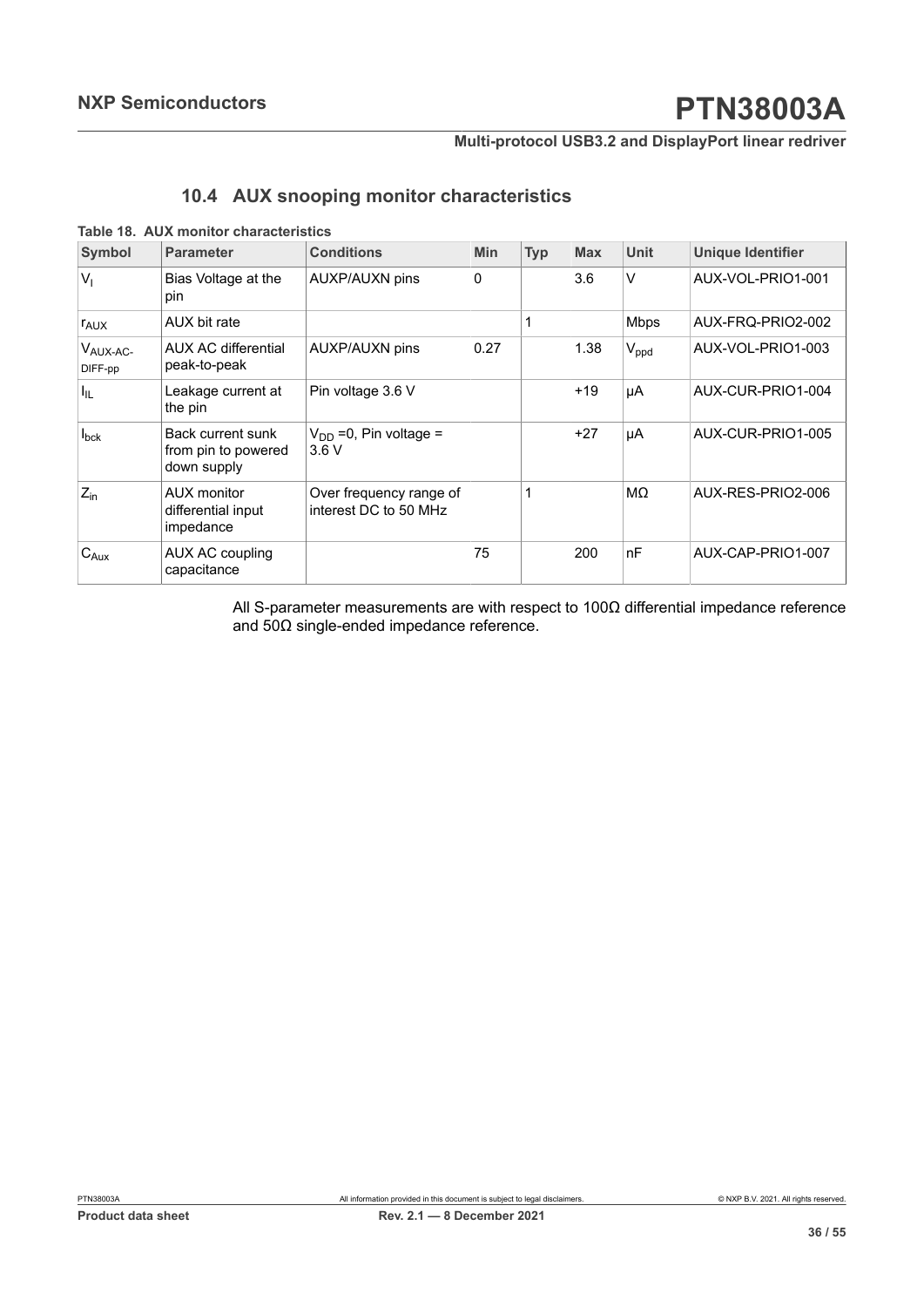## 10.4 AUX snooping monitor characteristics

**Table 18. AUX monitor characteristics**

| Symbol | Parameter | Conditions | Min | Typ | Max | Unit | Unique Identifier |
|---|---|---|---|---|---|---|---|
| $V_I$ | Bias Voltage at the pin | AUXP/AUXN pins | 0 | | 3.6 | V | AUX-VOL-PRIO1-001 |
| $r_{AUX}$ | AUX bit rate | | | 1 | | Mbps | AUX-FRQ-PRIO2-002 |
| $V_{AUX\text{-}AC\text{-}DIFF\text{-}pp}$ | AUX AC differential peak-to-peak | AUXP/AUXN pins | 0.27 | | 1.38 | $V_{ppd}$ | AUX-VOL-PRIO1-003 |
| $I_{IL}$ | Leakage current at the pin | Pin voltage 3.6 V | | | +19 | µA | AUX-CUR-PRIO1-004 |
| $I_{bck}$ | Back current sunk from pin to powered down supply | $V_{DD}$ =0, Pin voltage = 3.6 V | | | +27 | µA | AUX-CUR-PRIO1-005 |
| $Z_{in}$ | AUX monitor differential input impedance | Over frequency range of interest DC to 50 MHz | | 1 | | MΩ | AUX-RES-PRIO2-006 |
| $C_{Aux}$ | AUX AC coupling capacitance | | 75 | | 200 | nF | AUX-CAP-PRIO1-007 |

All S-parameter measurements are with respect to 100Ω differential impedance reference and 50Ω single-ended impedance reference.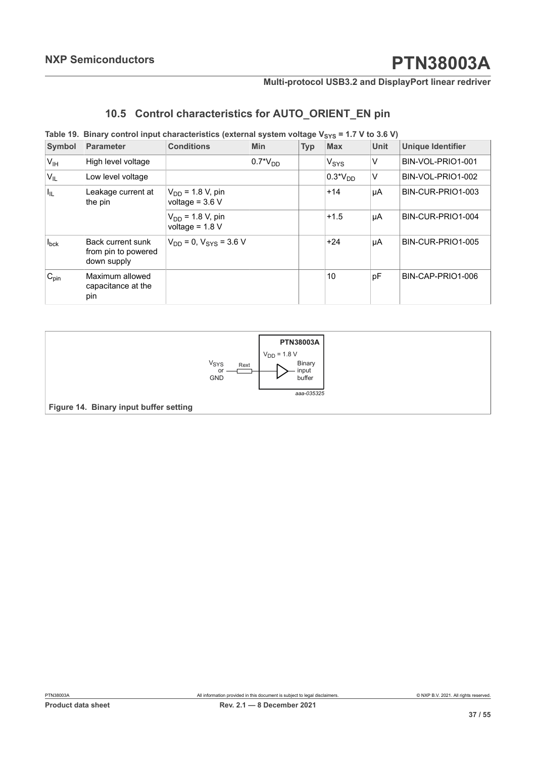## 10.5 Control characteristics for AUTO_ORIENT_EN pin

**Table 19. Binary control input characteristics (external system voltage $V_{SYS}$ = 1.7 V to 3.6 V)**

| Symbol | Parameter | Conditions | Min | Typ | Max | Unit | Unique Identifier |
|---|---|---|---|---|---|---|---|
| $V_{IH}$ | High level voltage | | $0.7^*V_{DD}$ | | $V_{SYS}$ | V | BIN-VOL-PRIO1-001 |
| $V_{IL}$ | Low level voltage | | | | $0.3^*V_{DD}$ | V | BIN-VOL-PRIO1-002 |
| $I_{IL}$ | Leakage current at the pin | $V_{DD}$ = 1.8 V, pin voltage = 3.6 V | | | +14 | µA | BIN-CUR-PRIO1-003 |
| | | $V_{DD}$ = 1.8 V, pin voltage = 1.8 V | | | +1.5 | µA | BIN-CUR-PRIO1-004 |
| $I_{bck}$ | Back current sunk from pin to powered down supply | $V_{DD}$ = 0, $V_{SYS}$ = 3.6 V | | | +24 | µA | BIN-CUR-PRIO1-005 |
| $C_{pin}$ | Maximum allowed capacitance at the pin | | | | 10 | pF | BIN-CAP-PRIO1-006 |

PTN38003A

$V_{DD}$ = 1.8 V

$V_{SYS}$ or GND

Rext

Binary input buffer

aaa-035325

**Figure 14. Binary input buffer setting**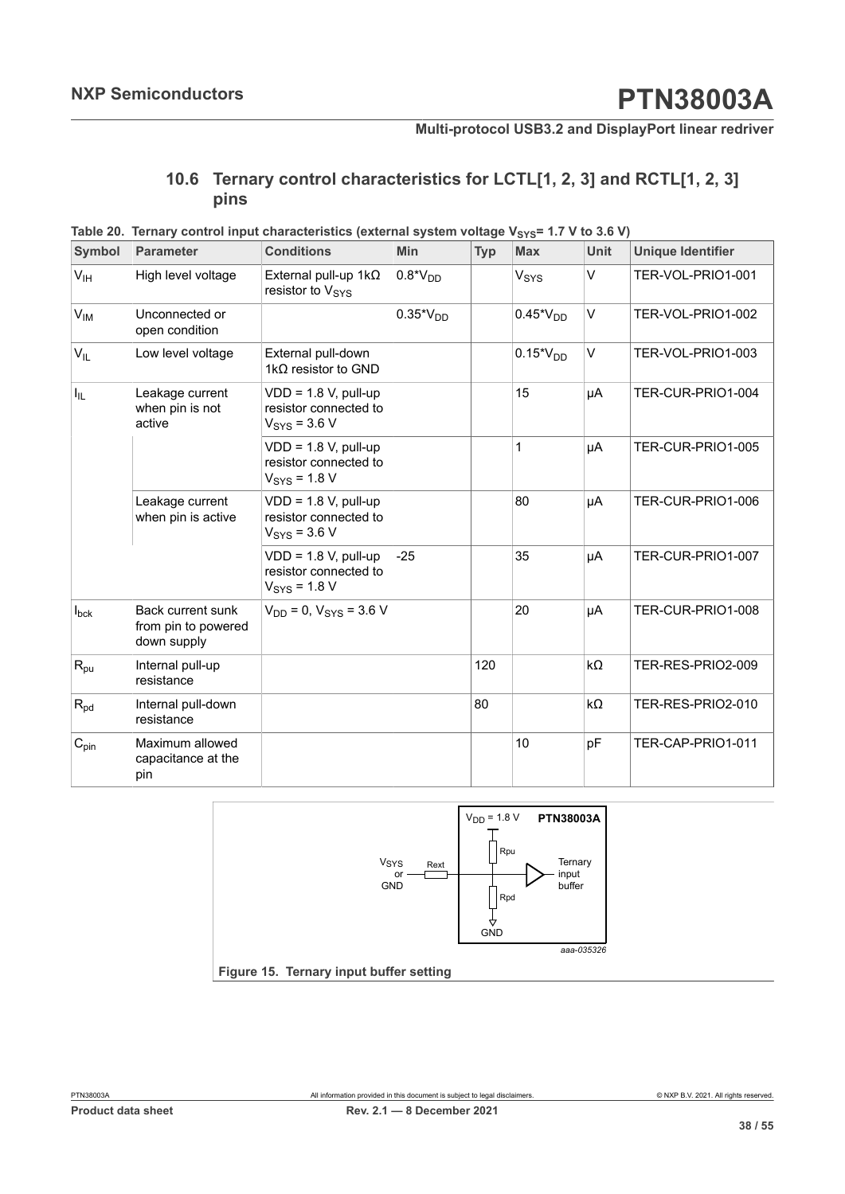### 10.6 Ternary control characteristics for LCTL[1, 2, 3] and RCTL[1, 2, 3] pins

Table 20. Ternary control input characteristics (external system voltage $V_{SYS}$= 1.7 V to 3.6 V)

| Symbol | Parameter | Conditions | Min | Typ | Max | Unit | Unique Identifier |
|---|---|---|---|---|---|---|---|
| $V_{IH}$ | High level voltage | External pull-up 1kΩ resistor to $V_{SYS}$ | $0.8*V_{DD}$ | | $V_{SYS}$ | V | TER-VOL-PRIO1-001 |
| $V_{IM}$ | Unconnected or open condition | | $0.35*V_{DD}$ | | $0.45*V_{DD}$ | V | TER-VOL-PRIO1-002 |
| $V_{IL}$ | Low level voltage | External pull-down 1kΩ resistor to GND | | | $0.15*V_{DD}$ | V | TER-VOL-PRIO1-003 |
| $I_{IL}$ | Leakage current when pin is not active | VDD = 1.8 V, pull-up resistor connected to $V_{SYS}$ = 3.6 V | | | 15 | μA | TER-CUR-PRIO1-004 |
| | | VDD = 1.8 V, pull-up resistor connected to $V_{SYS}$ = 1.8 V | | | 1 | μA | TER-CUR-PRIO1-005 |
| | Leakage current when pin is active | VDD = 1.8 V, pull-up resistor connected to $V_{SYS}$ = 3.6 V | | | 80 | μA | TER-CUR-PRIO1-006 |
| | | VDD = 1.8 V, pull-up resistor connected to $V_{SYS}$ = 1.8 V | -25 | | 35 | μA | TER-CUR-PRIO1-007 |
| $I_{bck}$ | Back current sunk from pin to powered down supply | $V_{DD}$ = 0, $V_{SYS}$ = 3.6 V | | | 20 | μA | TER-CUR-PRIO1-008 |
| $R_{pu}$ | Internal pull-up resistance | | | 120 | | kΩ | TER-RES-PRIO2-009 |
| $R_{pd}$ | Internal pull-down resistance | | | 80 | | kΩ | TER-RES-PRIO2-010 |
| $C_{pin}$ | Maximum allowed capacitance at the pin | | | | 10 | pF | TER-CAP-PRIO1-011 |

Figure 15. Ternary input buffer setting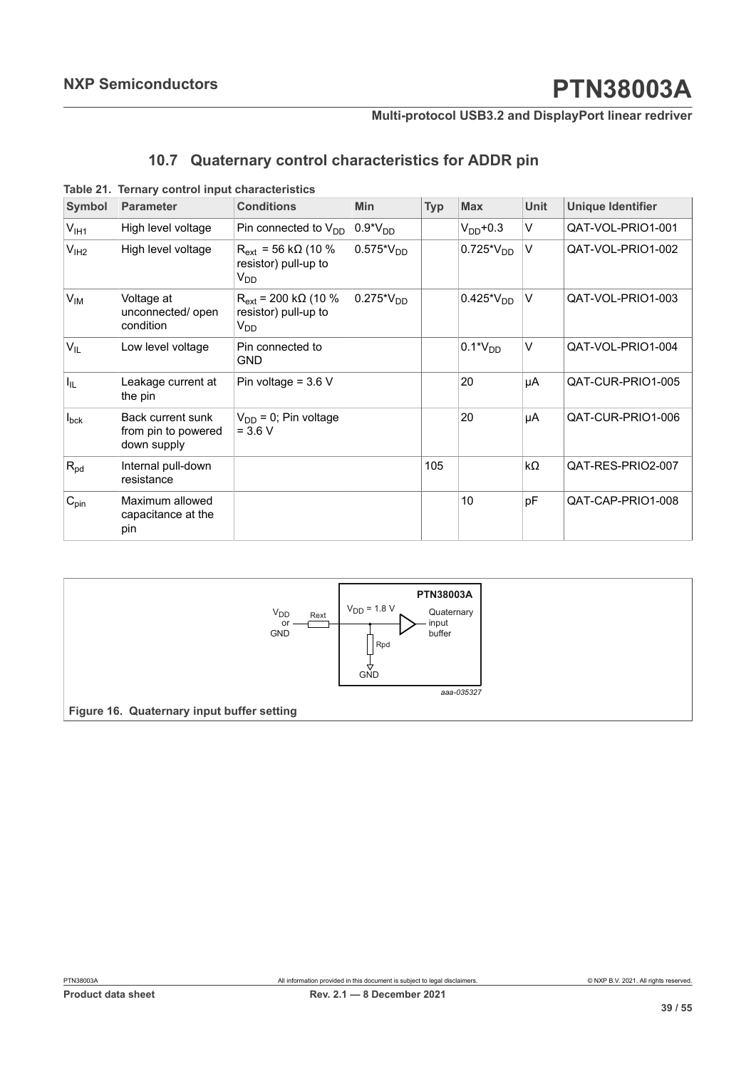## 10.7 Quaternary control characteristics for ADDR pin

**Table 21. Ternary control input characteristics**

| Symbol | Parameter | Conditions | Min | Typ | Max | Unit | Unique Identifier |
|---|---|---|---|---|---|---|---|
| $V_{IH1}$ | High level voltage | Pin connected to $V_{DD}$ | $0.9^*V_{DD}$ | | $V_{DD}$+0.3 | V | QAT-VOL-PRIO1-001 |
| $V_{IH2}$ | High level voltage | $R_{ext}$ = 56 kΩ (10 % resistor) pull-up to $V_{DD}$ | $0.575^*V_{DD}$ | | $0.725^*V_{DD}$ | V | QAT-VOL-PRIO1-002 |
| $V_{IM}$ | Voltage at unconnected/ open condition | $R_{ext}$ = 200 kΩ (10 % resistor) pull-up to $V_{DD}$ | $0.275^*V_{DD}$ | | $0.425^*V_{DD}$ | V | QAT-VOL-PRIO1-003 |
| $V_{IL}$ | Low level voltage | Pin connected to GND | | | $0.1^*V_{DD}$ | V | QAT-VOL-PRIO1-004 |
| $I_{IL}$ | Leakage current at the pin | Pin voltage = 3.6 V | | | 20 | μA | QAT-CUR-PRIO1-005 |
| $I_{bck}$ | Back current sunk from pin to powered down supply | $V_{DD}$ = 0; Pin voltage = 3.6 V | | | 20 | μA | QAT-CUR-PRIO1-006 |
| $R_{pd}$ | Internal pull-down resistance | | | 105 | | kΩ | QAT-RES-PRIO2-007 |
| $C_{pin}$ | Maximum allowed capacitance at the pin | | | | 10 | pF | QAT-CAP-PRIO1-008 |

**Figure 16. Quaternary input buffer setting**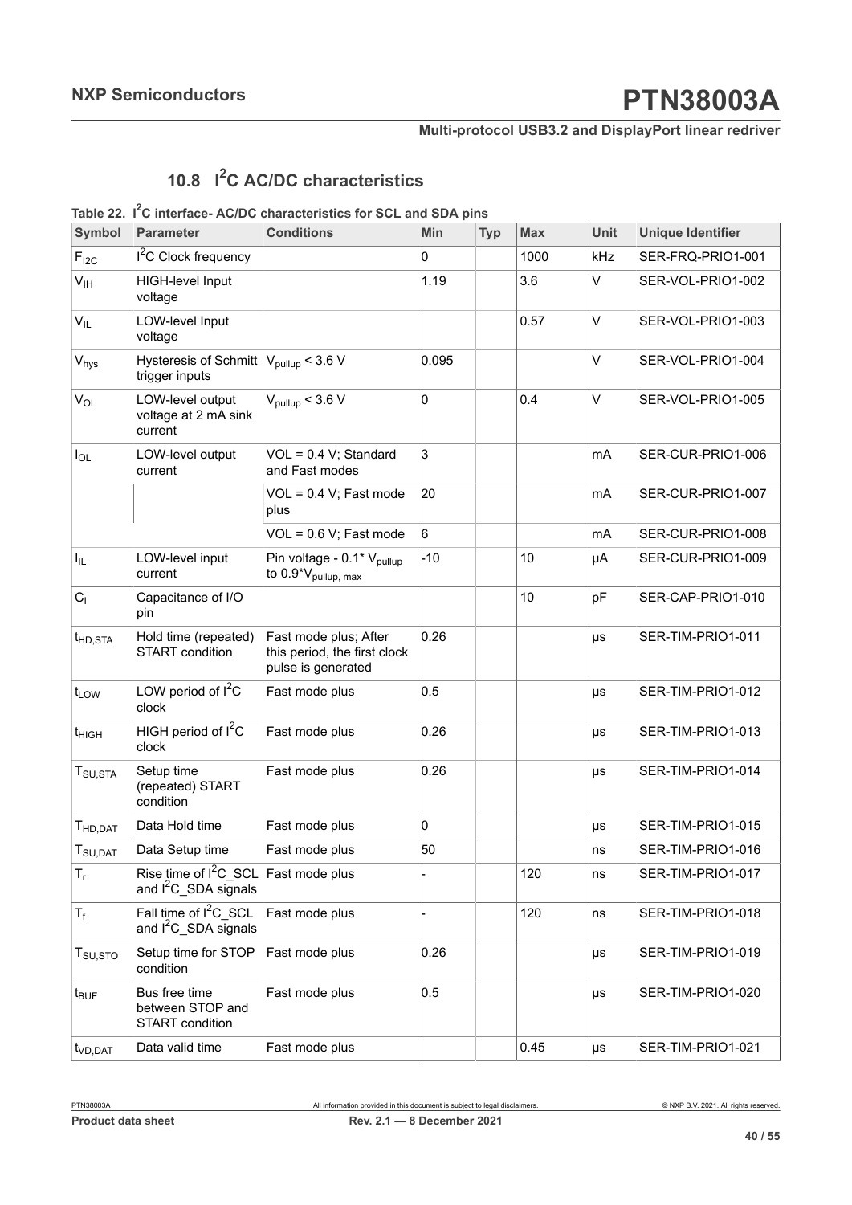### 10.8 $I^2C$ AC/DC characteristics

**Table 22. $I^2C$ interface- AC/DC characteristics for SCL and SDA pins**

| Symbol | Parameter | Conditions | Min | Typ | Max | Unit | Unique Identifier |
|---|---|---|---|---|---|---|---|
| $F_{I2C}$ | $I^2C$ Clock frequency | | 0 | | 1000 | kHz | SER-FRQ-PRIO1-001 |
| $V_{IH}$ | HIGH-level Input voltage | | 1.19 | | 3.6 | V | SER-VOL-PRIO1-002 |
| $V_{IL}$ | LOW-level Input voltage | | | | 0.57 | V | SER-VOL-PRIO1-003 |
| $V_{hys}$ | Hysteresis of Schmitt trigger inputs | $V_{pullup}$ < 3.6 V | 0.095 | | | V | SER-VOL-PRIO1-004 |
| $V_{OL}$ | LOW-level output voltage at 2 mA sink current | $V_{pullup}$ < 3.6 V | 0 | | 0.4 | V | SER-VOL-PRIO1-005 |
| $I_{OL}$ | LOW-level output current | VOL = 0.4 V; Standard and Fast modes | 3 | | | mA | SER-CUR-PRIO1-006 |
| | | VOL = 0.4 V; Fast mode plus | 20 | | | mA | SER-CUR-PRIO1-007 |
| | | VOL = 0.6 V; Fast mode | 6 | | | mA | SER-CUR-PRIO1-008 |
| $I_{IL}$ | LOW-level input current | Pin voltage - 0.1* $V_{pullup}$ to 0.9*$V_{pullup, max}$ | -10 | | 10 | µA | SER-CUR-PRIO1-009 |
| $C_I$ | Capacitance of I/O pin | | | | 10 | pF | SER-CAP-PRIO1-010 |
| $t_{HD,STA}$ | Hold time (repeated) START condition | Fast mode plus; After this period, the first clock pulse is generated | 0.26 | | | µs | SER-TIM-PRIO1-011 |
| $t_{LOW}$ | LOW period of $I^2C$ clock | Fast mode plus | 0.5 | | | µs | SER-TIM-PRIO1-012 |
| $t_{HIGH}$ | HIGH period of $I^2C$ clock | Fast mode plus | 0.26 | | | µs | SER-TIM-PRIO1-013 |
| $T_{SU,STA}$ | Setup time (repeated) START condition | Fast mode plus | 0.26 | | | µs | SER-TIM-PRIO1-014 |
| $T_{HD,DAT}$ | Data Hold time | Fast mode plus | 0 | | | µs | SER-TIM-PRIO1-015 |
| $T_{SU,DAT}$ | Data Setup time | Fast mode plus | 50 | | | ns | SER-TIM-PRIO1-016 |
| $T_r$ | Rise time of $I^2C$_SCL and $I^2C$_SDA signals | Fast mode plus | - | | 120 | ns | SER-TIM-PRIO1-017 |
| $T_f$ | Fall time of $I^2C$_SCL and $I^2C$_SDA signals | Fast mode plus | - | | 120 | ns | SER-TIM-PRIO1-018 |
| $T_{SU,STO}$ | Setup time for STOP condition | Fast mode plus | 0.26 | | | µs | SER-TIM-PRIO1-019 |
| $t_{BUF}$ | Bus free time between STOP and START condition | Fast mode plus | 0.5 | | | µs | SER-TIM-PRIO1-020 |
| $t_{VD,DAT}$ | Data valid time | Fast mode plus | | | 0.45 | µs | SER-TIM-PRIO1-021 |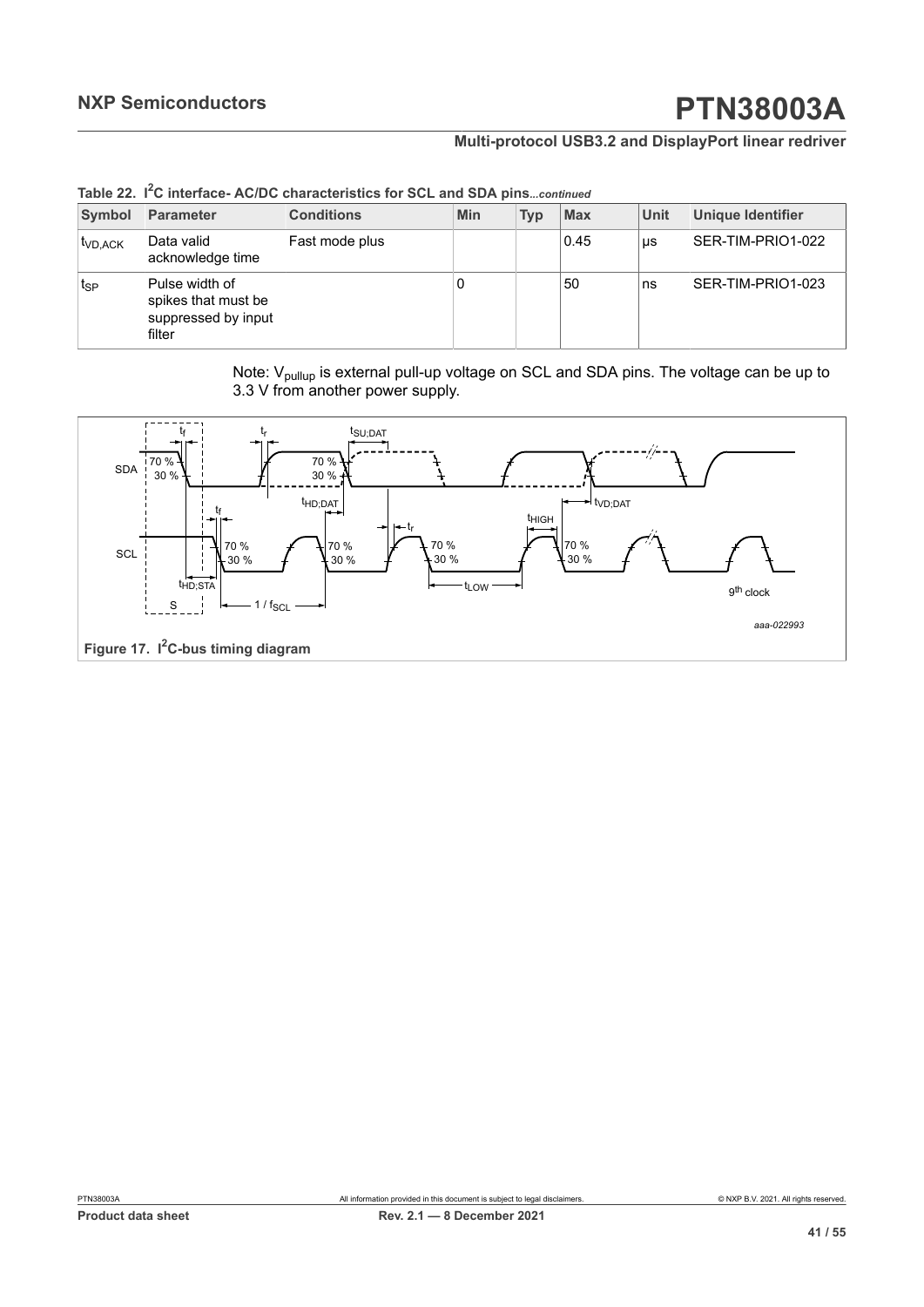**Table 22. $I^2C$ interface- AC/DC characteristics for SCL and SDA pins...*continued***

| Symbol | Parameter | Conditions | Min | Typ | Max | Unit | Unique Identifier |
|---|---|---|---|---|---|---|---|
| $t_{VD,ACK}$ | Data valid acknowledge time | Fast mode plus | | | 0.45 | μs | SER-TIM-PRIO1-022 |
| $t_{SP}$ | Pulse width of spikes that must be suppressed by input filter | | 0 | | 50 | ns | SER-TIM-PRIO1-023 |

Note: $V_{pullup}$ is external pull-up voltage on SCL and SDA pins. The voltage can be up to 3.3 V from another power supply.

**Figure 17. $I^2C$-bus timing diagram**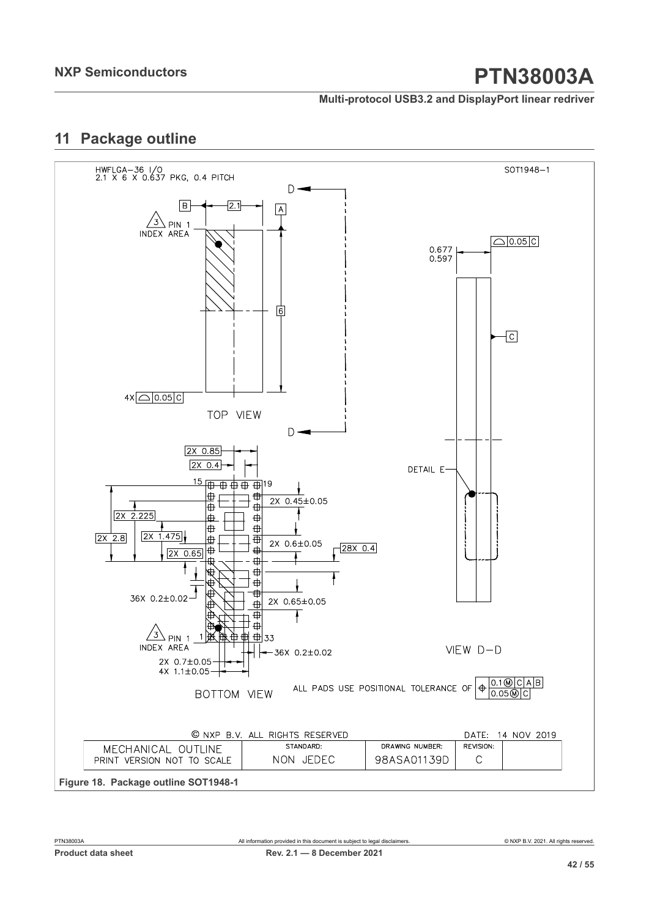## 11 Package outline

HWFLGA-36 I/O
2.1 X 6 X 0.637 PKG, 0.4 PITCH

SOT1948-1

PIN 1 INDEX AREA

TOP VIEW

DETAIL E

VIEW D-D

BOTTOM VIEW

2X 0.85
2X 0.4
2X 2.225
2X 1.475
2X 2.8
2X 0.65
2X 0.45±0.05
2X 0.6±0.05
28X 0.4
2X 0.65±0.05
36X 0.2±0.02
36X 0.2±0.02
2X 0.7±0.05
4X 1.1±0.05
0.677
0.597
4X 0.05 C

ALL PADS USE POSITIONAL TOLERANCE OF 0.1 Ⓜ C A B / 0.05 Ⓜ C

© NXP B.V. ALL RIGHTS RESERVED

DATE: 14 NOV 2019

| MECHANICAL OUTLINE PRINT VERSION NOT TO SCALE | STANDARD: NON JEDEC | DRAWING NUMBER: 98ASA01139D | REVISION: C |
| --- | --- | --- | --- |

Figure 18. Package outline SOT1948-1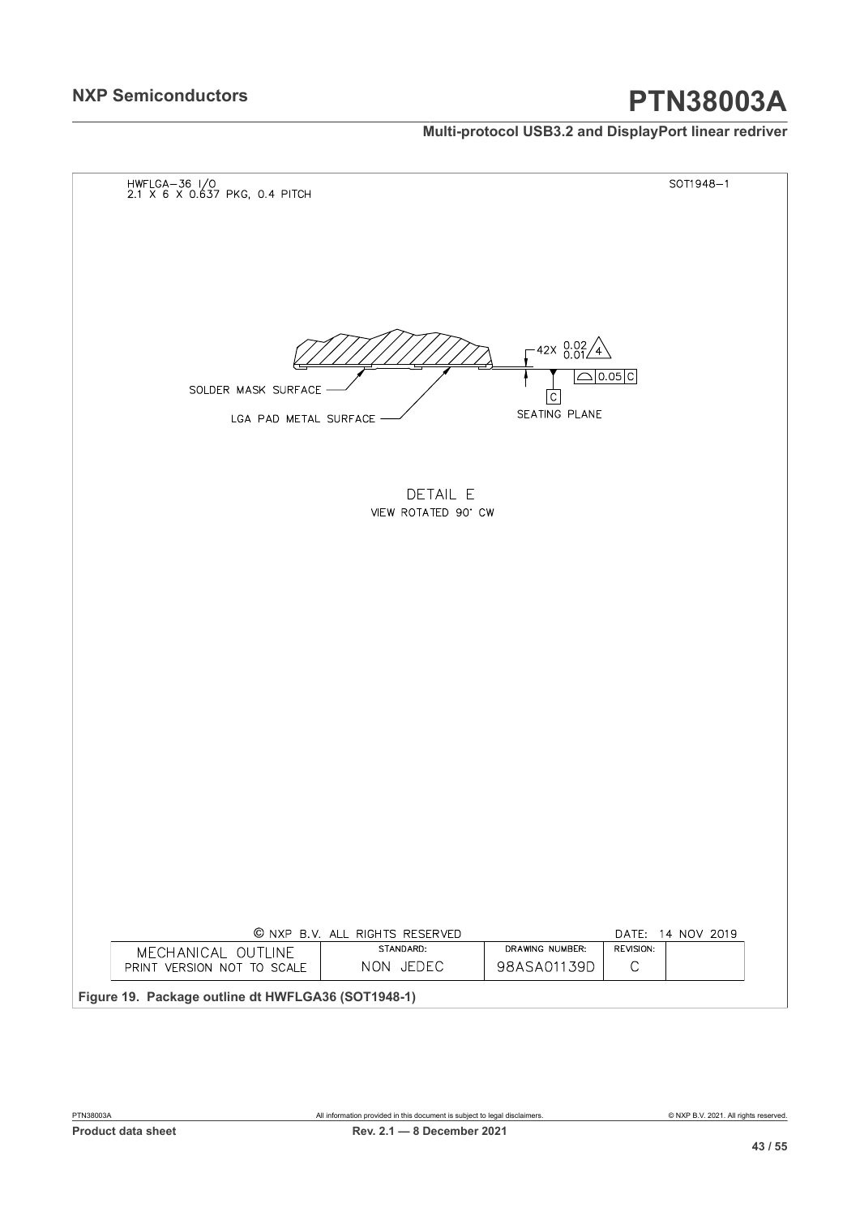HWFLGA−36 I/O
2.1 X 6 X 0.637 PKG, 0.4 PITCH

SOT1948−1

42X 0.02 / 0.01 (4)

0.05 C

SOLDER MASK SURFACE

LGA PAD METAL SURFACE

C

SEATING PLANE

DETAIL E
VIEW ROTATED 90° CW

© NXP B.V. ALL RIGHTS RESERVED — DATE: 14 NOV 2019

| MECHANICAL OUTLINE PRINT VERSION NOT TO SCALE | STANDARD: NON JEDEC | DRAWING NUMBER: 98ASA01139D | REVISION: C |
| --- | --- | --- | --- |

**Figure 19. Package outline dt HWFLGA36 (SOT1948-1)**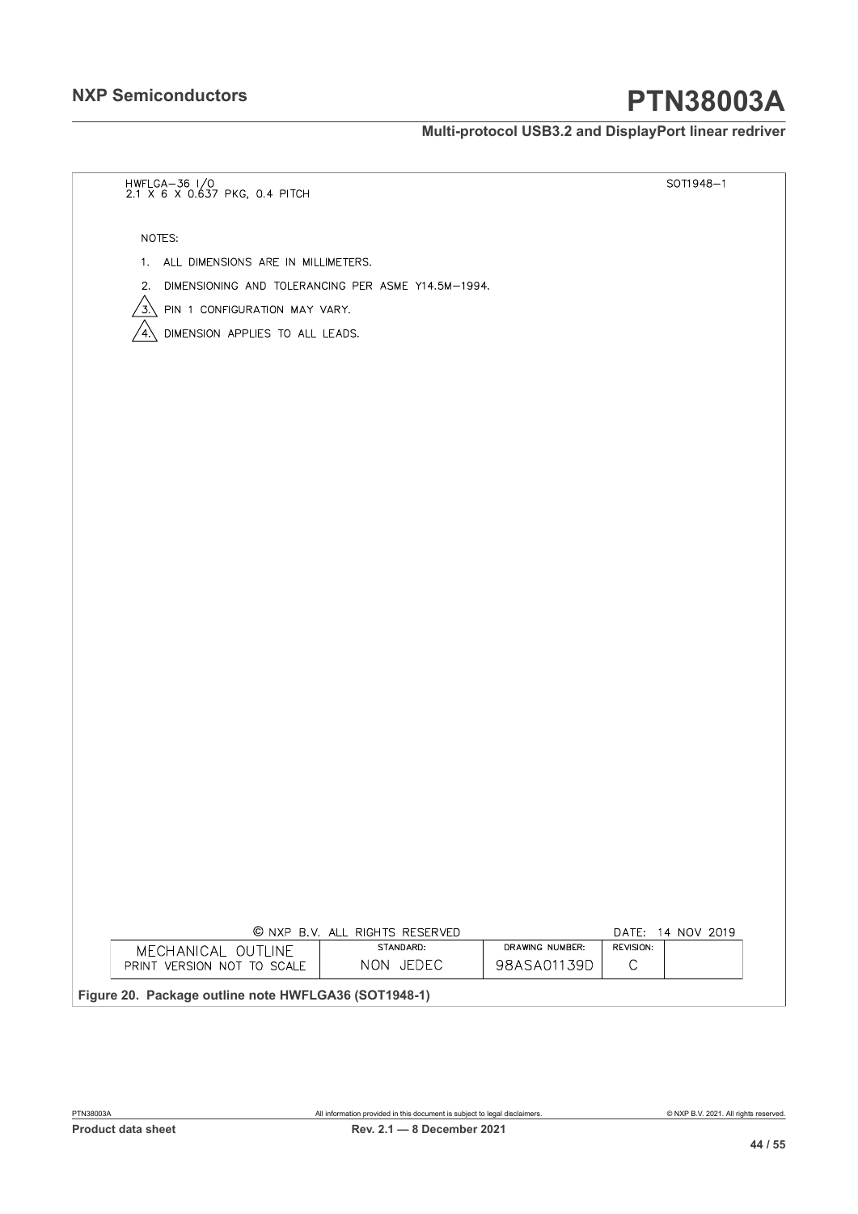HWFLGA–36 I/O
2.1 X 6 X 0.637 PKG, 0.4 PITCH

SOT1948–1

NOTES:

1. ALL DIMENSIONS ARE IN MILLIMETERS.
2. DIMENSIONING AND TOLERANCING PER ASME Y14.5M–1994.
3. PIN 1 CONFIGURATION MAY VARY.
4. DIMENSION APPLIES TO ALL LEADS.

© NXP B.V. ALL RIGHTS RESERVED

DATE: 14 NOV 2019

| MECHANICAL OUTLINE PRINT VERSION NOT TO SCALE | STANDARD: NON JEDEC | DRAWING NUMBER: 98ASA01139D | REVISION: C |
|---|---|---|---|

**Figure 20. Package outline note HWFLGA36 (SOT1948-1)**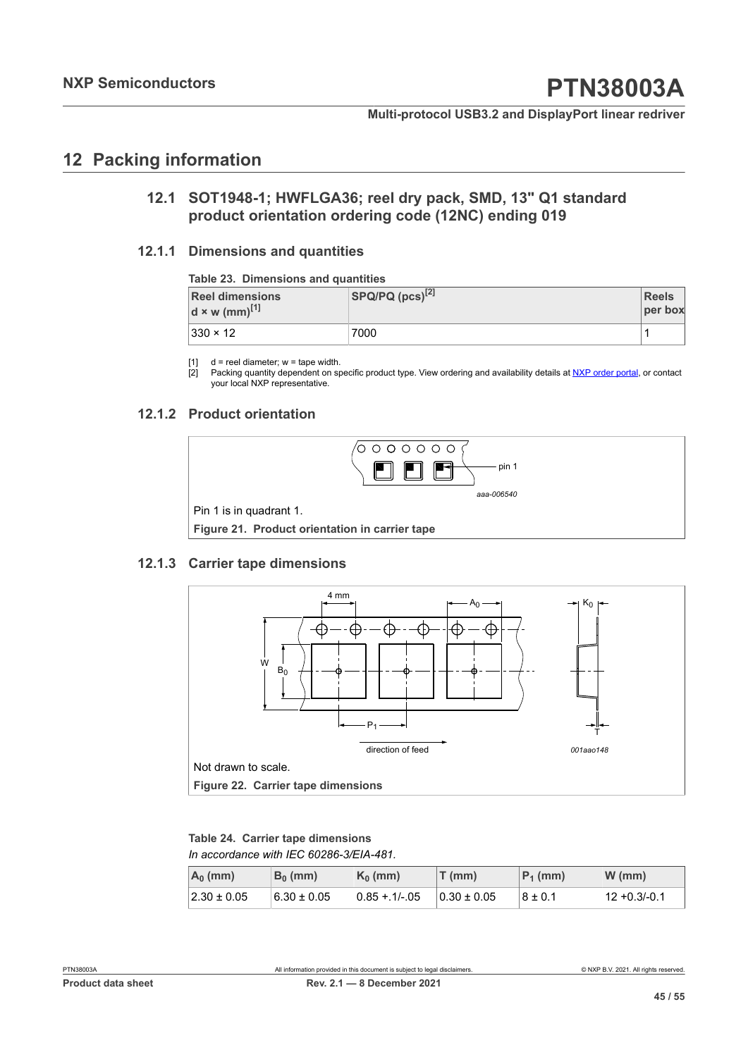## 12 Packing information

### 12.1 SOT1948-1; HWFLGA36; reel dry pack, SMD, 13" Q1 standard product orientation ordering code (12NC) ending 019

#### 12.1.1 Dimensions and quantities

**Table 23. Dimensions and quantities**

| Reel dimensions d × w (mm)[1] | SPQ/PQ (pcs)[2] | Reels per box |
|---|---|---|
| 330 × 12 | 7000 | 1 |

[1] d = reel diameter; w = tape width.
[2] Packing quantity dependent on specific product type. View ordering and availability details at NXP order portal, or contact your local NXP representative.

#### 12.1.2 Product orientation

pin 1

aaa-006540

Pin 1 is in quadrant 1.

**Figure 21. Product orientation in carrier tape**

#### 12.1.3 Carrier tape dimensions

4 mm, $A_0$, $K_0$, W, $B_0$, $P_1$, T, direction of feed

001aao148

Not drawn to scale.

**Figure 22. Carrier tape dimensions**

**Table 24. Carrier tape dimensions**

*In accordance with IEC 60286-3/EIA-481.*

| $A_0$ (mm) | $B_0$ (mm) | $K_0$ (mm) | T (mm) | $P_1$ (mm) | W (mm) |
|---|---|---|---|---|---|
| 2.30 ± 0.05 | 6.30 ± 0.05 | 0.85 +.1/-.05 | 0.30 ± 0.05 | 8 ± 0.1 | 12 +0.3/-0.1 |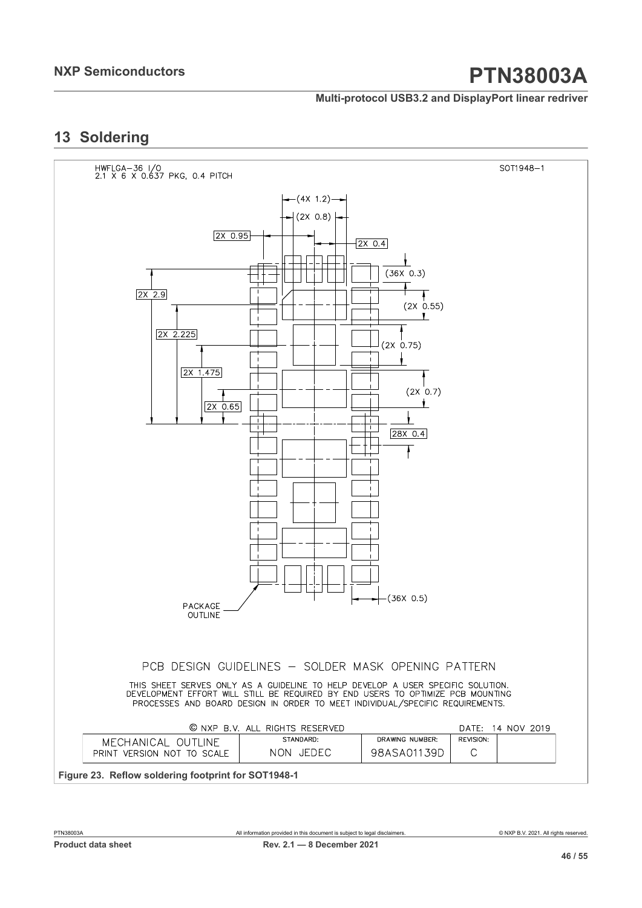## 13 Soldering

HWFLGA−36 I/O
2.1 X 6 X 0.637 PKG, 0.4 PITCH

SOT1948−1

(4X 1.2)

(2X 0.8)

2X 0.95

2X 0.4

(36X 0.3)

2X 2.9

(2X 0.55)

2X 2.225

(2X 0.75)

2X 1.475

(2X 0.7)

2X 0.65

28X 0.4

(36X 0.5)

PACKAGE OUTLINE

PCB DESIGN GUIDELINES − SOLDER MASK OPENING PATTERN

THIS SHEET SERVES ONLY AS A GUIDELINE TO HELP DEVELOP A USER SPECIFIC SOLUTION. DEVELOPMENT EFFORT WILL STILL BE REQUIRED BY END USERS TO OPTIMIZE PCB MOUNTING PROCESSES AND BOARD DESIGN IN ORDER TO MEET INDIVIDUAL/SPECIFIC REQUIREMENTS.

© NXP B.V. ALL RIGHTS RESERVED — DATE: 14 NOV 2019

| MECHANICAL OUTLINE PRINT VERSION NOT TO SCALE | STANDARD: NON JEDEC | DRAWING NUMBER: 98ASA01139D | REVISION: C |
|---|---|---|---|

**Figure 23. Reflow soldering footprint for SOT1948-1**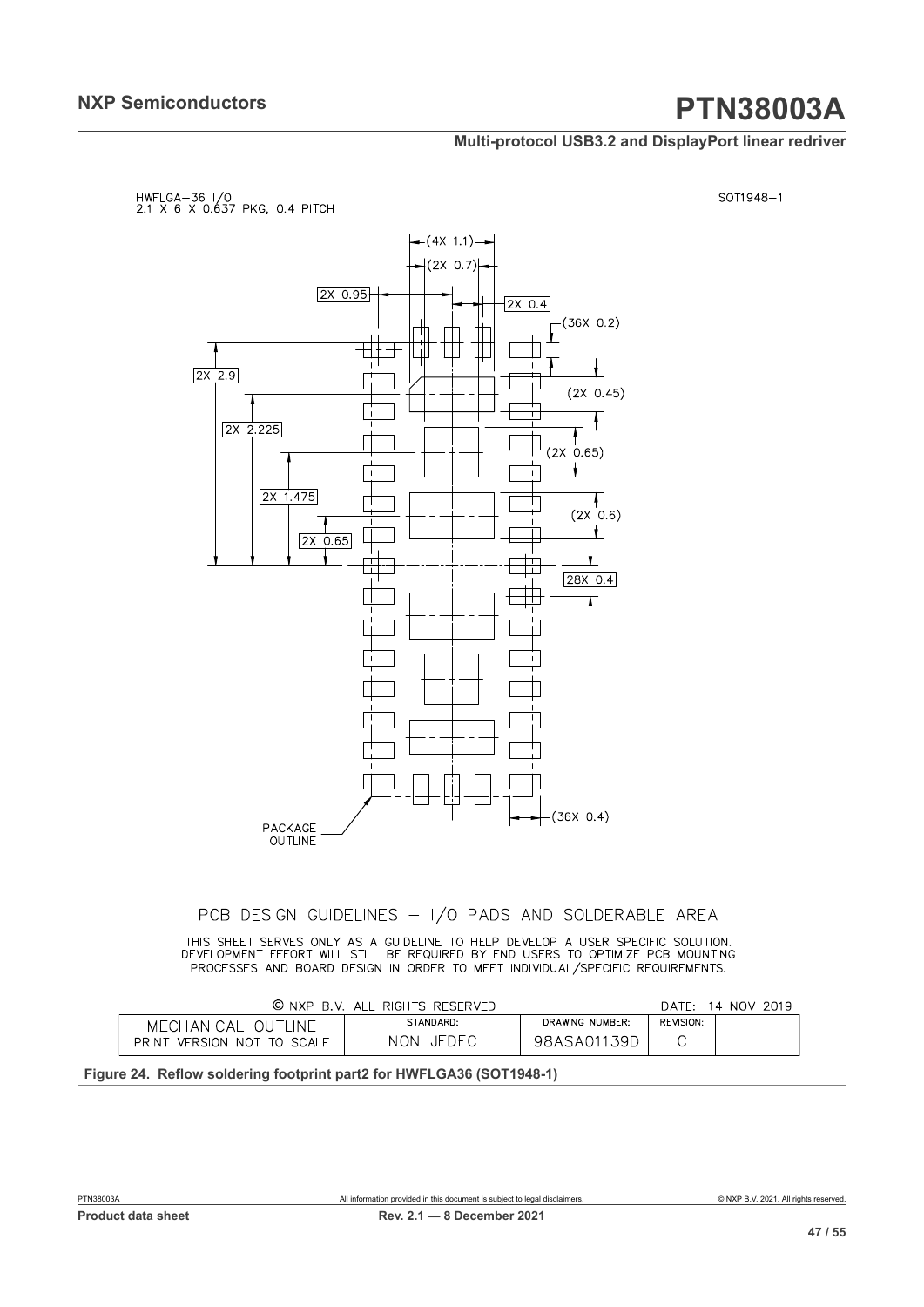HWFLGA−36 I/O
2.1 X 6 X 0.637 PKG, 0.4 PITCH

SOT1948−1

(4X 1.1)

(2X 0.7)

2X 0.95

2X 0.4

(36X 0.2)

2X 2.9

(2X 0.45)

2X 2.225

(2X 0.65)

2X 1.475

(2X 0.6)

2X 0.65

28X 0.4

PACKAGE OUTLINE

(36X 0.4)

PCB DESIGN GUIDELINES − I/O PADS AND SOLDERABLE AREA

THIS SHEET SERVES ONLY AS A GUIDELINE TO HELP DEVELOP A USER SPECIFIC SOLUTION. DEVELOPMENT EFFORT WILL STILL BE REQUIRED BY END USERS TO OPTIMIZE PCB MOUNTING PROCESSES AND BOARD DESIGN IN ORDER TO MEET INDIVIDUAL/SPECIFIC REQUIREMENTS.

© NXP B.V. ALL RIGHTS RESERVED — DATE: 14 NOV 2019

| MECHANICAL OUTLINE | STANDARD: | DRAWING NUMBER: | REVISION: |
|---|---|---|---|
| PRINT VERSION NOT TO SCALE | NON JEDEC | 98ASA01139D | C |

**Figure 24. Reflow soldering footprint part2 for HWFLGA36 (SOT1948-1)**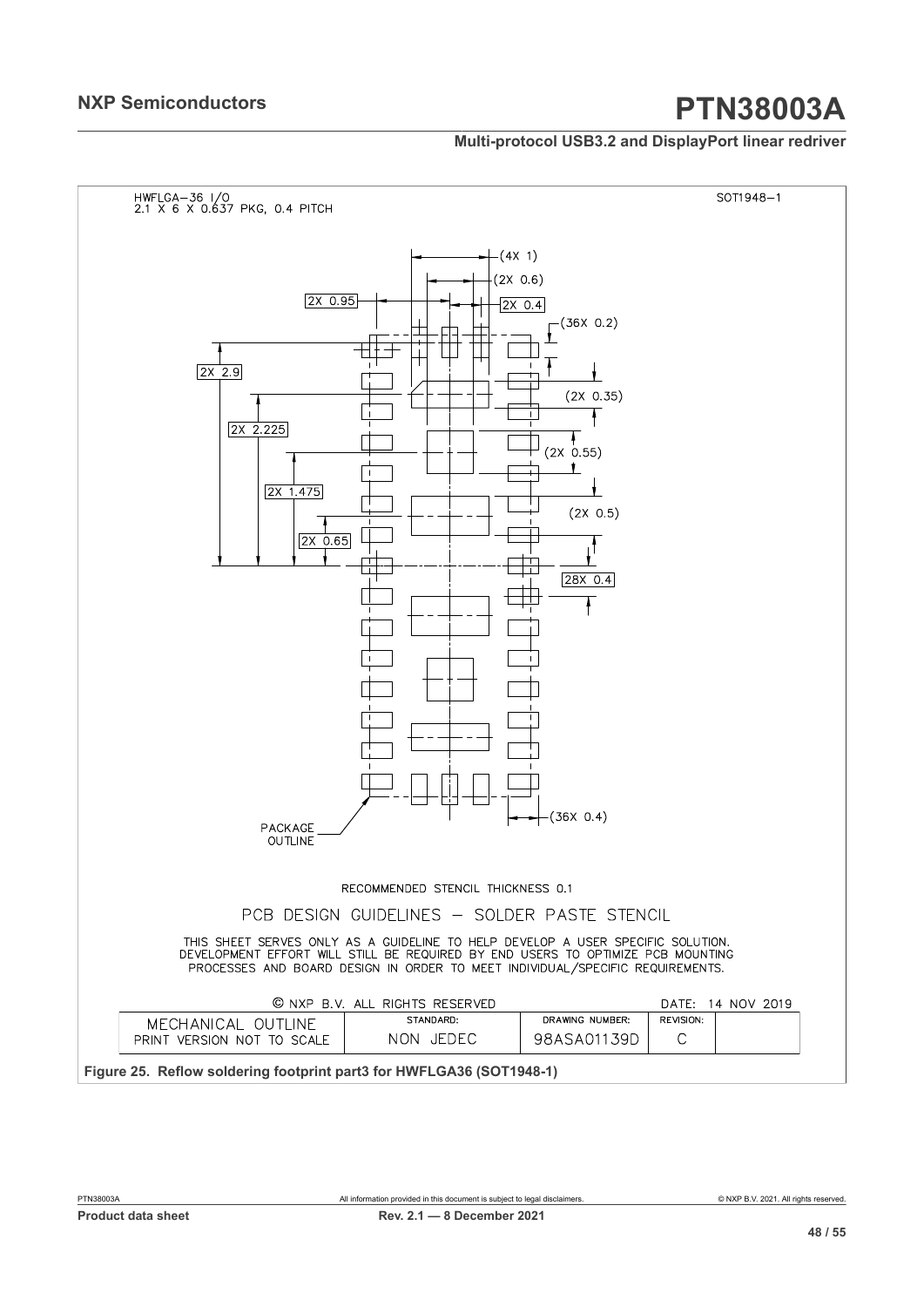HWFLGA–36 I/O
2.1 X 6 X 0.637 PKG, 0.4 PITCH

SOT1948–1

(4X 1)

(2X 0.6)

2X 0.95

2X 0.4

(36X 0.2)

2X 2.9

(2X 0.35)

2X 2.225

(2X 0.55)

2X 1.475

(2X 0.5)

2X 0.65

28X 0.4

PACKAGE OUTLINE

(36X 0.4)

RECOMMENDED STENCIL THICKNESS 0.1

PCB DESIGN GUIDELINES – SOLDER PASTE STENCIL

THIS SHEET SERVES ONLY AS A GUIDELINE TO HELP DEVELOP A USER SPECIFIC SOLUTION. DEVELOPMENT EFFORT WILL STILL BE REQUIRED BY END USERS TO OPTIMIZE PCB MOUNTING PROCESSES AND BOARD DESIGN IN ORDER TO MEET INDIVIDUAL/SPECIFIC REQUIREMENTS.

© NXP B.V. ALL RIGHTS RESERVED — DATE: 14 NOV 2019

| MECHANICAL OUTLINE PRINT VERSION NOT TO SCALE | STANDARD: NON JEDEC | DRAWING NUMBER: 98ASA01139D | REVISION: C |
|---|---|---|---|

**Figure 25. Reflow soldering footprint part3 for HWFLGA36 (SOT1948-1)**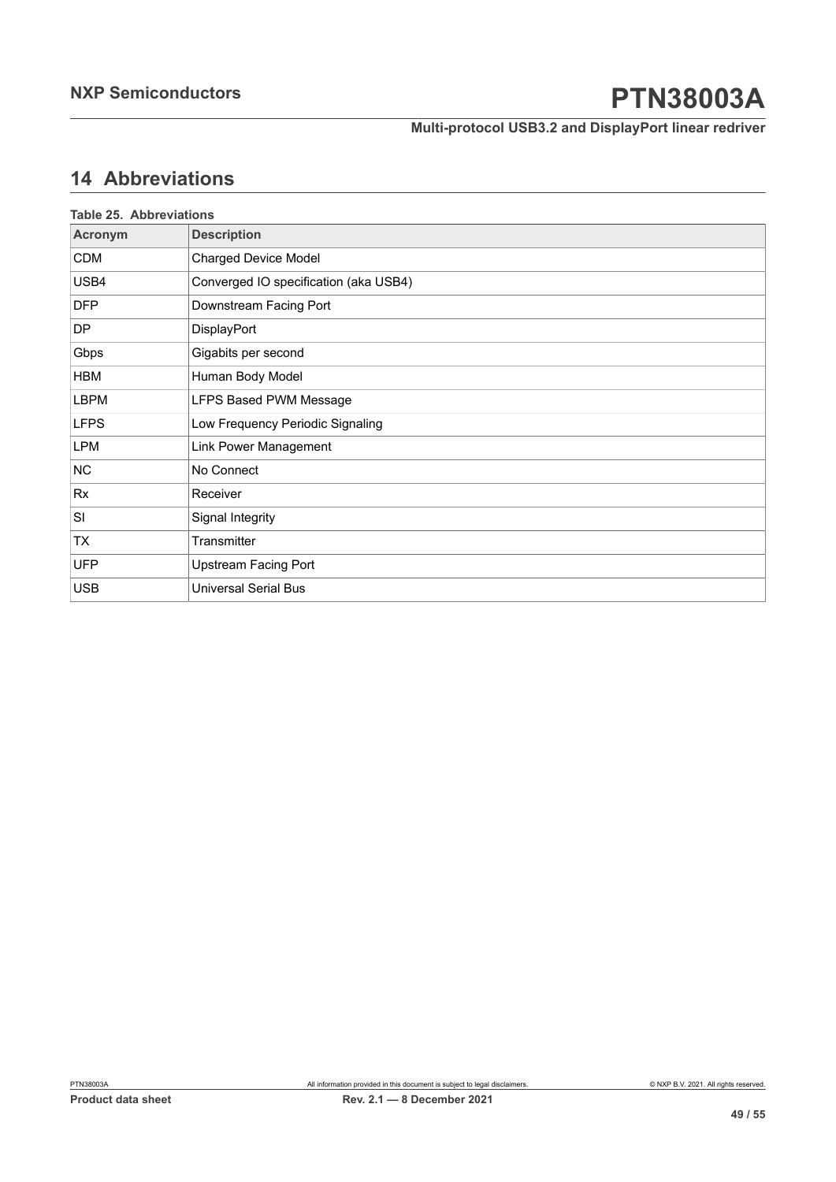## 14 Abbreviations

**Table 25. Abbreviations**

| Acronym | Description |
|---|---|
| CDM | Charged Device Model |
| USB4 | Converged IO specification (aka USB4) |
| DFP | Downstream Facing Port |
| DP | DisplayPort |
| Gbps | Gigabits per second |
| HBM | Human Body Model |
| LBPM | LFPS Based PWM Message |
| LFPS | Low Frequency Periodic Signaling |
| LPM | Link Power Management |
| NC | No Connect |
| Rx | Receiver |
| SI | Signal Integrity |
| TX | Transmitter |
| UFP | Upstream Facing Port |
| USB | Universal Serial Bus |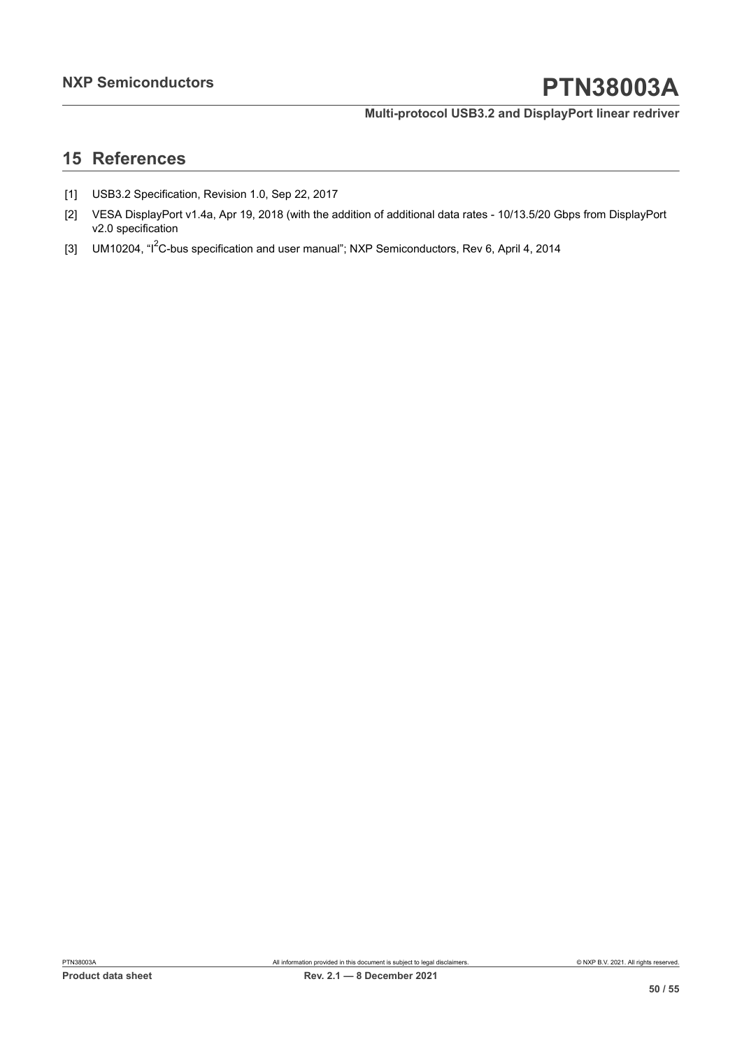## 15 References

[1] USB3.2 Specification, Revision 1.0, Sep 22, 2017

[2] VESA DisplayPort v1.4a, Apr 19, 2018 (with the addition of additional data rates - 10/13.5/20 Gbps from DisplayPort v2.0 specification

[3] UM10204, "$I^2$C-bus specification and user manual"; NXP Semiconductors, Rev 6, April 4, 2014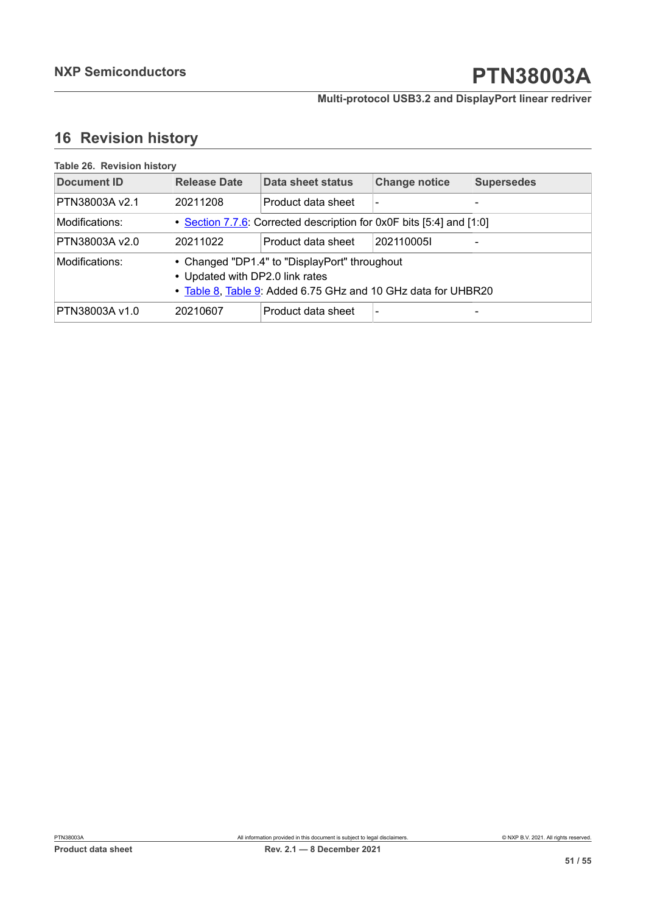## 16 Revision history

**Table 26. Revision history**

| Document ID | Release Date | Data sheet status | Change notice | Supersedes |
|---|---|---|---|---|
| PTN38003A v2.1 | 20211208 | Product data sheet | - | - |
| Modifications: | • Section 7.7.6: Corrected description for 0x0F bits [5:4] and [1:0] | | | |
| PTN38003A v2.0 | 20211022 | Product data sheet | 202110005I | - |
| Modifications: | • Changed "DP1.4" to "DisplayPort" throughout<br>• Updated with DP2.0 link rates<br>• Table 8, Table 9: Added 6.75 GHz and 10 GHz data for UHBR20 | | | |
| PTN38003A v1.0 | 20210607 | Product data sheet | - | - |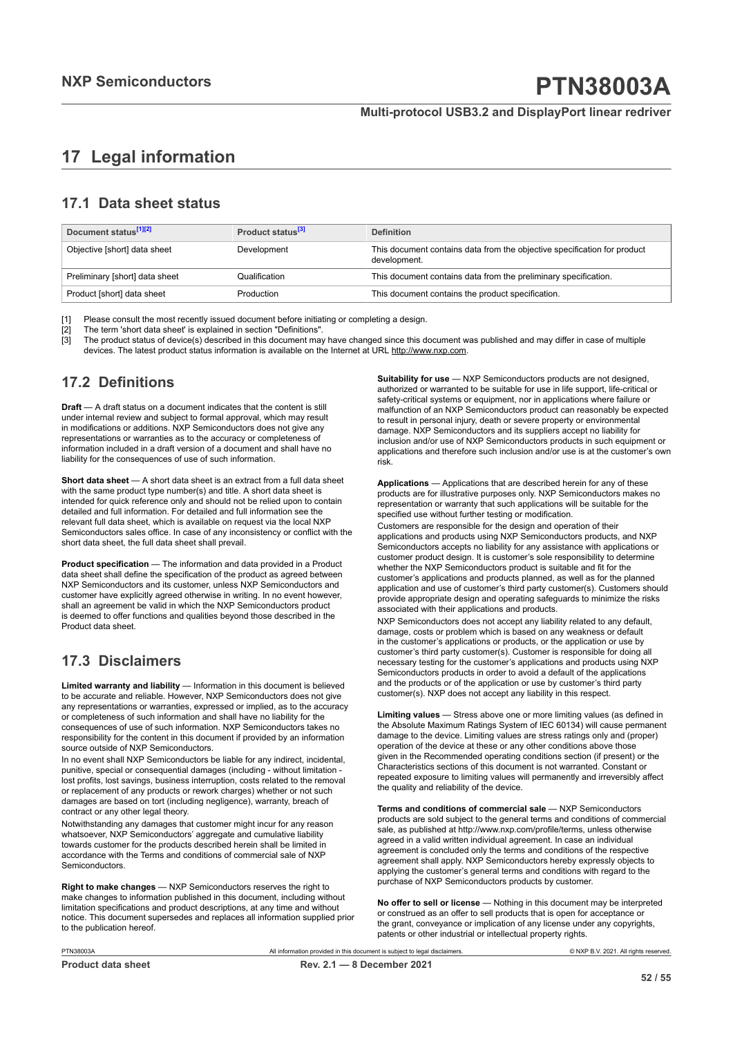# 17 Legal information

## 17.1 Data sheet status

| Document status[1][2] | Product status[3] | Definition |
|---|---|---|
| Objective [short] data sheet | Development | This document contains data from the objective specification for product development. |
| Preliminary [short] data sheet | Qualification | This document contains data from the preliminary specification. |
| Product [short] data sheet | Production | This document contains the product specification. |

[1] Please consult the most recently issued document before initiating or completing a design.
[2] The term 'short data sheet' is explained in section "Definitions".
[3] The product status of device(s) described in this document may have changed since this document was published and may differ in case of multiple devices. The latest product status information is available on the Internet at URL http://www.nxp.com.

## 17.2 Definitions

**Draft** — A draft status on a document indicates that the content is still under internal review and subject to formal approval, which may result in modifications or additions. NXP Semiconductors does not give any representations or warranties as to the accuracy or completeness of information included in a draft version of a document and shall have no liability for the consequences of use of such information.

**Short data sheet** — A short data sheet is an extract from a full data sheet with the same product type number(s) and title. A short data sheet is intended for quick reference only and should not be relied upon to contain detailed and full information. For detailed and full information see the relevant full data sheet, which is available on request via the local NXP Semiconductors sales office. In case of any inconsistency or conflict with the short data sheet, the full data sheet shall prevail.

**Product specification** — The information and data provided in a Product data sheet shall define the specification of the product as agreed between NXP Semiconductors and its customer, unless NXP Semiconductors and customer have explicitly agreed otherwise in writing. In no event however, shall an agreement be valid in which the NXP Semiconductors product is deemed to offer functions and qualities beyond those described in the Product data sheet.

## 17.3 Disclaimers

**Limited warranty and liability** — Information in this document is believed to be accurate and reliable. However, NXP Semiconductors does not give any representations or warranties, expressed or implied, as to the accuracy or completeness of such information and shall have no liability for the consequences of use of such information. NXP Semiconductors takes no responsibility for the content in this document if provided by an information source outside of NXP Semiconductors.

In no event shall NXP Semiconductors be liable for any indirect, incidental, punitive, special or consequential damages (including - without limitation - lost profits, lost savings, business interruption, costs related to the removal or replacement of any products or rework charges) whether or not such damages are based on tort (including negligence), warranty, breach of contract or any other legal theory.

Notwithstanding any damages that customer might incur for any reason whatsoever, NXP Semiconductors' aggregate and cumulative liability towards customer for the products described herein shall be limited in accordance with the Terms and conditions of commercial sale of NXP Semiconductors.

**Right to make changes** — NXP Semiconductors reserves the right to make changes to information published in this document, including without limitation specifications and product descriptions, at any time and without notice. This document supersedes and replaces all information supplied prior to the publication hereof.

**Suitability for use** — NXP Semiconductors products are not designed, authorized or warranted to be suitable for use in life support, life-critical or safety-critical systems or equipment, nor in applications where failure or malfunction of an NXP Semiconductors product can reasonably be expected to result in personal injury, death or severe property or environmental damage. NXP Semiconductors and its suppliers accept no liability for inclusion and/or use of NXP Semiconductors products in such equipment or applications and therefore such inclusion and/or use is at the customer's own risk.

**Applications** — Applications that are described herein for any of these products are for illustrative purposes only. NXP Semiconductors makes no representation or warranty that such applications will be suitable for the specified use without further testing or modification.

Customers are responsible for the design and operation of their applications and products using NXP Semiconductors products, and NXP Semiconductors accepts no liability for any assistance with applications or customer product design. It is customer's sole responsibility to determine whether the NXP Semiconductors product is suitable and fit for the customer's applications and products planned, as well as for the planned application and use of customer's third party customer(s). Customers should provide appropriate design and operating safeguards to minimize the risks associated with their applications and products.

NXP Semiconductors does not accept any liability related to any default, damage, costs or problem which is based on any weakness or default in the customer's applications or products, or the application or use by customer's third party customer(s). Customer is responsible for doing all necessary testing for the customer's applications and products using NXP Semiconductors products in order to avoid a default of the applications and the products or of the application or use by customer's third party customer(s). NXP does not accept any liability in this respect.

**Limiting values** — Stress above one or more limiting values (as defined in the Absolute Maximum Ratings System of IEC 60134) will cause permanent damage to the device. Limiting values are stress ratings only and (proper) operation of the device at these or any other conditions above those given in the Recommended operating conditions section (if present) or the Characteristics sections of this document is not warranted. Constant or repeated exposure to limiting values will permanently and irreversibly affect the quality and reliability of the device.

**Terms and conditions of commercial sale** — NXP Semiconductors products are sold subject to the general terms and conditions of commercial sale, as published at http://www.nxp.com/profile/terms, unless otherwise agreed in a valid written individual agreement. In case an individual agreement is concluded only the terms and conditions of the respective agreement shall apply. NXP Semiconductors hereby expressly objects to applying the customer's general terms and conditions with regard to the purchase of NXP Semiconductors products by customer.

**No offer to sell or license** — Nothing in this document may be interpreted or construed as an offer to sell products that is open for acceptance or the grant, conveyance or implication of any license under any copyrights, patents or other industrial or intellectual property rights.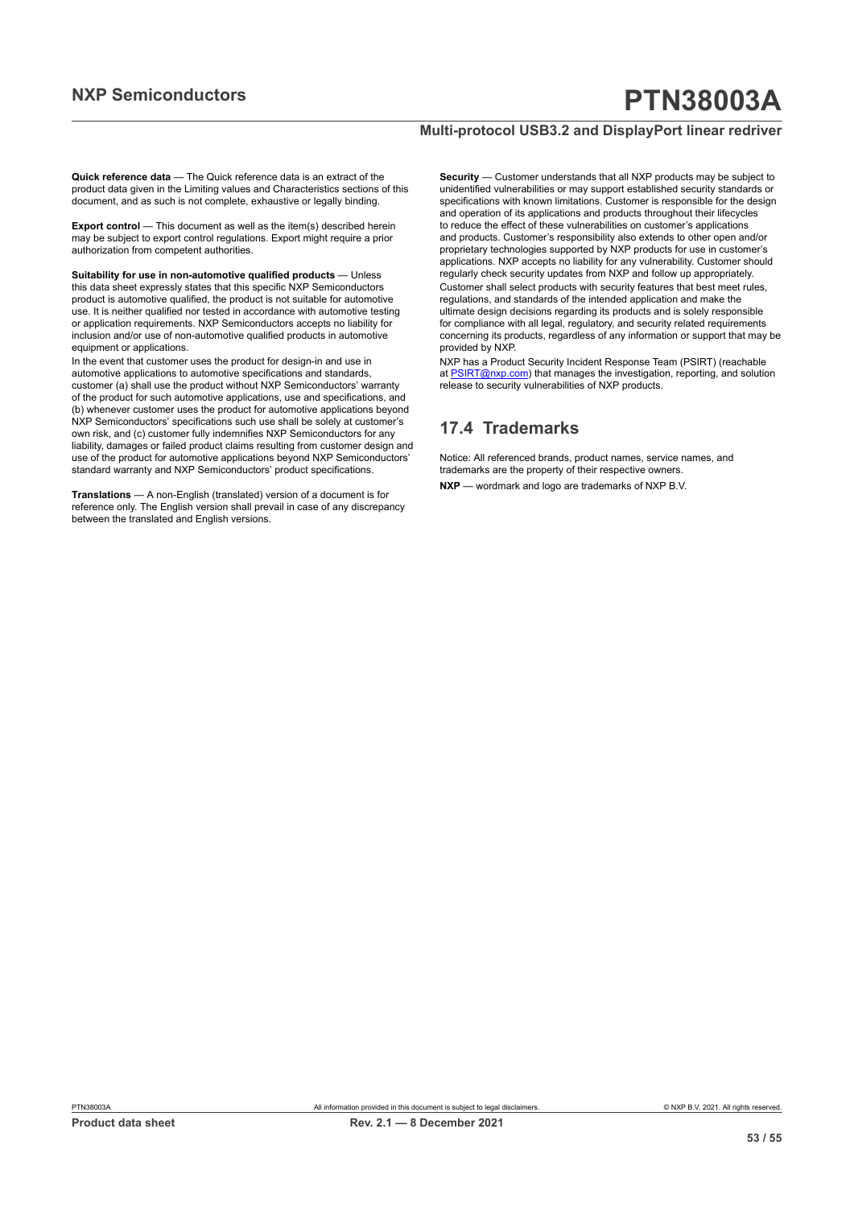**Quick reference data** — The Quick reference data is an extract of the product data given in the Limiting values and Characteristics sections of this document, and as such is not complete, exhaustive or legally binding.

**Export control** — This document as well as the item(s) described herein may be subject to export control regulations. Export might require a prior authorization from competent authorities.

**Suitability for use in non-automotive qualified products** — Unless this data sheet expressly states that this specific NXP Semiconductors product is automotive qualified, the product is not suitable for automotive use. It is neither qualified nor tested in accordance with automotive testing or application requirements. NXP Semiconductors accepts no liability for inclusion and/or use of non-automotive qualified products in automotive equipment or applications.

In the event that customer uses the product for design-in and use in automotive applications to automotive specifications and standards, customer (a) shall use the product without NXP Semiconductors' warranty of the product for such automotive applications, use and specifications, and (b) whenever customer uses the product for automotive applications beyond NXP Semiconductors' specifications such use shall be solely at customer's own risk, and (c) customer fully indemnifies NXP Semiconductors for any liability, damages or failed product claims resulting from customer design and use of the product for automotive applications beyond NXP Semiconductors' standard warranty and NXP Semiconductors' product specifications.

**Translations** — A non-English (translated) version of a document is for reference only. The English version shall prevail in case of any discrepancy between the translated and English versions.

**Security** — Customer understands that all NXP products may be subject to unidentified vulnerabilities or may support established security standards or specifications with known limitations. Customer is responsible for the design and operation of its applications and products throughout their lifecycles to reduce the effect of these vulnerabilities on customer's applications and products. Customer's responsibility also extends to other open and/or proprietary technologies supported by NXP products for use in customer's applications. NXP accepts no liability for any vulnerability. Customer should regularly check security updates from NXP and follow up appropriately.

Customer shall select products with security features that best meet rules, regulations, and standards of the intended application and make the ultimate design decisions regarding its products and is solely responsible for compliance with all legal, regulatory, and security related requirements concerning its products, regardless of any information or support that may be provided by NXP.

NXP has a Product Security Incident Response Team (PSIRT) (reachable at PSIRT@nxp.com) that manages the investigation, reporting, and solution release to security vulnerabilities of NXP products.

## 17.4 Trademarks

Notice: All referenced brands, product names, service names, and trademarks are the property of their respective owners.

**NXP** — wordmark and logo are trademarks of NXP B.V.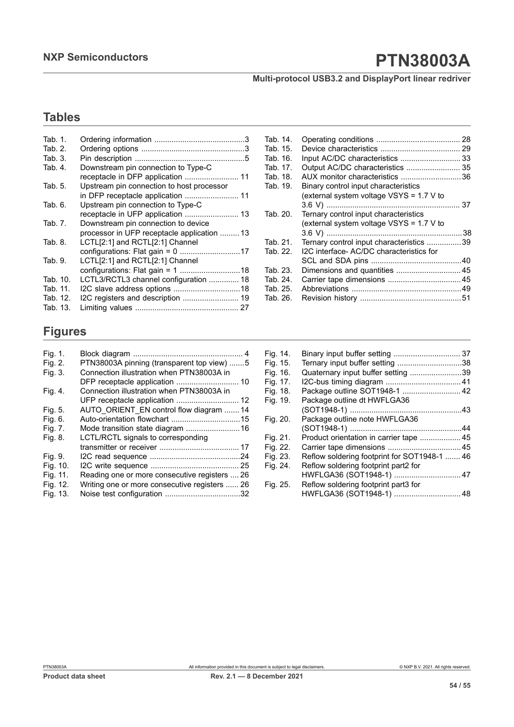## Tables

| | | |
|---|---|---|
| Tab. 1. | Ordering information | 3 |
| Tab. 2. | Ordering options | 3 |
| Tab. 3. | Pin description | 5 |
| Tab. 4. | Downstream pin connection to Type-C receptacle in DFP application | 11 |
| Tab. 5. | Upstream pin connection to host processor in DFP receptacle application | 11 |
| Tab. 6. | Upstream pin connection to Type-C receptacle in UFP application | 13 |
| Tab. 7. | Downstream pin connection to device processor in UFP receptacle application | 13 |
| Tab. 8. | LCTL[2:1] and RCTL[2:1] Channel configurations: Flat gain = 0 | 17 |
| Tab. 9. | LCTL[2:1] and RCTL[2:1] Channel configurations: Flat gain = 1 | 18 |
| Tab. 10. | LCTL3/RCTL3 channel configuration | 18 |
| Tab. 11. | I2C slave address options | 18 |
| Tab. 12. | I2C registers and description | 19 |
| Tab. 13. | Limiting values | 27 |
| Tab. 14. | Operating conditions | 28 |
| Tab. 15. | Device characteristics | 29 |
| Tab. 16. | Input AC/DC characteristics | 33 |
| Tab. 17. | Output AC/DC characteristics | 35 |
| Tab. 18. | AUX monitor characteristics | 36 |
| Tab. 19. | Binary control input characteristics (external system voltage VSYS = 1.7 V to 3.6 V) | 37 |
| Tab. 20. | Ternary control input characteristics (external system voltage VSYS = 1.7 V to 3.6 V) | 38 |
| Tab. 21. | Ternary control input characteristics | 39 |
| Tab. 22. | I2C interface- AC/DC characteristics for SCL and SDA pins | 40 |
| Tab. 23. | Dimensions and quantities | 45 |
| Tab. 24. | Carrier tape dimensions | 45 |
| Tab. 25. | Abbreviations | 49 |
| Tab. 26. | Revision history | 51 |

## Figures

| | | |
|---|---|---|
| Fig. 1. | Block diagram | 4 |
| Fig. 2. | PTN38003A pinning (transparent top view) | 5 |
| Fig. 3. | Connection illustration when PTN38003A in DFP receptacle application | 10 |
| Fig. 4. | Connection illustration when PTN38003A in UFP receptacle application | 12 |
| Fig. 5. | AUTO_ORIENT_EN control flow diagram | 14 |
| Fig. 6. | Auto-orientation flowchart | 15 |
| Fig. 7. | Mode transition state diagram | 16 |
| Fig. 8. | LCTL/RCTL signals to corresponding transmitter or receiver | 17 |
| Fig. 9. | I2C read sequence | 24 |
| Fig. 10. | I2C write sequence | 25 |
| Fig. 11. | Reading one or more consecutive registers | 26 |
| Fig. 12. | Writing one or more consecutive registers | 26 |
| Fig. 13. | Noise test configuration | 32 |
| Fig. 14. | Binary input buffer setting | 37 |
| Fig. 15. | Ternary input buffer setting | 38 |
| Fig. 16. | Quaternary input buffer setting | 39 |
| Fig. 17. | I2C-bus timing diagram | 41 |
| Fig. 18. | Package outline SOT1948-1 | 42 |
| Fig. 19. | Package outline dt HWFLGA36 (SOT1948-1) | 43 |
| Fig. 20. | Package outline note HWFLGA36 (SOT1948-1) | 44 |
| Fig. 21. | Product orientation in carrier tape | 45 |
| Fig. 22. | Carrier tape dimensions | 45 |
| Fig. 23. | Reflow soldering footprint for SOT1948-1 | 46 |
| Fig. 24. | Reflow soldering footprint part2 for HWFLGA36 (SOT1948-1) | 47 |
| Fig. 25. | Reflow soldering footprint part3 for HWFLGA36 (SOT1948-1) | 48 |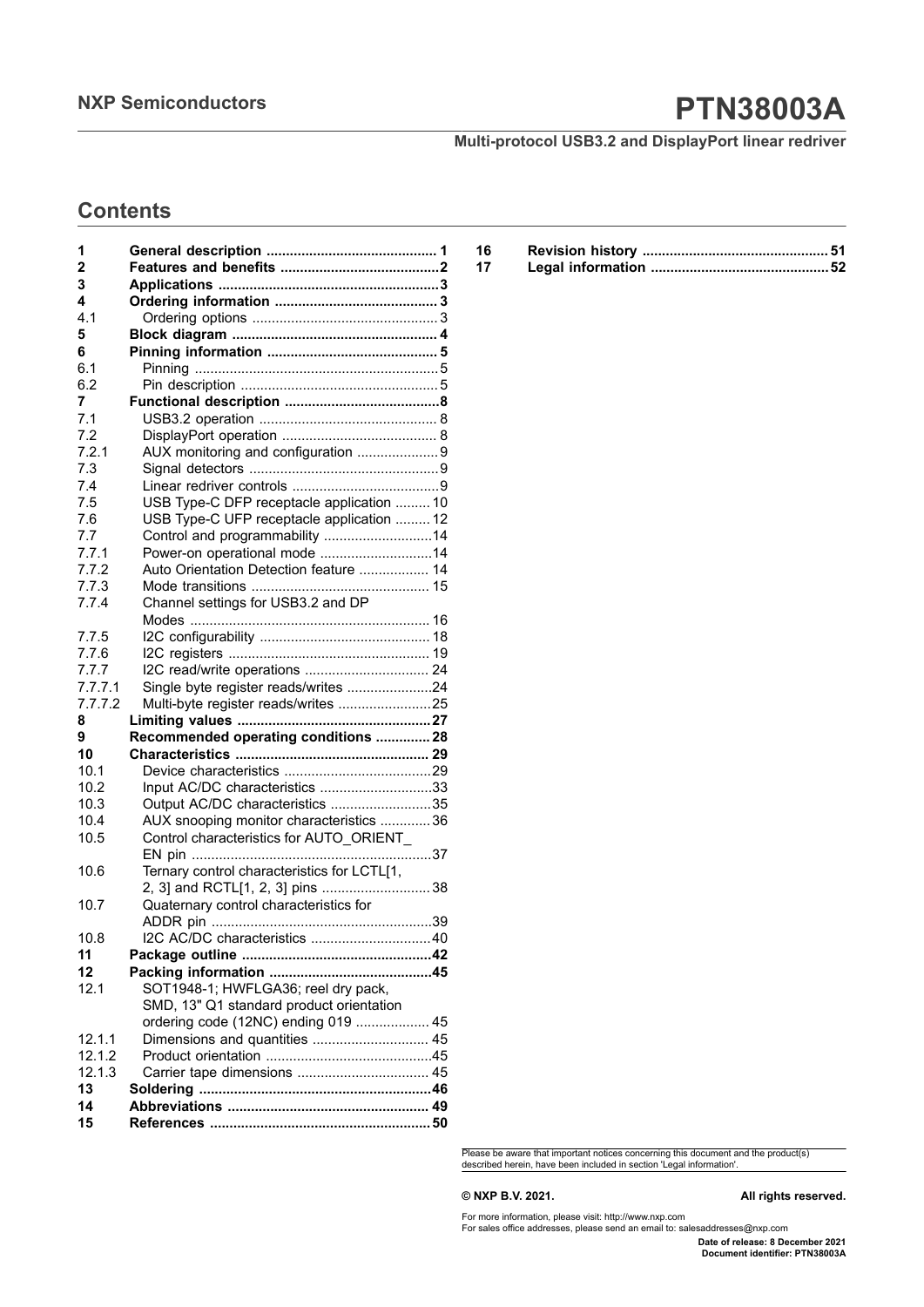## Contents

| | | |
|---|---|---|
| **1** | **General description** | **1** |
| **2** | **Features and benefits** | **2** |
| **3** | **Applications** | **3** |
| **4** | **Ordering information** | **3** |
| 4.1 | Ordering options | 3 |
| **5** | **Block diagram** | **4** |
| **6** | **Pinning information** | **5** |
| 6.1 | Pinning | 5 |
| 6.2 | Pin description | 5 |
| **7** | **Functional description** | **8** |
| 7.1 | USB3.2 operation | 8 |
| 7.2 | DisplayPort operation | 8 |
| 7.2.1 | AUX monitoring and configuration | 9 |
| 7.3 | Signal detectors | 9 |
| 7.4 | Linear redriver controls | 9 |
| 7.5 | USB Type-C DFP receptacle application | 10 |
| 7.6 | USB Type-C UFP receptacle application | 12 |
| 7.7 | Control and programmability | 14 |
| 7.7.1 | Power-on operational mode | 14 |
| 7.7.2 | Auto Orientation Detection feature | 14 |
| 7.7.3 | Mode transitions | 15 |
| 7.7.4 | Channel settings for USB3.2 and DP Modes | 16 |
| 7.7.5 | I2C configurability | 18 |
| 7.7.6 | I2C registers | 19 |
| 7.7.7 | I2C read/write operations | 24 |
| 7.7.7.1 | Single byte register reads/writes | 24 |
| 7.7.7.2 | Multi-byte register reads/writes | 25 |
| **8** | **Limiting values** | **27** |
| **9** | **Recommended operating conditions** | **28** |
| **10** | **Characteristics** | **29** |
| 10.1 | Device characteristics | 29 |
| 10.2 | Input AC/DC characteristics | 33 |
| 10.3 | Output AC/DC characteristics | 35 |
| 10.4 | AUX snooping monitor characteristics | 36 |
| 10.5 | Control characteristics for AUTO_ORIENT_EN pin | 37 |
| 10.6 | Ternary control characteristics for LCTL[1, 2, 3] and RCTL[1, 2, 3] pins | 38 |
| 10.7 | Quaternary control characteristics for ADDR pin | 39 |
| 10.8 | I2C AC/DC characteristics | 40 |
| **11** | **Package outline** | **42** |
| **12** | **Packing information** | **45** |
| 12.1 | SOT1948-1; HWFLGA36; reel dry pack, SMD, 13" Q1 standard product orientation ordering code (12NC) ending 019 | 45 |
| 12.1.1 | Dimensions and quantities | 45 |
| 12.1.2 | Product orientation | 45 |
| 12.1.3 | Carrier tape dimensions | 45 |
| **13** | **Soldering** | **46** |
| **14** | **Abbreviations** | **49** |
| **15** | **References** | **50** |
| **16** | **Revision history** | **51** |
| **17** | **Legal information** | **52** |

Please be aware that important notices concerning this document and the product(s) described herein, have been included in section 'Legal information'.

**© NXP B.V. 2021.** **All rights reserved.**

For more information, please visit: http://www.nxp.com
For sales office addresses, please send an email to: salesaddresses@nxp.com

**Date of release: 8 December 2021**
**Document identifier: PTN38003A**